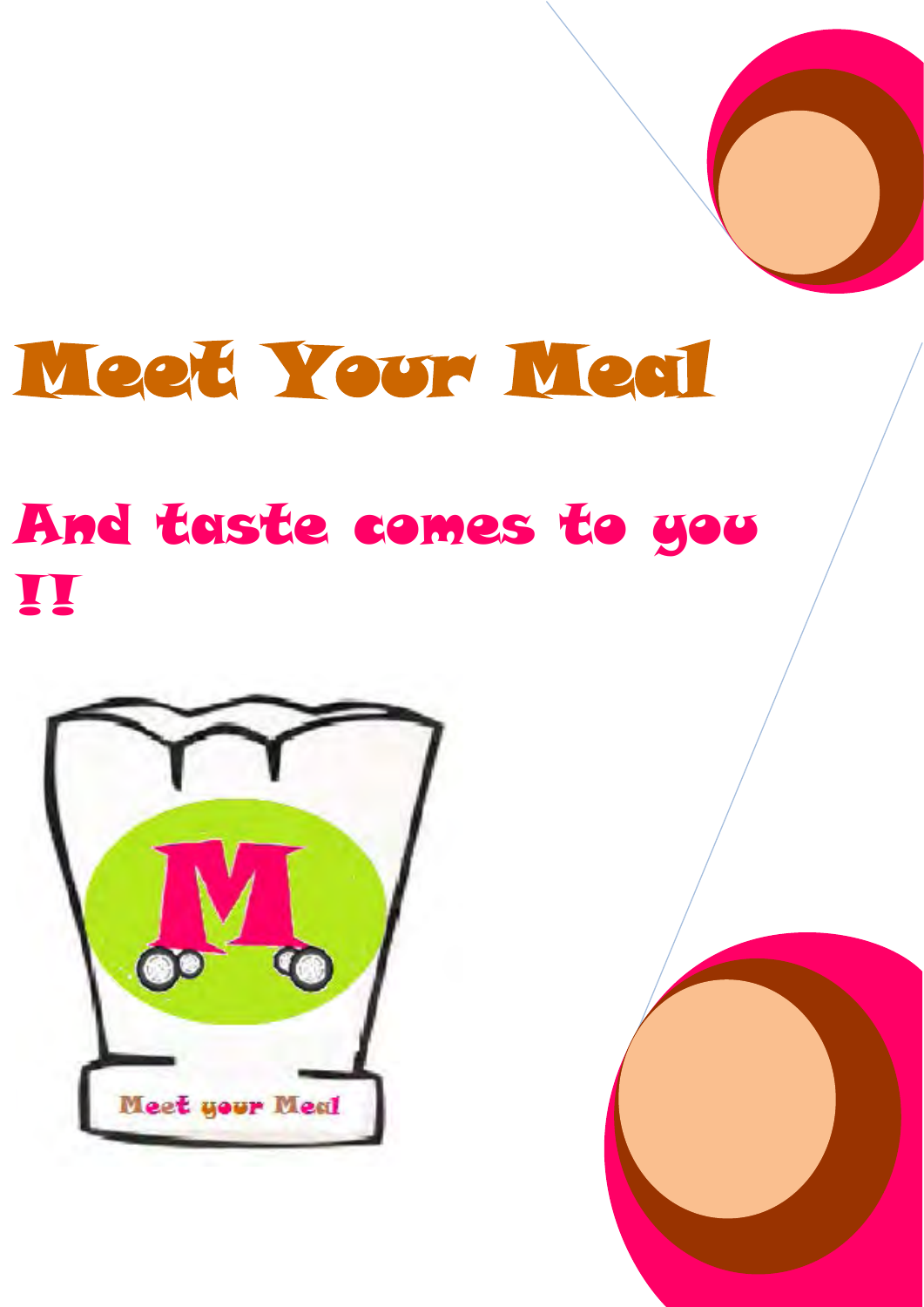# Meet Your Meal

## And taste comes to you !!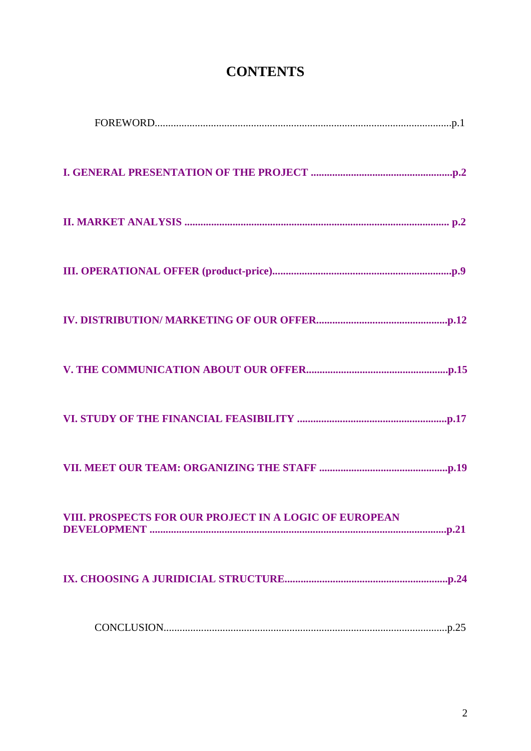# CONTENTS

FOREWORD................................................................................................................p.1

**I. GENERAL PRESENTATION OF THE PROJECT .....................................................p.2**

**II. MARKET ANALYSIS .................................................................................................. p.2**

**III. OPERATIONAL OFFER (product-price)...................................................................p.9**

**IV. DISTRIBUTION/ MARKETING OF OUR OFFER.................................................p.12**

**V. THE COMMUNICATION ABOUT OUR OFFER....................................................p.15**

**VI. STUDY OF THE FINANCIAL FEASIBILITY .......................................................p.17**

**VII. MEET OUR TEAM: ORGANIZING THE STAFF ...............................................p.19**

**VIII. PROSPECTS FOR OUR PROJECT IN A LOGIC OF EUROPEAN DEVELOPMENT ..............................................................................................................p.21**

**IX. CHOOSING A JURIDICIAL STRUCTURE............................................................p.24**

CONCLUSION.........................................................................................................p.25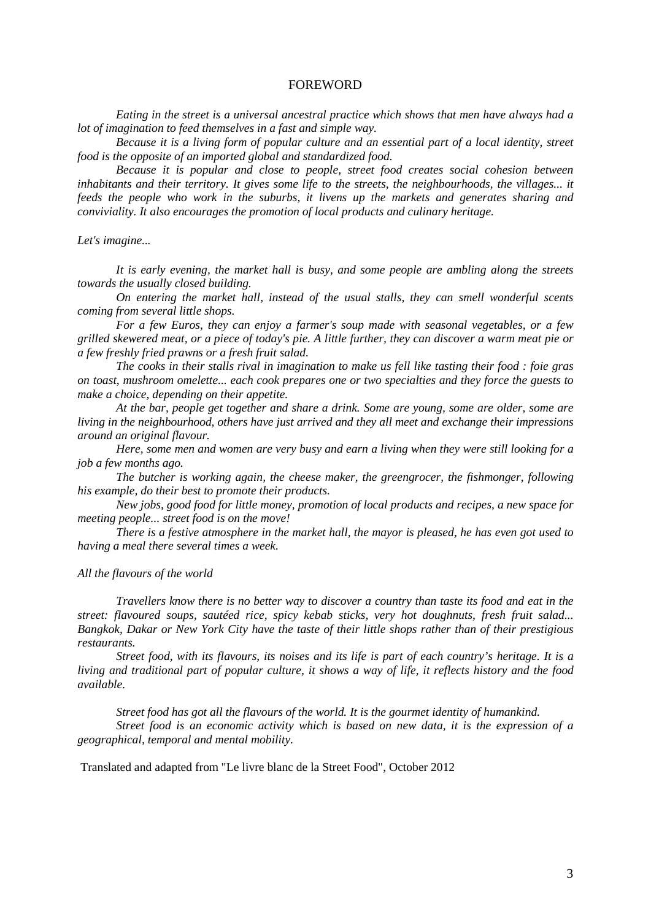# FOREWORD

*Eating in the street is a universal ancestral practice which shows that men have always had a lot of imagination to feed themselves in a fast and simple way.*

*Because it is a living form of popular culture and an essential part of a local identity, street food is the opposite of an imported global and standardized food.*

*Because it is popular and close to people, street food creates social cohesion between inhabitants and their territory. It gives some life to the streets, the neighbourhoods, the villages... it feeds the people who work in the suburbs, it livens up the markets and generates sharing and conviviality. It also encourages the promotion of local products and culinary heritage.*

*Let's imagine...*

*It is early evening, the market hall is busy, and some people are ambling along the streets towards the usually closed building.*

*On entering the market hall, instead of the usual stalls, they can smell wonderful scents coming from several little shops.*

*For a few Euros, they can enjoy a farmer's soup made with seasonal vegetables, or a few grilled skewered meat, or a piece of today's pie. A little further, they can discover a warm meat pie or a few freshly fried prawns or a fresh fruit salad.*

*The cooks in their stalls rival in imagination to make us fell like tasting their food : foie gras on toast, mushroom omelette... each cook prepares one or two specialties and they force the guests to make a choice, depending on their appetite.*

*At the bar, people get together and share a drink. Some are young, some are older, some are living in the neighbourhood, others have just arrived and they all meet and exchange their impressions around an original flavour.*

*Here, some men and women are very busy and earn a living when they were still looking for a job a few months ago.*

*The butcher is working again, the cheese maker, the greengrocer, the fishmonger, following his example, do their best to promote their products.*

*New jobs, good food for little money, promotion of local products and recipes, a new space for meeting people... street food is on the move!*

*There is a festive atmosphere in the market hall, the mayor is pleased, he has even got used to having a meal there several times a week.*

*All the flavours of the world*

*Travellers know there is no better way to discover a country than taste its food and eat in the street: flavoured soups, sautéed rice, spicy kebab sticks, very hot doughnuts, fresh fruit salad... Bangkok, Dakar or New York City have the taste of their little shops rather than of their prestigious restaurants.*

*Street food, with its flavours, its noises and its life is part of each country's heritage. It is a living and traditional part of popular culture, it shows a way of life, it reflects history and the food available.*

*Street food has got all the flavours of the world. It is the gourmet identity of humankind.*

*Street food is an economic activity which is based on new data, it is the expression of a geographical, temporal and mental mobility.*

Translated and adapted from "Le livre blanc de la Street Food", October 2012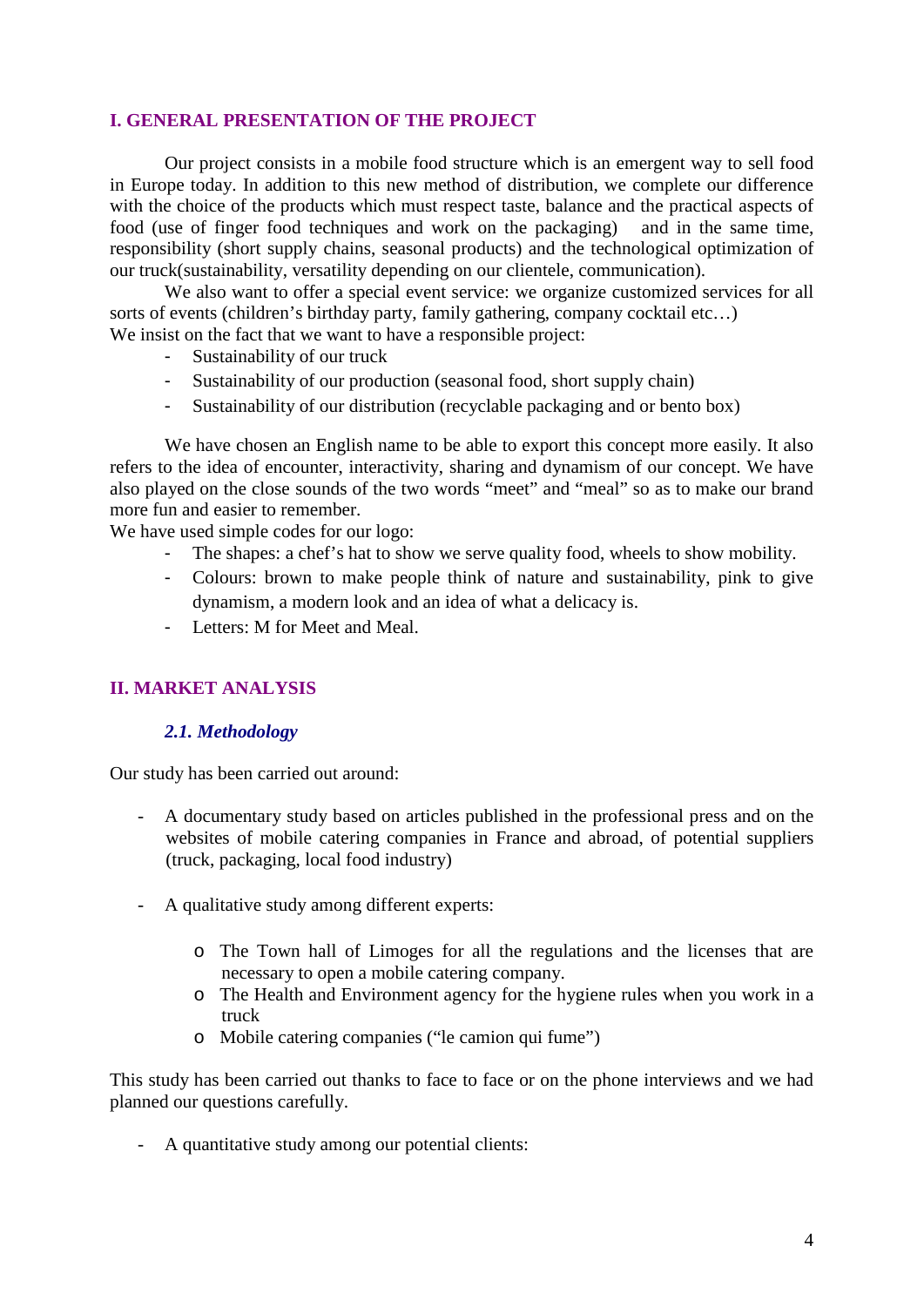## I. GENERAL PRESENTATION OF THE PROJECT

Our project consists in a mobile food structure which is an emergent way to sell food in Europe today. In addition to this new method of distribution, we complete our difference with the choice of the products which must respect taste, balance and the practical aspects of food (use of finger food techniques and work on the packaging) and in the same time, responsibility (short supply chains, seasonal products) and the technological optimization of our truck(sustainability, versatility depending on our clientele, communication).

We also want to offer a special event service: we organize customized services for all sorts of events (children's birthday party, family gathering, company cocktail etc…)
We insist on the fact that we want to have a responsible project:

- Sustainability of our truck
- Sustainability of our production (seasonal food, short supply chain)
- Sustainability of our distribution (recyclable packaging and or bento box)

We have chosen an English name to be able to export this concept more easily. It also refers to the idea of encounter, interactivity, sharing and dynamism of our concept. We have also played on the close sounds of the two words "meet" and "meal" so as to make our brand more fun and easier to remember.
We have used simple codes for our logo:

- The shapes: a chef's hat to show we serve quality food, wheels to show mobility.
- Colours: brown to make people think of nature and sustainability, pink to give dynamism, a modern look and an idea of what a delicacy is.
- Letters: M for Meet and Meal.

## II. MARKET ANALYSIS

### *2.1. Methodology*

Our study has been carried out around:

- A documentary study based on articles published in the professional press and on the websites of mobile catering companies in France and abroad, of potential suppliers (truck, packaging, local food industry)

- A qualitative study among different experts:

    - The Town hall of Limoges for all the regulations and the licenses that are necessary to open a mobile catering company.
    - The Health and Environment agency for the hygiene rules when you work in a truck
    - Mobile catering companies ("le camion qui fume")

This study has been carried out thanks to face to face or on the phone interviews and we had planned our questions carefully.

- A quantitative study among our potential clients: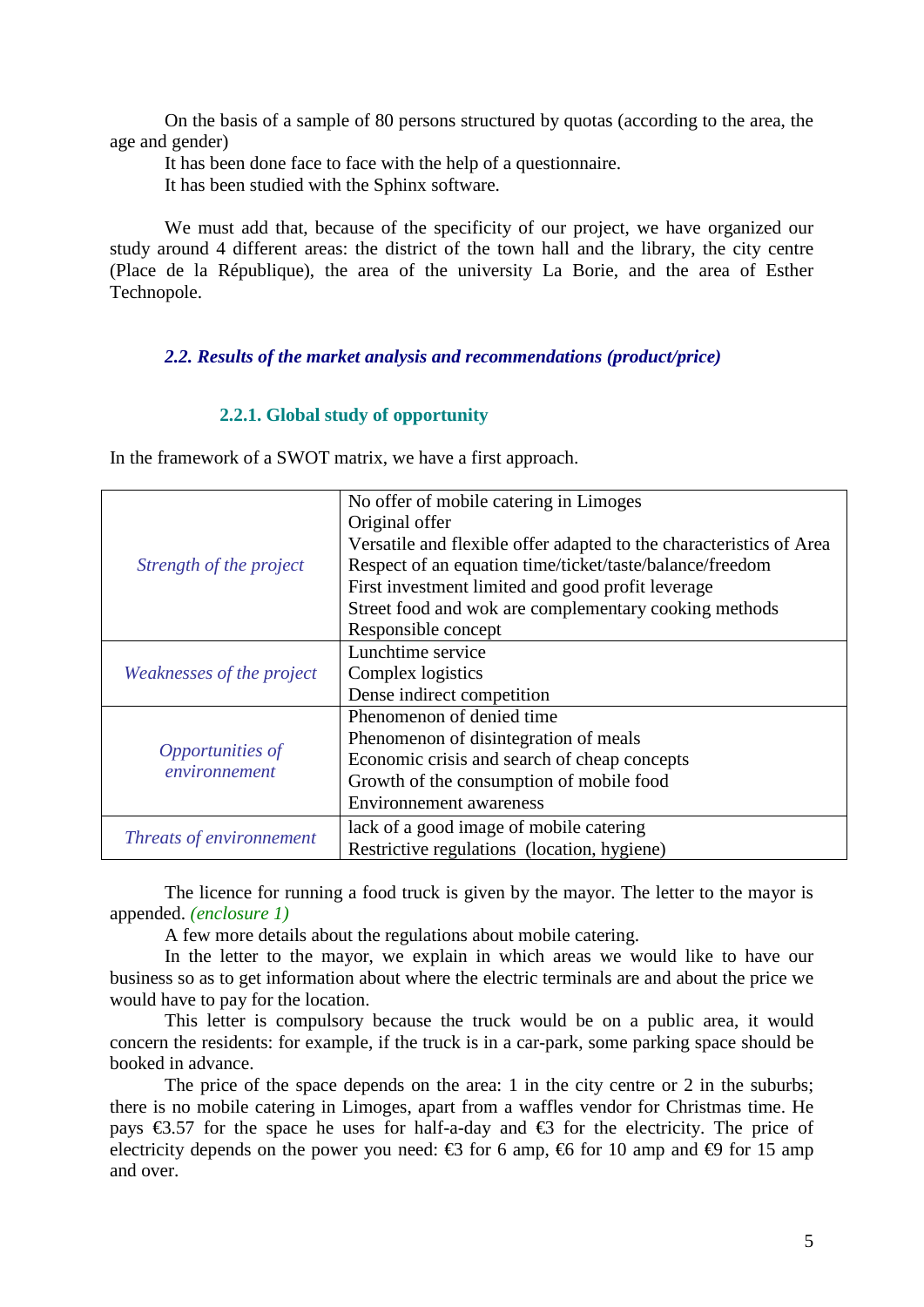On the basis of a sample of 80 persons structured by quotas (according to the area, the age and gender)

It has been done face to face with the help of a questionnaire.

It has been studied with the Sphinx software.

We must add that, because of the specificity of our project, we have organized our study around 4 different areas: the district of the town hall and the library, the city centre (Place de la République), the area of the university La Borie, and the area of Esther Technopole.

## *2.2. Results of the market analysis and recommendations (product/price)*

### 2.2.1. Global study of opportunity

In the framework of a SWOT matrix, we have a first approach.

| | |
|---|---|
| *Strength of the project* | No offer of mobile catering in Limoges<br>Original offer<br>Versatile and flexible offer adapted to the characteristics of Area<br>Respect of an equation time/ticket/taste/balance/freedom<br>First investment limited and good profit leverage<br>Street food and wok are complementary cooking methods<br>Responsible concept |
| *Weaknesses of the project* | Lunchtime service<br>Complex logistics<br>Dense indirect competition |
| *Opportunities of environnement* | Phenomenon of denied time<br>Phenomenon of disintegration of meals<br>Economic crisis and search of cheap concepts<br>Growth of the consumption of mobile food<br>Environnement awareness |
| *Threats of environnement* | lack of a good image of mobile catering<br>Restrictive regulations (location, hygiene) |

The licence for running a food truck is given by the mayor. The letter to the mayor is appended. *(enclosure 1)*

A few more details about the regulations about mobile catering.

In the letter to the mayor, we explain in which areas we would like to have our business so as to get information about where the electric terminals are and about the price we would have to pay for the location.

This letter is compulsory because the truck would be on a public area, it would concern the residents: for example, if the truck is in a car-park, some parking space should be booked in advance.

The price of the space depends on the area: 1 in the city centre or 2 in the suburbs; there is no mobile catering in Limoges, apart from a waffles vendor for Christmas time. He pays €3.57 for the space he uses for half-a-day and €3 for the electricity. The price of electricity depends on the power you need: €3 for 6 amp, €6 for 10 amp and €9 for 15 amp and over.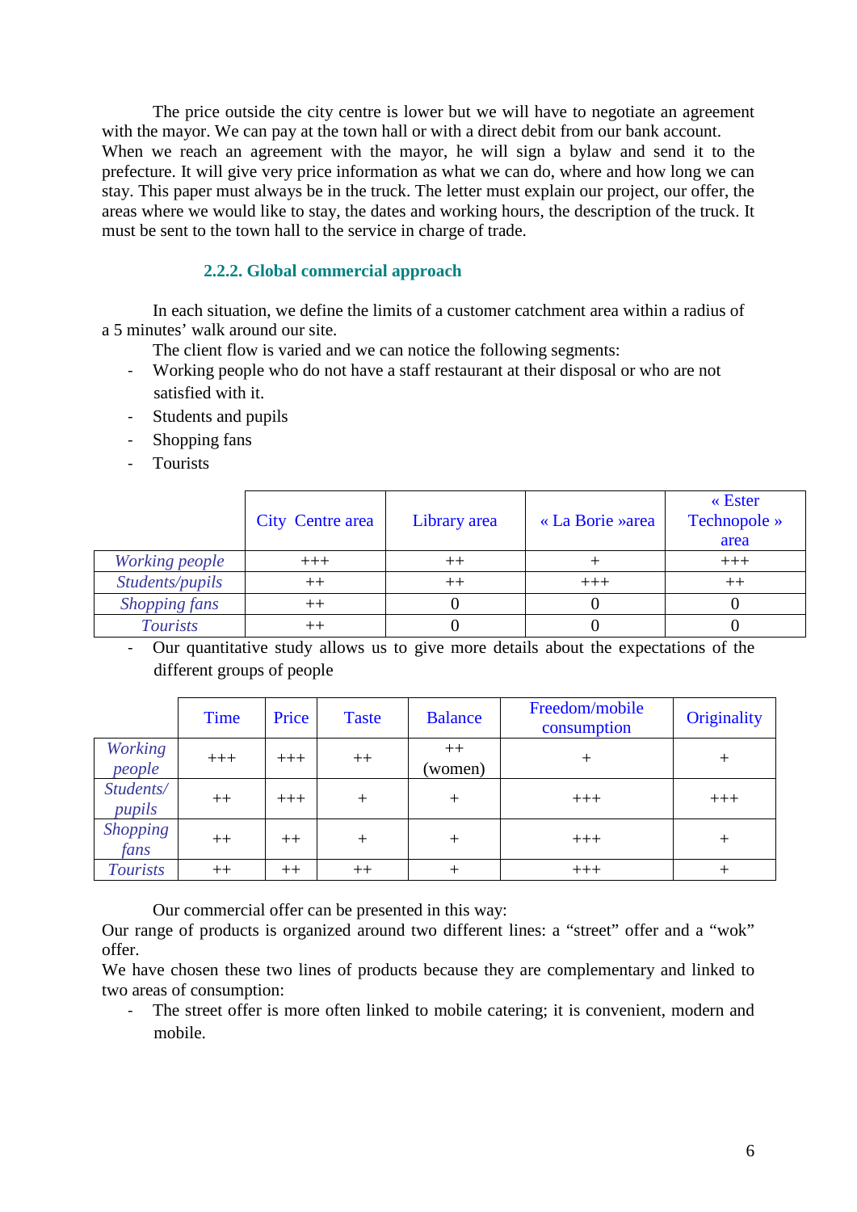The price outside the city centre is lower but we will have to negotiate an agreement with the mayor. We can pay at the town hall or with a direct debit from our bank account. When we reach an agreement with the mayor, he will sign a bylaw and send it to the prefecture. It will give very price information as what we can do, where and how long we can stay. This paper must always be in the truck. The letter must explain our project, our offer, the areas where we would like to stay, the dates and working hours, the description of the truck. It must be sent to the town hall to the service in charge of trade.

### 2.2.2. Global commercial approach

In each situation, we define the limits of a customer catchment area within a radius of a 5 minutes' walk around our site.

The client flow is varied and we can notice the following segments:

- Working people who do not have a staff restaurant at their disposal or who are not satisfied with it.
- Students and pupils
- Shopping fans
- Tourists

| | City Centre area | Library area | « La Borie »area | « Ester Technopole » area |
|---|---|---|---|---|
| *Working people* | +++ | ++ | + | +++ |
| *Students/pupils* | ++ | ++ | +++ | ++ |
| *Shopping fans* | ++ | 0 | 0 | 0 |
| *Tourists* | ++ | 0 | 0 | 0 |

- Our quantitative study allows us to give more details about the expectations of the different groups of people

| | Time | Price | Taste | Balance | Freedom/mobile consumption | Originality |
|---|---|---|---|---|---|---|
| *Working people* | +++ | +++ | ++ | ++ (women) | + | + |
| *Students/ pupils* | ++ | +++ | + | + | +++ | +++ |
| *Shopping fans* | ++ | ++ | + | + | +++ | + |
| *Tourists* | ++ | ++ | ++ | + | +++ | + |

Our commercial offer can be presented in this way:

Our range of products is organized around two different lines: a "street" offer and a "wok" offer.

We have chosen these two lines of products because they are complementary and linked to two areas of consumption:

- The street offer is more often linked to mobile catering; it is convenient, modern and mobile.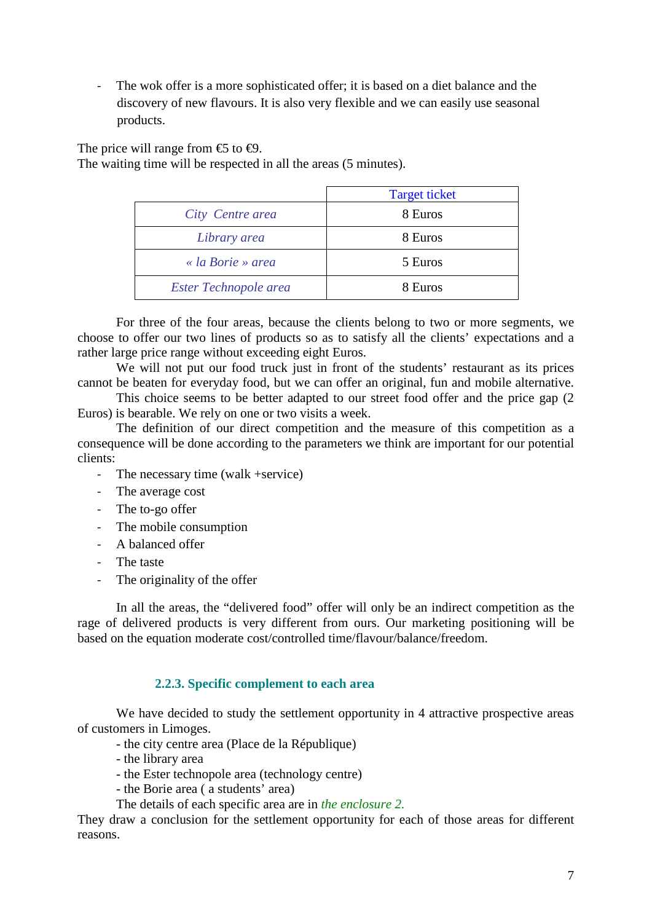- The wok offer is a more sophisticated offer; it is based on a diet balance and the discovery of new flavours. It is also very flexible and we can easily use seasonal products.

The price will range from €5 to €9.
The waiting time will be respected in all the areas (5 minutes).

| | Target ticket |
|---|---|
| *City Centre area* | 8 Euros |
| *Library area* | 8 Euros |
| *« la Borie » area* | 5 Euros |
| *Ester Technopole area* | 8 Euros |

For three of the four areas, because the clients belong to two or more segments, we choose to offer our two lines of products so as to satisfy all the clients' expectations and a rather large price range without exceeding eight Euros.

We will not put our food truck just in front of the students' restaurant as its prices cannot be beaten for everyday food, but we can offer an original, fun and mobile alternative.

This choice seems to be better adapted to our street food offer and the price gap (2 Euros) is bearable. We rely on one or two visits a week.

The definition of our direct competition and the measure of this competition as a consequence will be done according to the parameters we think are important for our potential clients:

- The necessary time (walk +service)
- The average cost
- The to-go offer
- The mobile consumption
- A balanced offer
- The taste
- The originality of the offer

In all the areas, the "delivered food" offer will only be an indirect competition as the rage of delivered products is very different from ours. Our marketing positioning will be based on the equation moderate cost/controlled time/flavour/balance/freedom.

### 2.2.3. Specific complement to each area

We have decided to study the settlement opportunity in 4 attractive prospective areas of customers in Limoges.

- the city centre area (Place de la République)
- the library area
- the Ester technopole area (technology centre)
- the Borie area ( a students' area)

The details of each specific area are in *the enclosure 2.*

They draw a conclusion for the settlement opportunity for each of those areas for different reasons.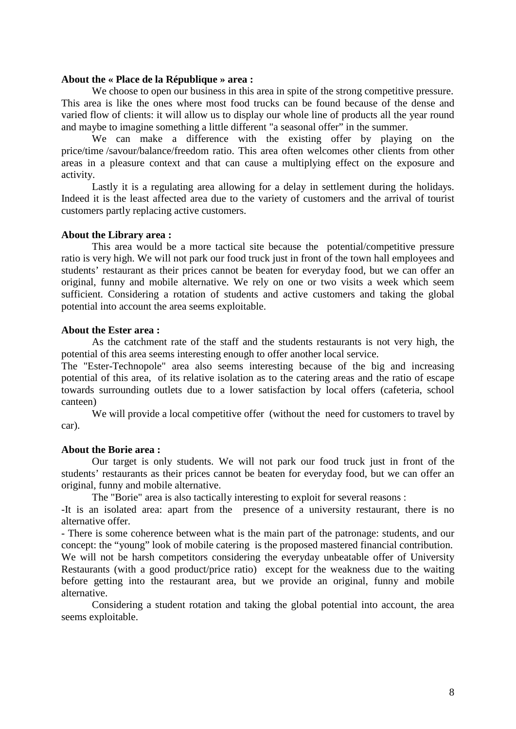**About the « Place de la République » area :**

We choose to open our business in this area in spite of the strong competitive pressure. This area is like the ones where most food trucks can be found because of the dense and varied flow of clients: it will allow us to display our whole line of products all the year round and maybe to imagine something a little different "a seasonal offer" in the summer.

We can make a difference with the existing offer by playing on the price/time /savour/balance/freedom ratio. This area often welcomes other clients from other areas in a pleasure context and that can cause a multiplying effect on the exposure and activity.

Lastly it is a regulating area allowing for a delay in settlement during the holidays. Indeed it is the least affected area due to the variety of customers and the arrival of tourist customers partly replacing active customers.

**About the Library area :**

This area would be a more tactical site because the potential/competitive pressure ratio is very high. We will not park our food truck just in front of the town hall employees and students' restaurant as their prices cannot be beaten for everyday food, but we can offer an original, funny and mobile alternative. We rely on one or two visits a week which seem sufficient. Considering a rotation of students and active customers and taking the global potential into account the area seems exploitable.

**About the Ester area :**

As the catchment rate of the staff and the students restaurants is not very high, the potential of this area seems interesting enough to offer another local service.

The "Ester-Technopole" area also seems interesting because of the big and increasing potential of this area, of its relative isolation as to the catering areas and the ratio of escape towards surrounding outlets due to a lower satisfaction by local offers (cafeteria, school canteen)

We will provide a local competitive offer (without the need for customers to travel by car).

**About the Borie area :**

Our target is only students. We will not park our food truck just in front of the students' restaurants as their prices cannot be beaten for everyday food, but we can offer an original, funny and mobile alternative.

The "Borie" area is also tactically interesting to exploit for several reasons :

-It is an isolated area: apart from the presence of a university restaurant, there is no alternative offer.

- There is some coherence between what is the main part of the patronage: students, and our concept: the "young" look of mobile catering is the proposed mastered financial contribution.

We will not be harsh competitors considering the everyday unbeatable offer of University Restaurants (with a good product/price ratio) except for the weakness due to the waiting before getting into the restaurant area, but we provide an original, funny and mobile alternative.

Considering a student rotation and taking the global potential into account, the area seems exploitable.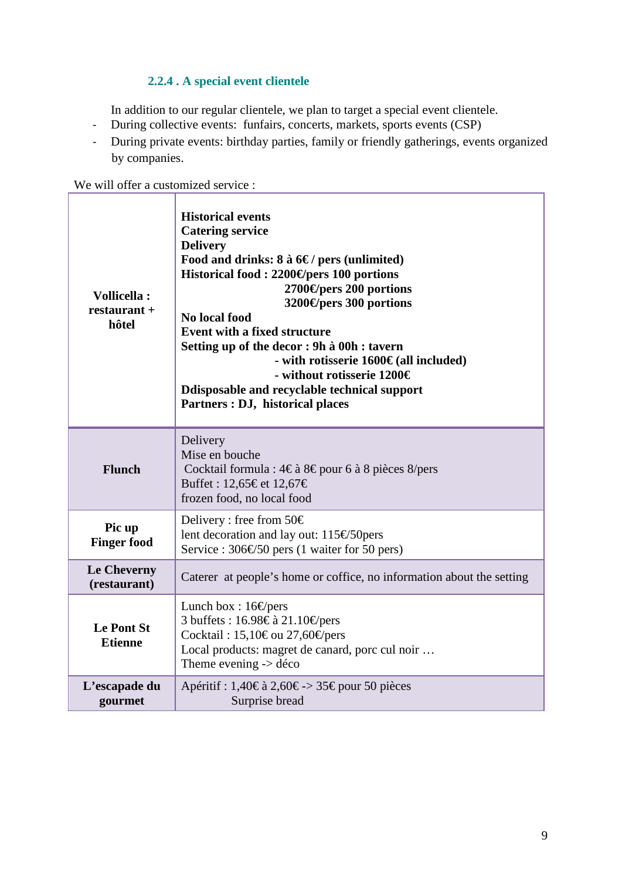### 2.2.4 . A special event clientele

In addition to our regular clientele, we plan to target a special event clientele.

- During collective events: funfairs, concerts, markets, sports events (CSP)
- During private events: birthday parties, family or friendly gatherings, events organized by companies.

We will offer a customized service :

| | |
|---|---|
| **Vollicella : restaurant + hôtel** | **Historical events**<br>**Catering service**<br>**Delivery**<br>**Food and drinks: 8 à 6€ / pers (unlimited)**<br>**Historical food : 2200€/pers 100 portions**<br>**2700€/pers 200 portions**<br>**3200€/pers 300 portions**<br>**No local food**<br>**Event with a fixed structure**<br>**Setting up of the decor : 9h à 00h : tavern**<br>**- with rotisserie 1600€ (all included)**<br>**- without rotisserie 1200€**<br>**Ddisposable and recyclable technical support**<br>**Partners : DJ, historical places** |
| **Flunch** | Delivery<br>Mise en bouche<br>Cocktail formula : 4€ à 8€ pour 6 à 8 pièces 8/pers<br>Buffet : 12,65€ et 12,67€<br>frozen food, no local food |
| **Pic up Finger food** | Delivery : free from 50€<br>lent decoration and lay out: 115€/50pers<br>Service : 306€/50 pers (1 waiter for 50 pers) |
| **Le Cheverny (restaurant)** | Caterer at people's home or office, no information about the setting |
| **Le Pont St Etienne** | Lunch box : 16€/pers<br>3 buffets : 16.98€ à 21.10€/pers<br>Cocktail : 15,10€ ou 27,60€/pers<br>Local products: magret de canard, porc cul noir …<br>Theme evening -> déco |
| **L'escapade du gourmet** | Apéritif : 1,40€ à 2,60€ -> 35€ pour 50 pièces<br>Surprise bread |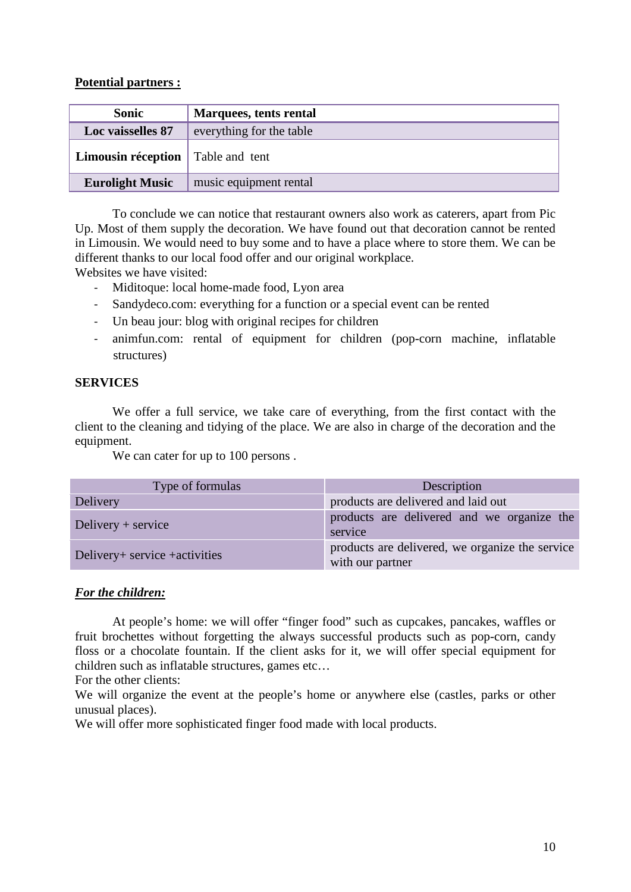**Potential partners :**

| **Sonic** | **Marquees, tents rental** |
|---|---|
| **Loc vaisselles 87** | everything for the table |
| **Limousin réception** | Table and tent |
| **Eurolight Music** | music equipment rental |

To conclude we can notice that restaurant owners also work as caterers, apart from Pic Up. Most of them supply the decoration. We have found out that decoration cannot be rented in Limousin. We would need to buy some and to have a place where to store them. We can be different thanks to our local food offer and our original workplace.

Websites we have visited:

- Miditoque: local home-made food, Lyon area
- Sandydeco.com: everything for a function or a special event can be rented
- Un beau jour: blog with original recipes for children
- animfun.com: rental of equipment for children (pop-corn machine, inflatable structures)

**SERVICES**

We offer a full service, we take care of everything, from the first contact with the client to the cleaning and tidying of the place. We are also in charge of the decoration and the equipment.

We can cater for up to 100 persons .

| Type of formulas | Description |
|---|---|
| Delivery | products are delivered and laid out |
| Delivery + service | products are delivered and we organize the service |
| Delivery+ service +activities | products are delivered, we organize the service with our partner |

***For the children:***

At people's home: we will offer "finger food" such as cupcakes, pancakes, waffles or fruit brochettes without forgetting the always successful products such as pop-corn, candy floss or a chocolate fountain. If the client asks for it, we will offer special equipment for children such as inflatable structures, games etc…

For the other clients:

We will organize the event at the people's home or anywhere else (castles, parks or other unusual places).

We will offer more sophisticated finger food made with local products.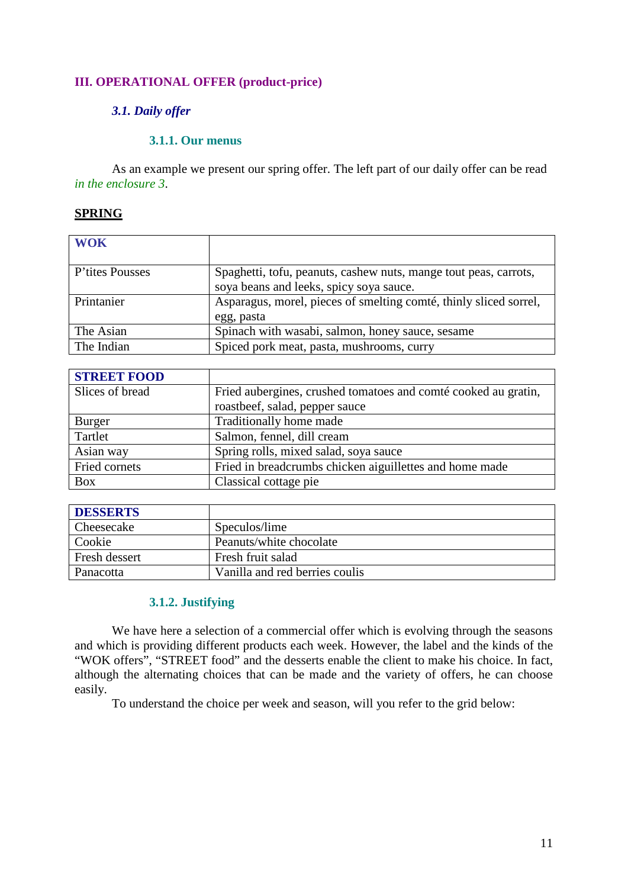## III. OPERATIONAL OFFER (product-price)

### *3.1. Daily offer*

#### 3.1.1. Our menus

As an example we present our spring offer. The left part of our daily offer can be read *in the enclosure 3*.

**<u>SPRING</u>**

| **WOK** | |
|---|---|
| P'tites Pousses | Spaghetti, tofu, peanuts, cashew nuts, mange tout peas, carrots, soya beans and leeks, spicy soya sauce. |
| Printanier | Asparagus, morel, pieces of smelting comté, thinly sliced sorrel, egg, pasta |
| The Asian | Spinach with wasabi, salmon, honey sauce, sesame |
| The Indian | Spiced pork meat, pasta, mushrooms, curry |

| **STREET FOOD** | |
|---|---|
| Slices of bread | Fried aubergines, crushed tomatoes and comté cooked au gratin, roastbeef, salad, pepper sauce |
| Burger | Traditionally home made |
| Tartlet | Salmon, fennel, dill cream |
| Asian way | Spring rolls, mixed salad, soya sauce |
| Fried cornets | Fried in breadcrumbs chicken aiguillettes and home made |
| Box | Classical cottage pie |

| **DESSERTS** | |
|---|---|
| Cheesecake | Speculos/lime |
| Cookie | Peanuts/white chocolate |
| Fresh dessert | Fresh fruit salad |
| Panacotta | Vanilla and red berries coulis |

#### 3.1.2. Justifying

We have here a selection of a commercial offer which is evolving through the seasons and which is providing different products each week. However, the label and the kinds of the "WOK offers", "STREET food" and the desserts enable the client to make his choice. In fact, although the alternating choices that can be made and the variety of offers, he can choose easily.

To understand the choice per week and season, will you refer to the grid below: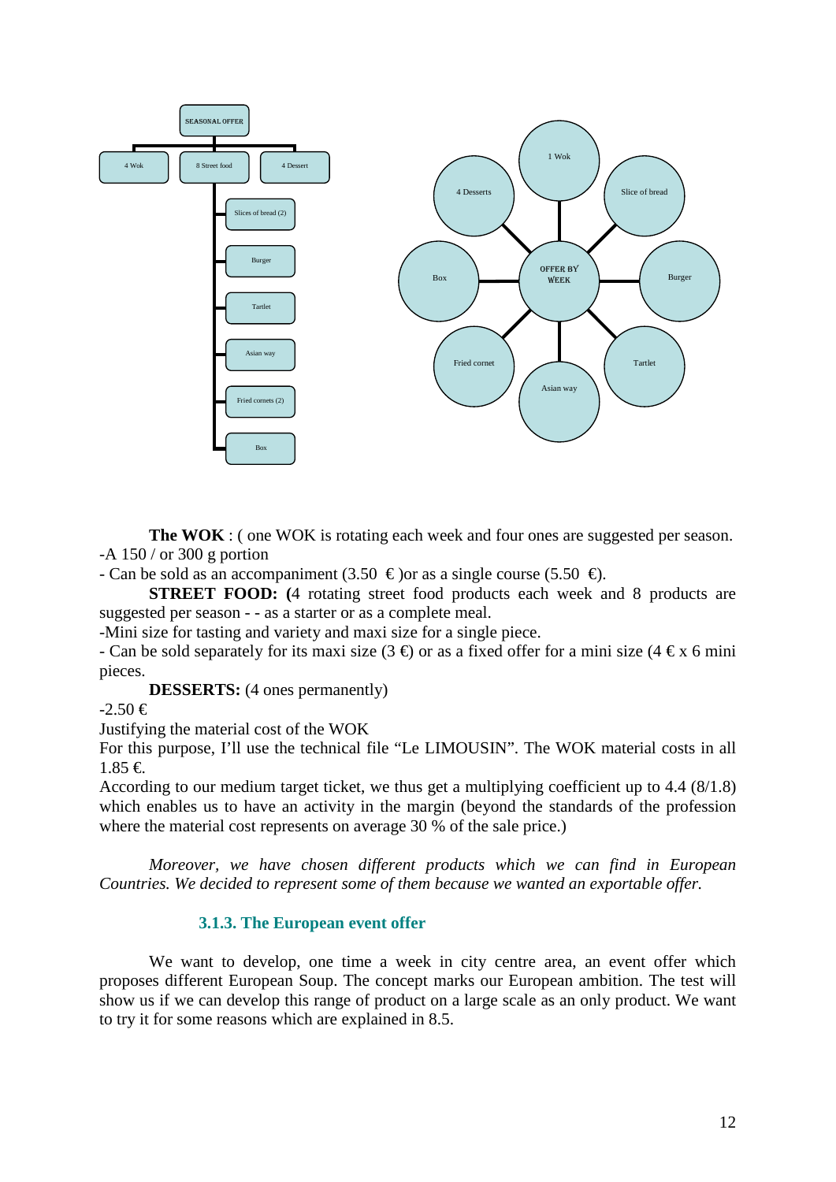SEASONAL OFFER

- 4 Wok
- 8 Street food
  - Slices of bread (2)
  - Burger
  - Tartlet
  - Asian way
  - Fried cornets (2)
  - Box
- 4 Dessert

OFFER BY WEEK

- 1 Wok
- Slice of bread
- Burger
- Tartlet
- Asian way
- Fried cornet
- Box
- 4 Desserts

**The WOK** : ( one WOK is rotating each week and four ones are suggested per season.
-A 150 / or 300 g portion
- Can be sold as an accompaniment (3.50 €)or as a single course (5.50 €).

**STREET FOOD: (**4 rotating street food products each week and 8 products are suggested per season - - as a starter or as a complete meal.
-Mini size for tasting and variety and maxi size for a single piece.
- Can be sold separately for its maxi size (3 €) or as a fixed offer for a mini size (4 € x 6 mini pieces.

**DESSERTS:** (4 ones permanently)
-2.50 €
Justifying the material cost of the WOK
For this purpose, I'll use the technical file "Le LIMOUSIN". The WOK material costs in all 1.85 €.
According to our medium target ticket, we thus get a multiplying coefficient up to 4.4 (8/1.8) which enables us to have an activity in the margin (beyond the standards of the profession where the material cost represents on average 30 % of the sale price.)

*Moreover, we have chosen different products which we can find in European Countries. We decided to represent some of them because we wanted an exportable offer.*

### 3.1.3. The European event offer

We want to develop, one time a week in city centre area, an event offer which proposes different European Soup. The concept marks our European ambition. The test will show us if we can develop this range of product on a large scale as an only product. We want to try it for some reasons which are explained in 8.5.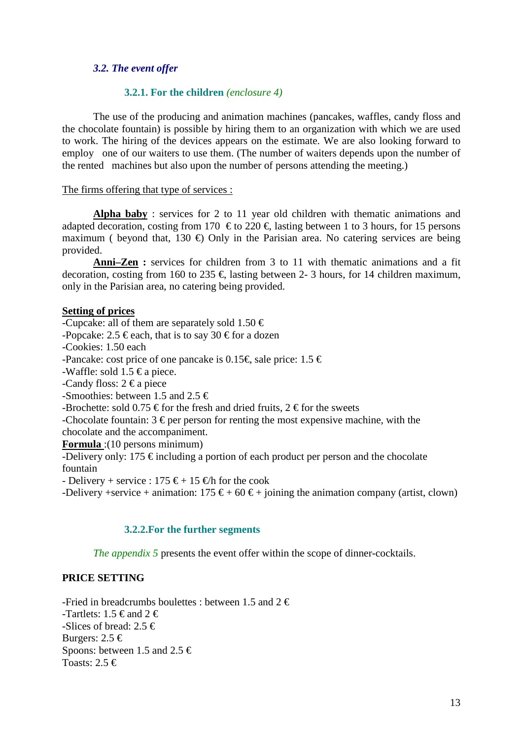### *3.2. The event offer*

#### **3.2.1. For the children** *(enclosure 4)*

The use of the producing and animation machines (pancakes, waffles, candy floss and the chocolate fountain) is possible by hiring them to an organization with which we are used to work. The hiring of the devices appears on the estimate. We are also looking forward to employ one of our waiters to use them. (The number of waiters depends upon the number of the rented machines but also upon the number of persons attending the meeting.)

The firms offering that type of services :

**Alpha baby** : services for 2 to 11 year old children with thematic animations and adapted decoration, costing from 170 € to 220 €, lasting between 1 to 3 hours, for 15 persons maximum ( beyond that, 130 €) Only in the Parisian area. No catering services are being provided.

**Anni–Zen :** services for children from 3 to 11 with thematic animations and a fit decoration, costing from 160 to 235 €, lasting between 2- 3 hours, for 14 children maximum, only in the Parisian area, no catering being provided.

**Setting of prices**

-Cupcake: all of them are separately sold 1.50 €
-Popcake: 2.5 € each, that is to say 30 € for a dozen
-Cookies: 1.50 each
-Pancake: cost price of one pancake is 0.15€, sale price: 1.5 €
-Waffle: sold 1.5 € a piece.
-Candy floss: 2 € a piece
-Smoothies: between 1.5 and 2.5 €
-Brochette: sold 0.75 € for the fresh and dried fruits, 2 € for the sweets
-Chocolate fountain: 3 € per person for renting the most expensive machine, with the chocolate and the accompaniment.

**Formula** :(10 persons minimum)
-Delivery only: 175 € including a portion of each product per person and the chocolate fountain
- Delivery + service : 175 € + 15 €/h for the cook
-Delivery +service + animation: 175 € + 60 € + joining the animation company (artist, clown)

#### **3.2.2.For the further segments**

*The appendix 5* presents the event offer within the scope of dinner-cocktails.

**PRICE SETTING**

-Fried in breadcrumbs boulettes : between 1.5 and 2 €
-Tartlets: 1.5 € and 2 €
-Slices of bread: 2.5 €
Burgers: 2.5 €
Spoons: between 1.5 and 2.5 €
Toasts: 2.5 €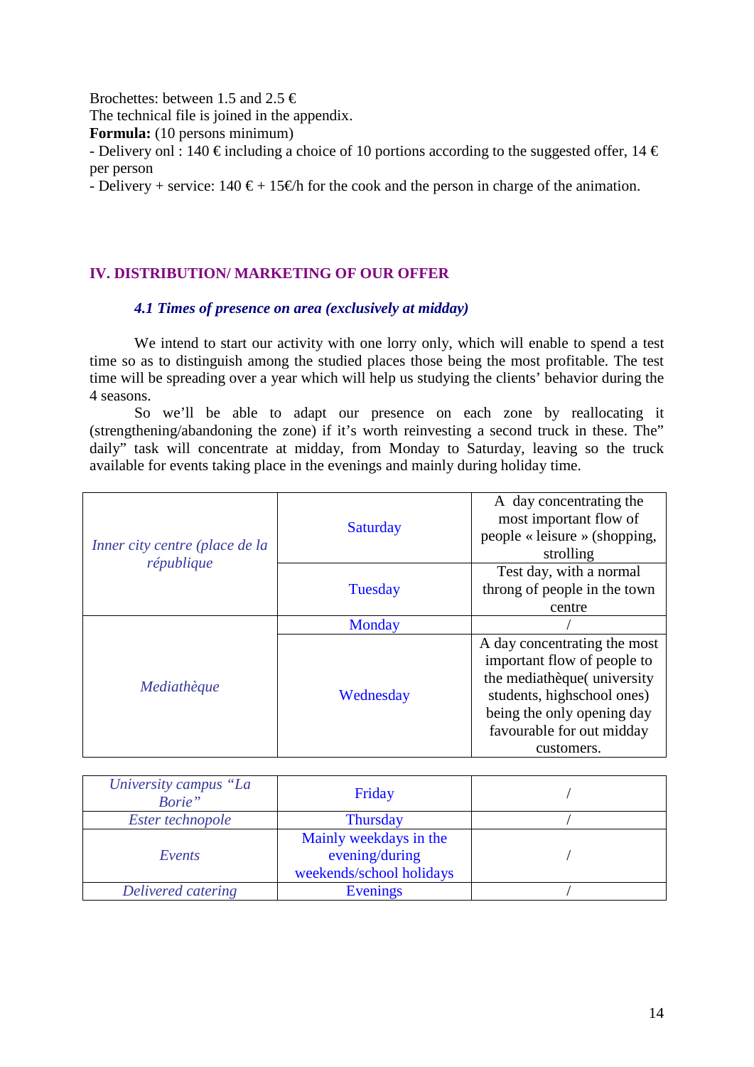Brochettes: between 1.5 and 2.5 €

The technical file is joined in the appendix.

**Formula:** (10 persons minimum)

- Delivery onl : 140 € including a choice of 10 portions according to the suggested offer, 14 € per person
- Delivery + service: 140 € + 15€/h for the cook and the person in charge of the animation.

## IV. DISTRIBUTION/ MARKETING OF OUR OFFER

### *4.1 Times of presence on area (exclusively at midday)*

We intend to start our activity with one lorry only, which will enable to spend a test time so as to distinguish among the studied places those being the most profitable. The test time will be spreading over a year which will help us studying the clients' behavior during the 4 seasons.

So we'll be able to adapt our presence on each zone by reallocating it (strengthening/abandoning the zone) if it's worth reinvesting a second truck in these. The" daily" task will concentrate at midday, from Monday to Saturday, leaving so the truck available for events taking place in the evenings and mainly during holiday time.

| | | |
|---|---|---|
| *Inner city centre (place de la république* | Saturday | A day concentrating the most important flow of people « leisure » (shopping, strolling |
| | Tuesday | Test day, with a normal throng of people in the town centre |
| *Mediathèque* | Monday | / |
| | Wednesday | A day concentrating the most important flow of people to the mediathèque( university students, highschool ones) being the only opening day favourable for out midday customers. |

| | | |
|---|---|---|
| *University campus "La Borie"* | Friday | / |
| *Ester technopole* | Thursday | / |
| *Events* | Mainly weekdays in the evening/during weekends/school holidays | / |
| *Delivered catering* | Evenings | / |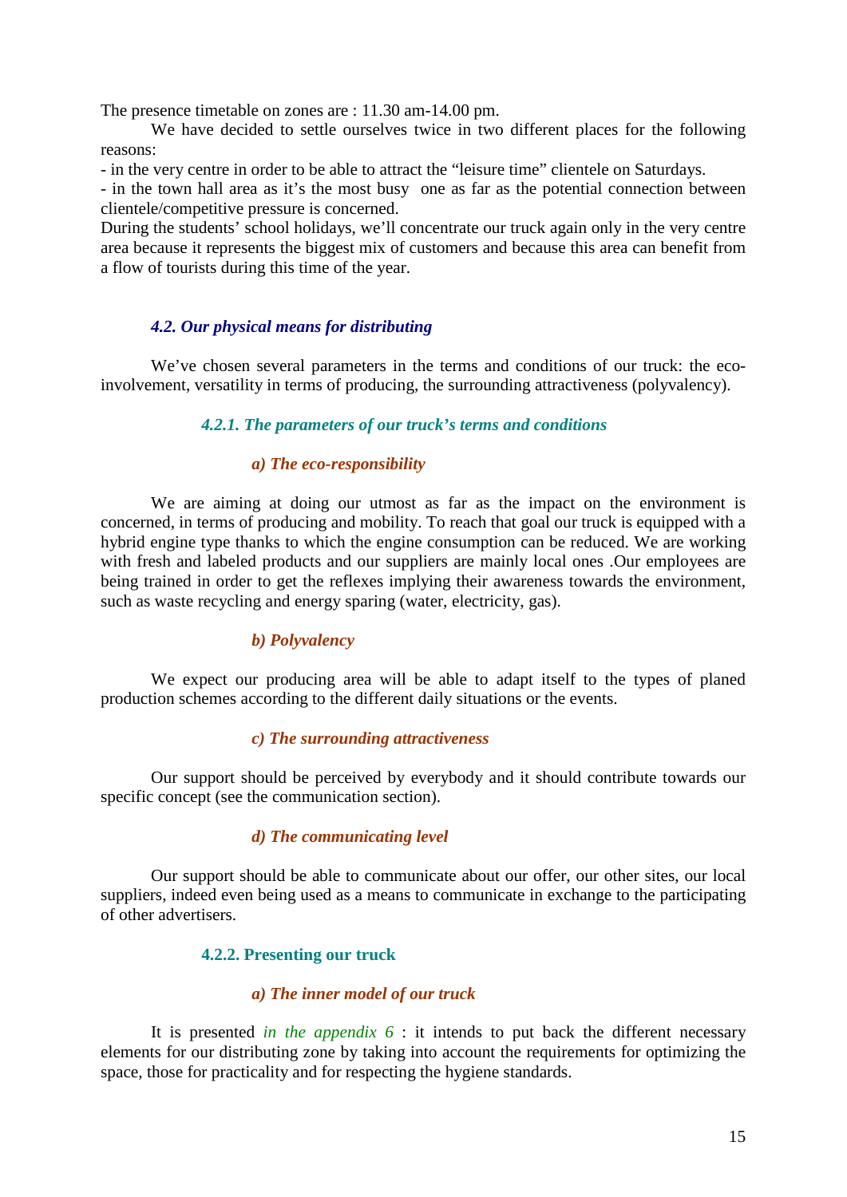The presence timetable on zones are : 11.30 am-14.00 pm.

We have decided to settle ourselves twice in two different places for the following reasons:

- in the very centre in order to be able to attract the "leisure time" clientele on Saturdays.
- in the town hall area as it's the most busy one as far as the potential connection between clientele/competitive pressure is concerned.

During the students' school holidays, we'll concentrate our truck again only in the very centre area because it represents the biggest mix of customers and because this area can benefit from a flow of tourists during this time of the year.

## *4.2. Our physical means for distributing*

We've chosen several parameters in the terms and conditions of our truck: the eco-involvement, versatility in terms of producing, the surrounding attractiveness (polyvalency).

### *4.2.1. The parameters of our truck's terms and conditions*

#### *a) The eco-responsibility*

We are aiming at doing our utmost as far as the impact on the environment is concerned, in terms of producing and mobility. To reach that goal our truck is equipped with a hybrid engine type thanks to which the engine consumption can be reduced. We are working with fresh and labeled products and our suppliers are mainly local ones .Our employees are being trained in order to get the reflexes implying their awareness towards the environment, such as waste recycling and energy sparing (water, electricity, gas).

#### *b) Polyvalency*

We expect our producing area will be able to adapt itself to the types of planed production schemes according to the different daily situations or the events.

#### *c) The surrounding attractiveness*

Our support should be perceived by everybody and it should contribute towards our specific concept (see the communication section).

#### *d) The communicating level*

Our support should be able to communicate about our offer, our other sites, our local suppliers, indeed even being used as a means to communicate in exchange to the participating of other advertisers.

### 4.2.2. Presenting our truck

#### *a) The inner model of our truck*

It is presented *in the appendix 6* : it intends to put back the different necessary elements for our distributing zone by taking into account the requirements for optimizing the space, those for practicality and for respecting the hygiene standards.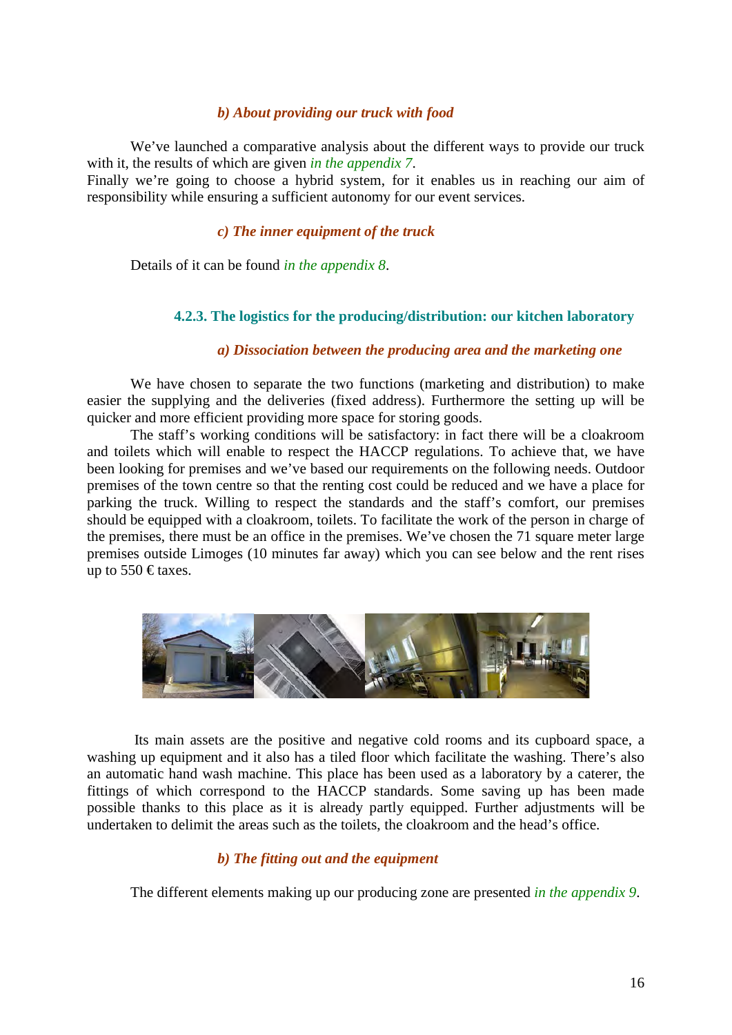#### *b) About providing our truck with food*

We've launched a comparative analysis about the different ways to provide our truck with it, the results of which are given *in the appendix 7*.
Finally we're going to choose a hybrid system, for it enables us in reaching our aim of responsibility while ensuring a sufficient autonomy for our event services.

#### *c) The inner equipment of the truck*

Details of it can be found *in the appendix 8*.

### 4.2.3. The logistics for the producing/distribution: our kitchen laboratory

#### *a) Dissociation between the producing area and the marketing one*

We have chosen to separate the two functions (marketing and distribution) to make easier the supplying and the deliveries (fixed address). Furthermore the setting up will be quicker and more efficient providing more space for storing goods.

The staff's working conditions will be satisfactory: in fact there will be a cloakroom and toilets which will enable to respect the HACCP regulations. To achieve that, we have been looking for premises and we've based our requirements on the following needs. Outdoor premises of the town centre so that the renting cost could be reduced and we have a place for parking the truck. Willing to respect the standards and the staff's comfort, our premises should be equipped with a cloakroom, toilets. To facilitate the work of the person in charge of the premises, there must be an office in the premises. We've chosen the 71 square meter large premises outside Limoges (10 minutes far away) which you can see below and the rent rises up to 550 € taxes.

Its main assets are the positive and negative cold rooms and its cupboard space, a washing up equipment and it also has a tiled floor which facilitate the washing. There's also an automatic hand wash machine. This place has been used as a laboratory by a caterer, the fittings of which correspond to the HACCP standards. Some saving up has been made possible thanks to this place as it is already partly equipped. Further adjustments will be undertaken to delimit the areas such as the toilets, the cloakroom and the head's office.

#### *b) The fitting out and the equipment*

The different elements making up our producing zone are presented *in the appendix 9*.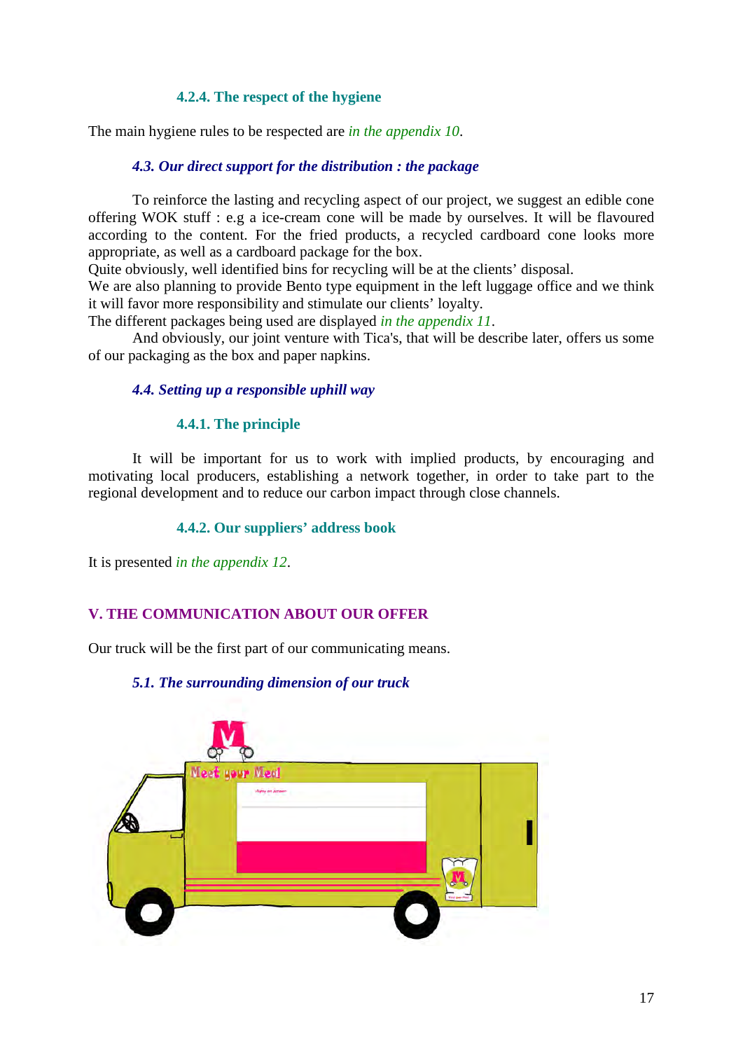#### 4.2.4. The respect of the hygiene

The main hygiene rules to be respected are *in the appendix 10*.

### *4.3. Our direct support for the distribution : the package*

To reinforce the lasting and recycling aspect of our project, we suggest an edible cone offering WOK stuff : e.g a ice-cream cone will be made by ourselves. It will be flavoured according to the content. For the fried products, a recycled cardboard cone looks more appropriate, as well as a cardboard package for the box.
Quite obviously, well identified bins for recycling will be at the clients' disposal.
We are also planning to provide Bento type equipment in the left luggage office and we think it will favor more responsibility and stimulate our clients' loyalty.
The different packages being used are displayed *in the appendix 11*.
And obviously, our joint venture with Tica's, that will be describe later, offers us some of our packaging as the box and paper napkins.

### *4.4. Setting up a responsible uphill way*

#### 4.4.1. The principle

It will be important for us to work with implied products, by encouraging and motivating local producers, establishing a network together, in order to take part to the regional development and to reduce our carbon impact through close channels.

#### 4.4.2. Our suppliers' address book

It is presented *in the appendix 12*.

## V. THE COMMUNICATION ABOUT OUR OFFER

Our truck will be the first part of our communicating means.

### *5.1. The surrounding dimension of our truck*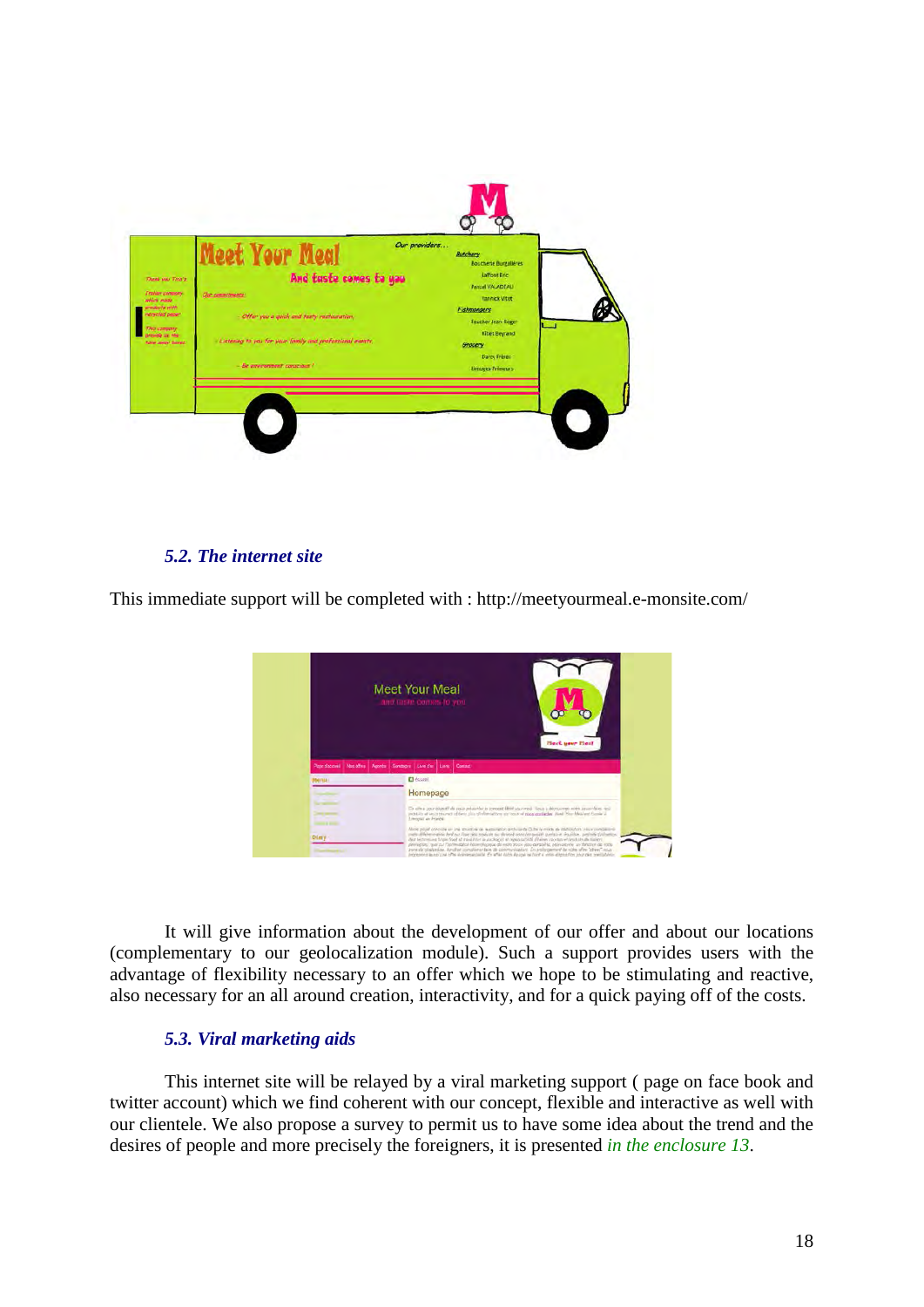### *5.2. The internet site*

This immediate support will be completed with : http://meetyourmeal.e-monsite.com/

It will give information about the development of our offer and about our locations (complementary to our geolocalization module). Such a support provides users with the advantage of flexibility necessary to an offer which we hope to be stimulating and reactive, also necessary for an all around creation, interactivity, and for a quick paying off of the costs.

### *5.3. Viral marketing aids*

This internet site will be relayed by a viral marketing support ( page on face book and twitter account) which we find coherent with our concept, flexible and interactive as well with our clientele. We also propose a survey to permit us to have some idea about the trend and the desires of people and more precisely the foreigners, it is presented *in the enclosure 13*.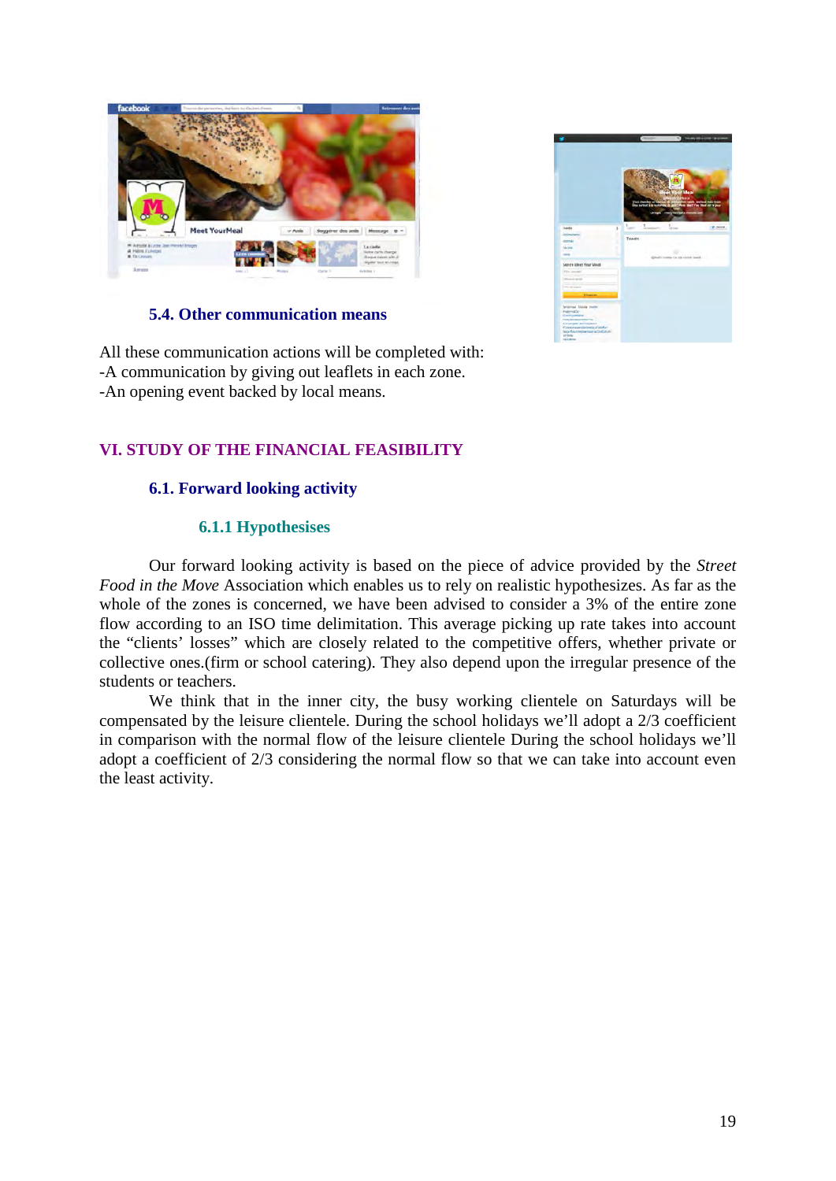### 5.4. Other communication means

All these communication actions will be completed with:
-A communication by giving out leaflets in each zone.
-An opening event backed by local means.

## VI. STUDY OF THE FINANCIAL FEASIBILITY

### 6.1. Forward looking activity

#### 6.1.1 Hypothesises

Our forward looking activity is based on the piece of advice provided by the *Street Food in the Move* Association which enables us to rely on realistic hypothesizes. As far as the whole of the zones is concerned, we have been advised to consider a 3% of the entire zone flow according to an ISO time delimitation. This average picking up rate takes into account the "clients' losses" which are closely related to the competitive offers, whether private or collective ones.(firm or school catering). They also depend upon the irregular presence of the students or teachers.

We think that in the inner city, the busy working clientele on Saturdays will be compensated by the leisure clientele. During the school holidays we'll adopt a 2/3 coefficient in comparison with the normal flow of the leisure clientele During the school holidays we'll adopt a coefficient of 2/3 considering the normal flow so that we can take into account even the least activity.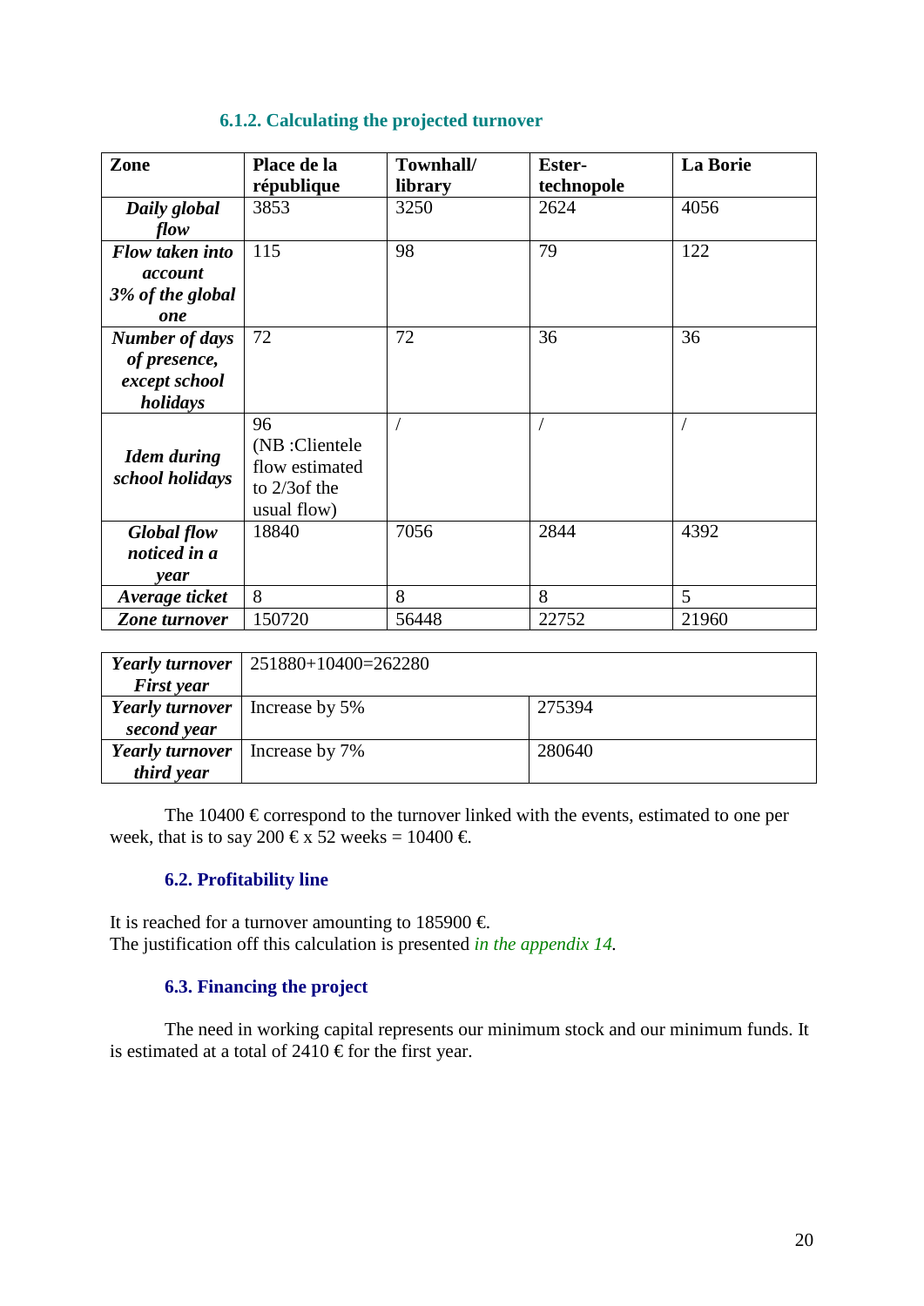#### 6.1.2. Calculating the projected turnover

| **Zone** | **Place de la république** | **Townhall/ library** | **Ester-technopole** | **La Borie** |
|---|---|---|---|---|
| ***Daily global flow*** | 3853 | 3250 | 2624 | 4056 |
| ***Flow taken into account 3% of the global one*** | 115 | 98 | 79 | 122 |
| ***Number of days of presence, except school holidays*** | 72 | 72 | 36 | 36 |
| ***Idem during school holidays*** | 96 (NB :Clientele flow estimated to 2/3of the usual flow) | / | / | / |
| ***Global flow noticed in a year*** | 18840 | 7056 | 2844 | 4392 |
| ***Average ticket*** | 8 | 8 | 8 | 5 |
| ***Zone turnover*** | 150720 | 56448 | 22752 | 21960 |

| ***Yearly turnover First year*** | 251880+10400=262280 | |
|---|---|---|
| ***Yearly turnover second year*** | Increase by 5% | 275394 |
| ***Yearly turnover third year*** | Increase by 7% | 280640 |

The 10400 € correspond to the turnover linked with the events, estimated to one per week, that is to say 200 € x 52 weeks = 10400 €.

### 6.2. Profitability line

It is reached for a turnover amounting to 185900 €.
The justification off this calculation is presented *in the appendix 14*.

### 6.3. Financing the project

The need in working capital represents our minimum stock and our minimum funds. It is estimated at a total of 2410 € for the first year.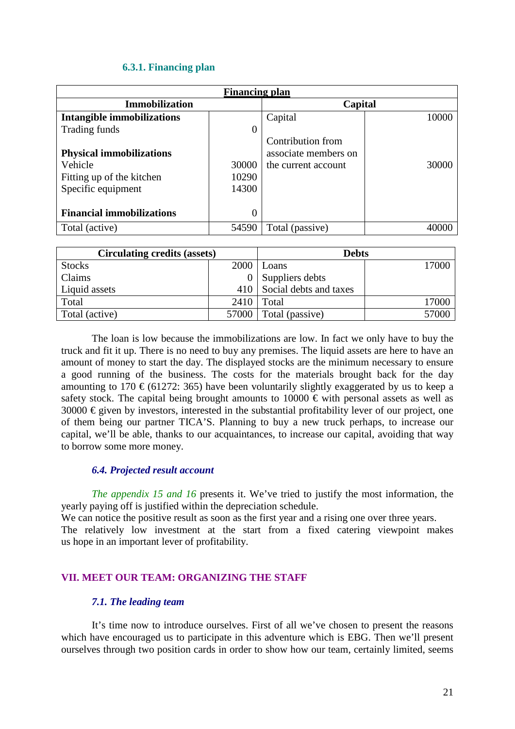#### 6.3.1. Financing plan

| **Financing plan** | | | |
|---|---|---|---|
| **Immobilization** | | **Capital** | |
| **Intangible immobilizations** | | Capital | 10000 |
| Trading funds | 0 | | |
| | | Contribution from associate members on the current account | 30000 |
| **Physical immobilizations** | | | |
| Vehicle | 30000 | | |
| Fitting up of the kitchen | 10290 | | |
| Specific equipment | 14300 | | |
| **Financial immobilizations** | 0 | | |
| Total (active) | 54590 | Total (passive) | 40000 |

| **Circulating credits (assets)** | | **Debts** | |
|---|---|---|---|
| Stocks | 2000 | Loans | 17000 |
| Claims | 0 | Suppliers debts | |
| Liquid assets | 410 | Social debts and taxes | |
| Total | 2410 | Total | 17000 |
| Total (active) | 57000 | Total (passive) | 57000 |

The loan is low because the immobilizations are low. In fact we only have to buy the truck and fit it up. There is no need to buy any premises. The liquid assets are here to have an amount of money to start the day. The displayed stocks are the minimum necessary to ensure a good running of the business. The costs for the materials brought back for the day amounting to 170 € (61272: 365) have been voluntarily slightly exaggerated by us to keep a safety stock. The capital being brought amounts to 10000 € with personal assets as well as 30000 € given by investors, interested in the substantial profitability lever of our project, one of them being our partner TICA'S. Planning to buy a new truck perhaps, to increase our capital, we'll be able, thanks to our acquaintances, to increase our capital, avoiding that way to borrow some more money.

### *6.4. Projected result account*

*The appendix 15 and 16* presents it. We've tried to justify the most information, the yearly paying off is justified within the depreciation schedule.
We can notice the positive result as soon as the first year and a rising one over three years.
The relatively low investment at the start from a fixed catering viewpoint makes us hope in an important lever of profitability.

## VII. MEET OUR TEAM: ORGANIZING THE STAFF

### *7.1. The leading team*

It's time now to introduce ourselves. First of all we've chosen to present the reasons which have encouraged us to participate in this adventure which is EBG. Then we'll present ourselves through two position cards in order to show how our team, certainly limited, seems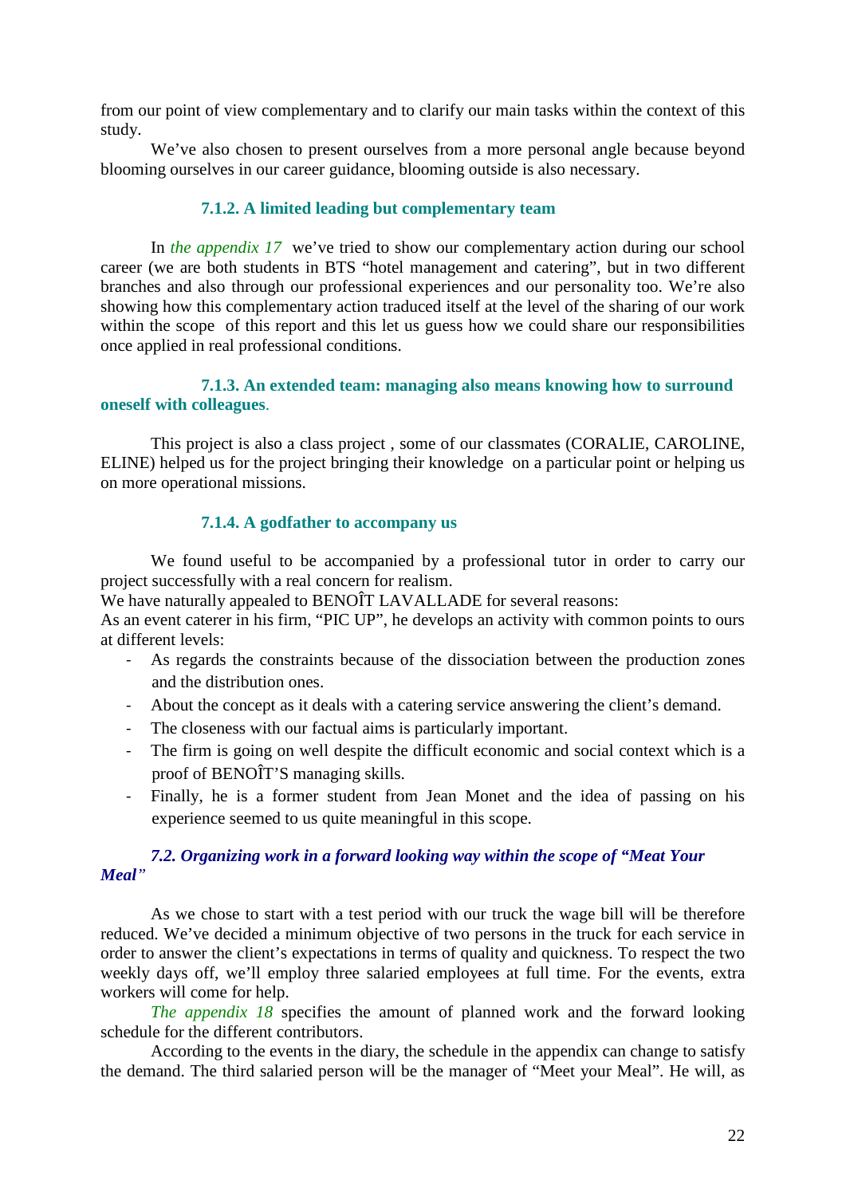from our point of view complementary and to clarify our main tasks within the context of this study.

We've also chosen to present ourselves from a more personal angle because beyond blooming ourselves in our career guidance, blooming outside is also necessary.

#### 7.1.2. A limited leading but complementary team

In *the appendix 17* we've tried to show our complementary action during our school career (we are both students in BTS "hotel management and catering", but in two different branches and also through our professional experiences and our personality too. We're also showing how this complementary action traduced itself at the level of the sharing of our work within the scope of this report and this let us guess how we could share our responsibilities once applied in real professional conditions.

#### 7.1.3. An extended team: managing also means knowing how to surround oneself with colleagues.

This project is also a class project , some of our classmates (CORALIE, CAROLINE, ELINE) helped us for the project bringing their knowledge on a particular point or helping us on more operational missions.

#### 7.1.4. A godfather to accompany us

We found useful to be accompanied by a professional tutor in order to carry our project successfully with a real concern for realism.
We have naturally appealed to BENOÎT LAVALLADE for several reasons:
As an event caterer in his firm, "PIC UP", he develops an activity with common points to ours at different levels:

- As regards the constraints because of the dissociation between the production zones and the distribution ones.
- About the concept as it deals with a catering service answering the client's demand.
- The closeness with our factual aims is particularly important.
- The firm is going on well despite the difficult economic and social context which is a proof of BENOÎT'S managing skills.
- Finally, he is a former student from Jean Monet and the idea of passing on his experience seemed to us quite meaningful in this scope.

### *7.2. Organizing work in a forward looking way within the scope of "Meat Your Meal"*

As we chose to start with a test period with our truck the wage bill will be therefore reduced. We've decided a minimum objective of two persons in the truck for each service in order to answer the client's expectations in terms of quality and quickness. To respect the two weekly days off, we'll employ three salaried employees at full time. For the events, extra workers will come for help.

*The appendix 18* specifies the amount of planned work and the forward looking schedule for the different contributors.

According to the events in the diary, the schedule in the appendix can change to satisfy the demand. The third salaried person will be the manager of "Meet your Meal". He will, as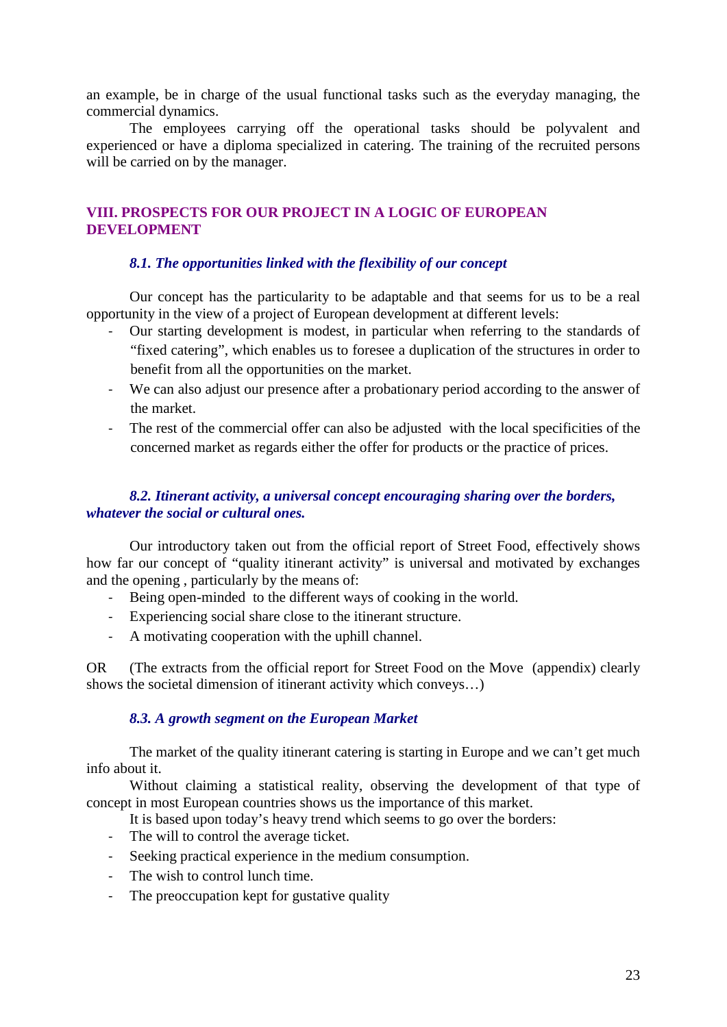an example, be in charge of the usual functional tasks such as the everyday managing, the commercial dynamics.

The employees carrying off the operational tasks should be polyvalent and experienced or have a diploma specialized in catering. The training of the recruited persons will be carried on by the manager.

## VIII. PROSPECTS FOR OUR PROJECT IN A LOGIC OF EUROPEAN DEVELOPMENT

### *8.1. The opportunities linked with the flexibility of our concept*

Our concept has the particularity to be adaptable and that seems for us to be a real opportunity in the view of a project of European development at different levels:

- Our starting development is modest, in particular when referring to the standards of "fixed catering", which enables us to foresee a duplication of the structures in order to benefit from all the opportunities on the market.
- We can also adjust our presence after a probationary period according to the answer of the market.
- The rest of the commercial offer can also be adjusted with the local specificities of the concerned market as regards either the offer for products or the practice of prices.

### *8.2. Itinerant activity, a universal concept encouraging sharing over the borders, whatever the social or cultural ones.*

Our introductory taken out from the official report of Street Food, effectively shows how far our concept of "quality itinerant activity" is universal and motivated by exchanges and the opening , particularly by the means of:

- Being open-minded to the different ways of cooking in the world.
- Experiencing social share close to the itinerant structure.
- A motivating cooperation with the uphill channel.

OR (The extracts from the official report for Street Food on the Move (appendix) clearly shows the societal dimension of itinerant activity which conveys…)

### *8.3. A growth segment on the European Market*

The market of the quality itinerant catering is starting in Europe and we can't get much info about it.

Without claiming a statistical reality, observing the development of that type of concept in most European countries shows us the importance of this market.

It is based upon today's heavy trend which seems to go over the borders:

- The will to control the average ticket.
- Seeking practical experience in the medium consumption.
- The wish to control lunch time.
- The preoccupation kept for gustative quality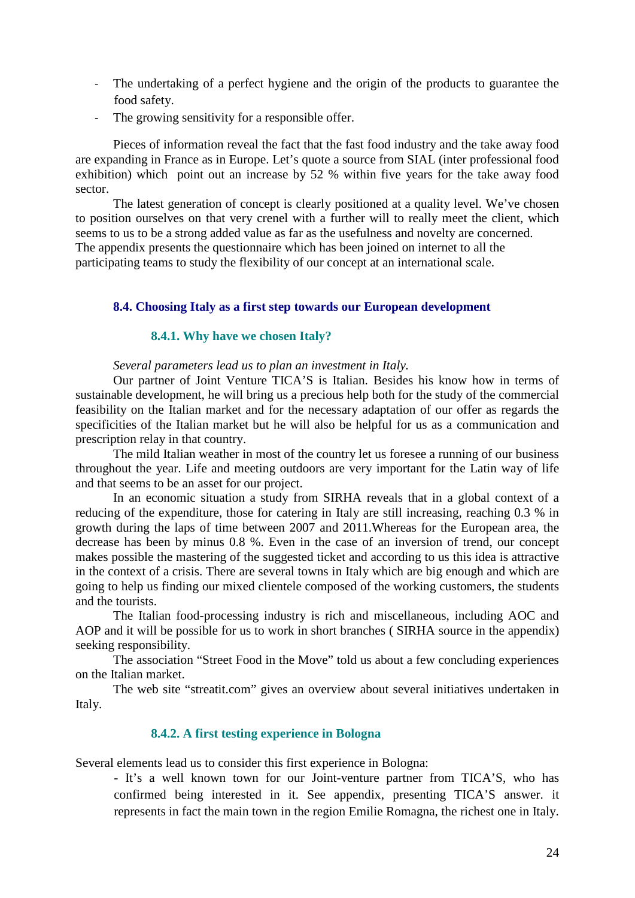- The undertaking of a perfect hygiene and the origin of the products to guarantee the food safety.
- The growing sensitivity for a responsible offer.

Pieces of information reveal the fact that the fast food industry and the take away food are expanding in France as in Europe. Let's quote a source from SIAL (inter professional food exhibition) which point out an increase by 52 % within five years for the take away food sector.

The latest generation of concept is clearly positioned at a quality level. We've chosen to position ourselves on that very crenel with a further will to really meet the client, which seems to us to be a strong added value as far as the usefulness and novelty are concerned.
The appendix presents the questionnaire which has been joined on internet to all the participating teams to study the flexibility of our concept at an international scale.

## 8.4. Choosing Italy as a first step towards our European development

### 8.4.1. Why have we chosen Italy?

*Several parameters lead us to plan an investment in Italy.*

Our partner of Joint Venture TICA'S is Italian. Besides his know how in terms of sustainable development, he will bring us a precious help both for the study of the commercial feasibility on the Italian market and for the necessary adaptation of our offer as regards the specificities of the Italian market but he will also be helpful for us as a communication and prescription relay in that country.

The mild Italian weather in most of the country let us foresee a running of our business throughout the year. Life and meeting outdoors are very important for the Latin way of life and that seems to be an asset for our project.

In an economic situation a study from SIRHA reveals that in a global context of a reducing of the expenditure, those for catering in Italy are still increasing, reaching 0.3 % in growth during the laps of time between 2007 and 2011.Whereas for the European area, the decrease has been by minus 0.8 %. Even in the case of an inversion of trend, our concept makes possible the mastering of the suggested ticket and according to us this idea is attractive in the context of a crisis. There are several towns in Italy which are big enough and which are going to help us finding our mixed clientele composed of the working customers, the students and the tourists.

The Italian food-processing industry is rich and miscellaneous, including AOC and AOP and it will be possible for us to work in short branches ( SIRHA source in the appendix) seeking responsibility.

The association "Street Food in the Move" told us about a few concluding experiences on the Italian market.

The web site "streatit.com" gives an overview about several initiatives undertaken in Italy.

### 8.4.2. A first testing experience in Bologna

Several elements lead us to consider this first experience in Bologna:

- It's a well known town for our Joint-venture partner from TICA'S, who has confirmed being interested in it. See appendix, presenting TICA'S answer. it represents in fact the main town in the region Emilie Romagna, the richest one in Italy.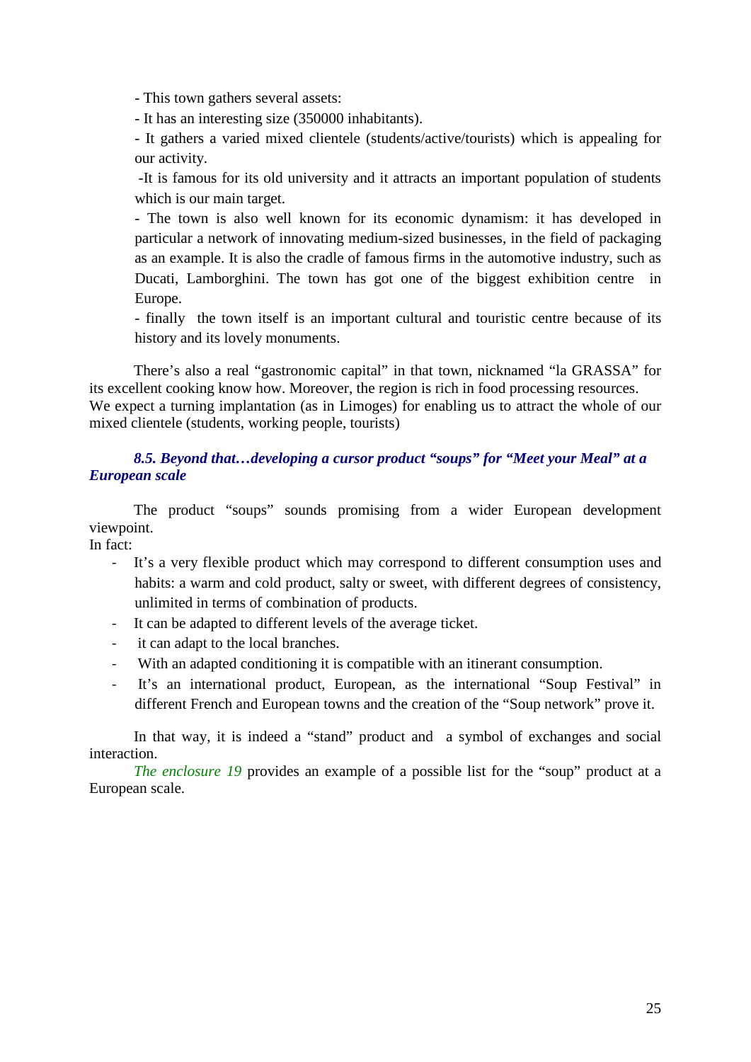- This town gathers several assets:

- It has an interesting size (350000 inhabitants).

- It gathers a varied mixed clientele (students/active/tourists) which is appealing for our activity.

-It is famous for its old university and it attracts an important population of students which is our main target.

- The town is also well known for its economic dynamism: it has developed in particular a network of innovating medium-sized businesses, in the field of packaging as an example. It is also the cradle of famous firms in the automotive industry, such as Ducati, Lamborghini. The town has got one of the biggest exhibition centre in Europe.

- finally the town itself is an important cultural and touristic centre because of its history and its lovely monuments.

There's also a real "gastronomic capital" in that town, nicknamed "la GRASSA" for its excellent cooking know how. Moreover, the region is rich in food processing resources. We expect a turning implantation (as in Limoges) for enabling us to attract the whole of our mixed clientele (students, working people, tourists)

### *8.5. Beyond that…developing a cursor product "soups" for "Meet your Meal" at a European scale*

The product "soups" sounds promising from a wider European development viewpoint.

In fact:

- It's a very flexible product which may correspond to different consumption uses and habits: a warm and cold product, salty or sweet, with different degrees of consistency, unlimited in terms of combination of products.
- It can be adapted to different levels of the average ticket.
- it can adapt to the local branches.
- With an adapted conditioning it is compatible with an itinerant consumption.
- It's an international product, European, as the international "Soup Festival" in different French and European towns and the creation of the "Soup network" prove it.

In that way, it is indeed a "stand" product and a symbol of exchanges and social interaction.

*The enclosure 19* provides an example of a possible list for the "soup" product at a European scale.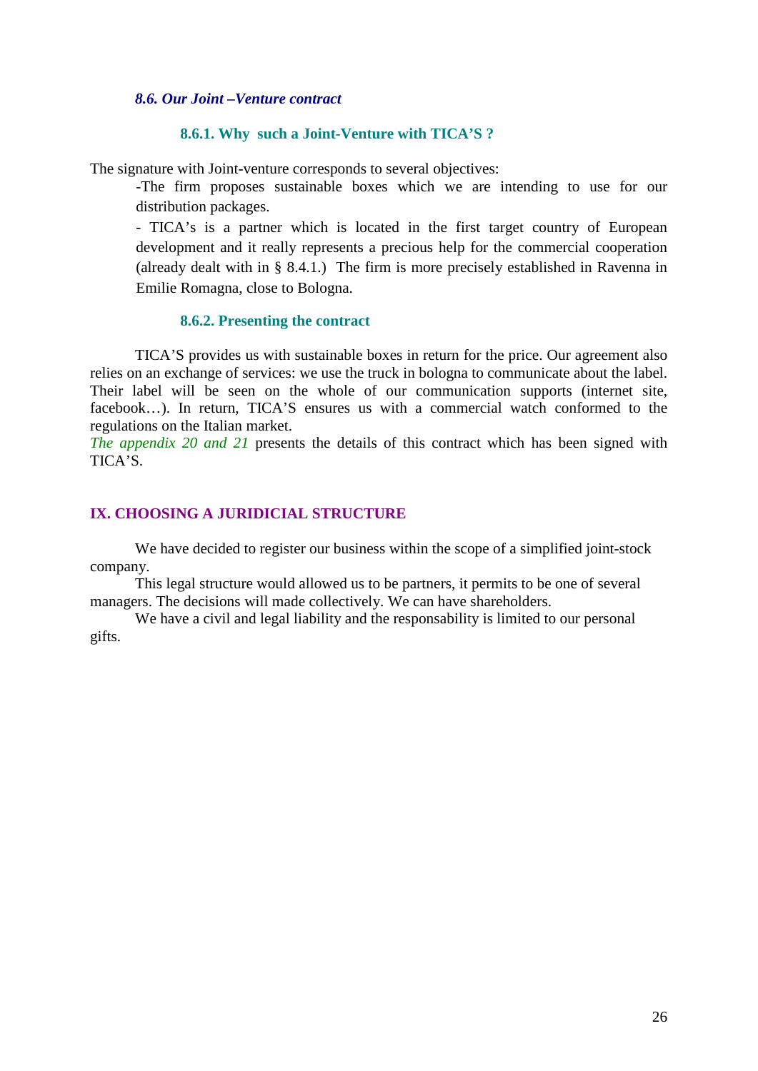### *8.6. Our Joint –Venture contract*

#### 8.6.1. Why such a Joint-Venture with TICA'S ?

The signature with Joint-venture corresponds to several objectives:

-The firm proposes sustainable boxes which we are intending to use for our distribution packages.

- TICA's is a partner which is located in the first target country of European development and it really represents a precious help for the commercial cooperation (already dealt with in § 8.4.1.) The firm is more precisely established in Ravenna in Emilie Romagna, close to Bologna.

#### 8.6.2. Presenting the contract

TICA'S provides us with sustainable boxes in return for the price. Our agreement also relies on an exchange of services: we use the truck in bologna to communicate about the label. Their label will be seen on the whole of our communication supports (internet site, facebook…). In return, TICA'S ensures us with a commercial watch conformed to the regulations on the Italian market.

*The appendix 20 and 21* presents the details of this contract which has been signed with TICA'S.

## IX. CHOOSING A JURIDICIAL STRUCTURE

We have decided to register our business within the scope of a simplified joint-stock company.

This legal structure would allowed us to be partners, it permits to be one of several managers. The decisions will made collectively. We can have shareholders.

We have a civil and legal liability and the responsability is limited to our personal gifts.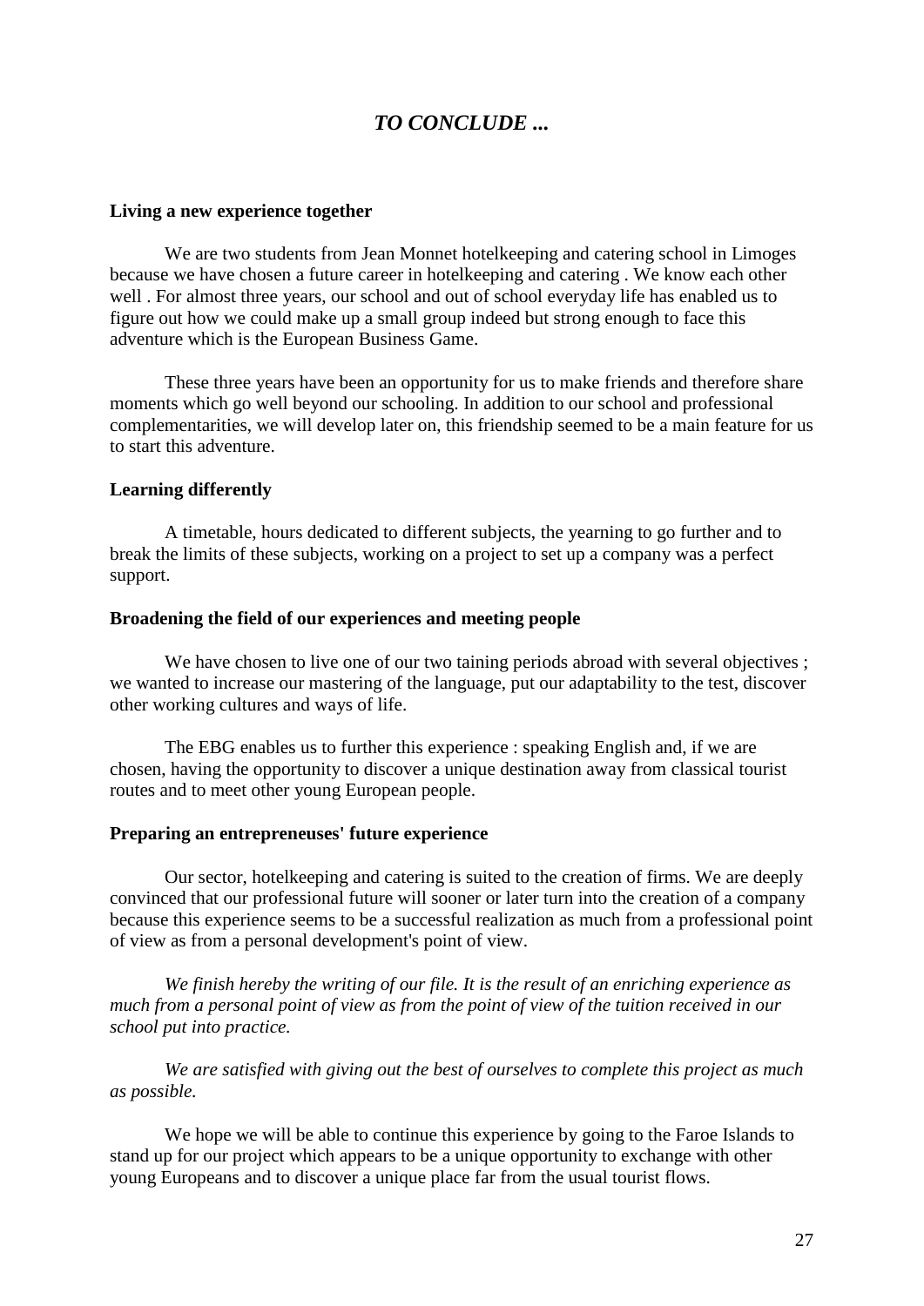# *TO CONCLUDE ...*

**Living a new experience together**

We are two students from Jean Monnet hotelkeeping and catering school in Limoges because we have chosen a future career in hotelkeeping and catering . We know each other well . For almost three years, our school and out of school everyday life has enabled us to figure out how we could make up a small group indeed but strong enough to face this adventure which is the European Business Game.

These three years have been an opportunity for us to make friends and therefore share moments which go well beyond our schooling. In addition to our school and professional complementarities, we will develop later on, this friendship seemed to be a main feature for us to start this adventure.

**Learning differently**

A timetable, hours dedicated to different subjects, the yearning to go further and to break the limits of these subjects, working on a project to set up a company was a perfect support.

**Broadening the field of our experiences and meeting people**

We have chosen to live one of our two taining periods abroad with several objectives ; we wanted to increase our mastering of the language, put our adaptability to the test, discover other working cultures and ways of life.

The EBG enables us to further this experience : speaking English and, if we are chosen, having the opportunity to discover a unique destination away from classical tourist routes and to meet other young European people.

**Preparing an entrepreneuses' future experience**

Our sector, hotelkeeping and catering is suited to the creation of firms. We are deeply convinced that our professional future will sooner or later turn into the creation of a company because this experience seems to be a successful realization as much from a professional point of view as from a personal development's point of view.

*We finish hereby the writing of our file. It is the result of an enriching experience as much from a personal point of view as from the point of view of the tuition received in our school put into practice.*

*We are satisfied with giving out the best of ourselves to complete this project as much as possible.*

We hope we will be able to continue this experience by going to the Faroe Islands to stand up for our project which appears to be a unique opportunity to exchange with other young Europeans and to discover a unique place far from the usual tourist flows.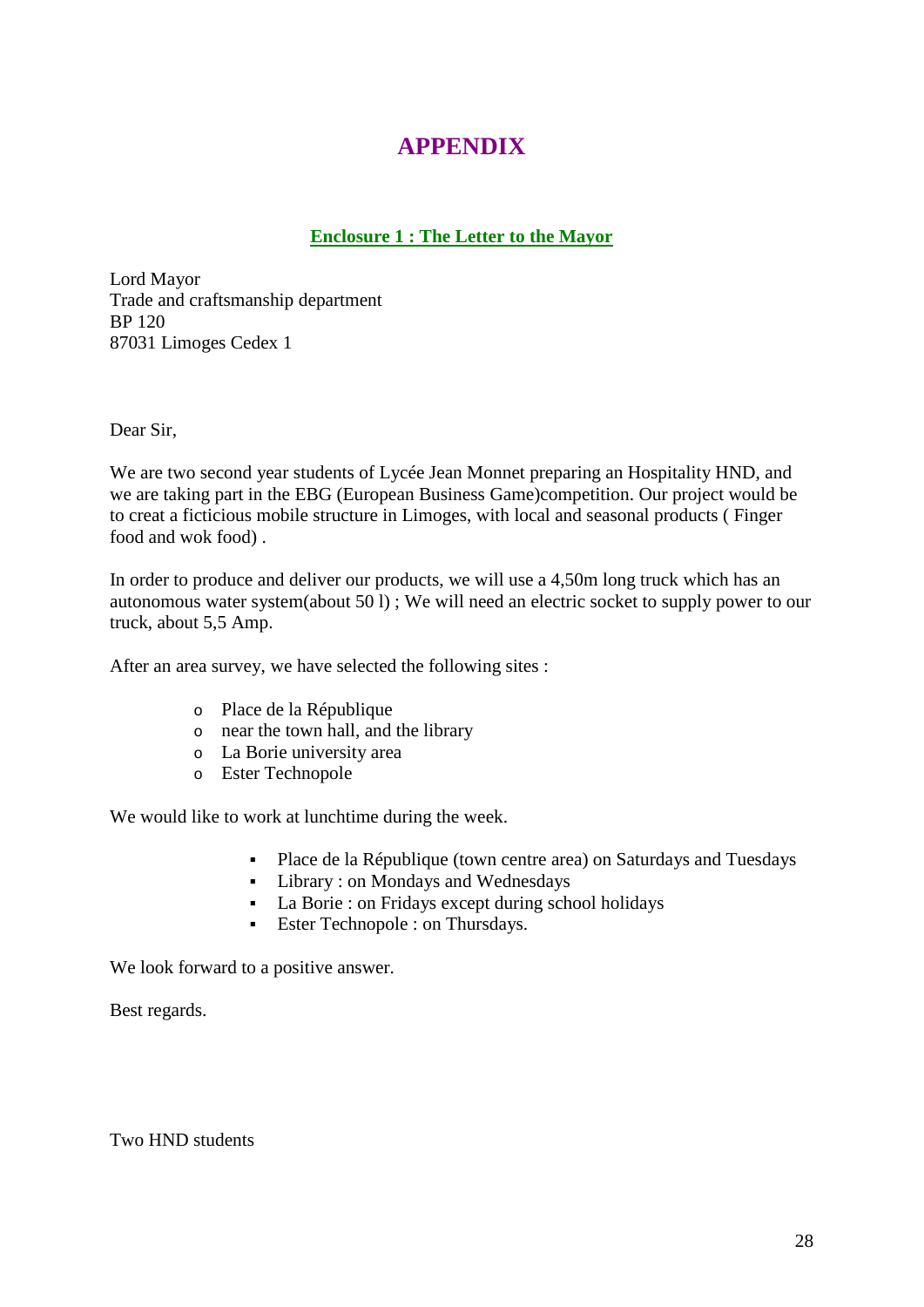# APPENDIX

## Enclosure 1 : The Letter to the Mayor

Lord Mayor
Trade and craftsmanship department
BP 120
87031 Limoges Cedex 1

Dear Sir,

We are two second year students of Lycée Jean Monnet preparing an Hospitality HND, and we are taking part in the EBG (European Business Game)competition. Our project would be to creat a ficticious mobile structure in Limoges, with local and seasonal products ( Finger food and wok food) .

In order to produce and deliver our products, we will use a 4,50m long truck which has an autonomous water system(about 50 l) ; We will need an electric socket to supply power to our truck, about 5,5 Amp.

After an area survey, we have selected the following sites :

- Place de la République
- near the town hall, and the library
- La Borie university area
- Ester Technopole

We would like to work at lunchtime during the week.

- Place de la République (town centre area) on Saturdays and Tuesdays
- Library : on Mondays and Wednesdays
- La Borie : on Fridays except during school holidays
- Ester Technopole : on Thursdays.

We look forward to a positive answer.

Best regards.

Two HND students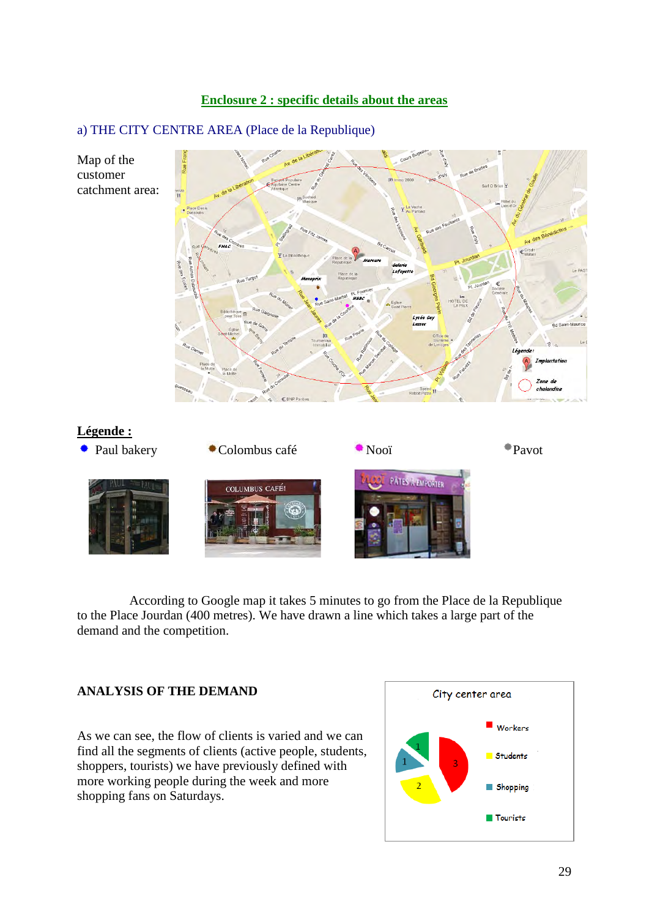## Enclosure 2 : specific details about the areas

### a) THE CITY CENTRE AREA (Place de la Republique)

Map of the customer catchment area:

**Légende :**

Paul bakery — Colombus café — Nooï — Pavot

According to Google map it takes 5 minutes to go from the Place de la Republique to the Place Jourdan (400 metres). We have drawn a line which takes a large part of the demand and the competition.

**ANALYSIS OF THE DEMAND**

As we can see, the flow of clients is varied and we can find all the segments of clients (active people, students, shoppers, tourists) we have previously defined with more working people during the week and more shopping fans on Saturdays.

City center area

| Segment | Value |
|---|---|
| Workers | 3 |
| Students | 2 |
| Shopping | 1 |
| Tourists | 1 |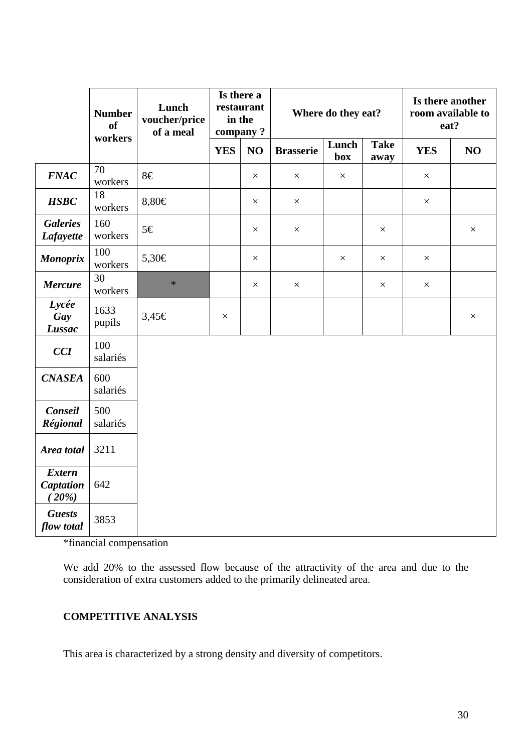| | Number of workers | Lunch voucher/price of a meal | Is there a restaurant in the company ? | | Where do they eat? | | | Is there another room available to eat? | |
|---|---|---|---|---|---|---|---|---|---|
| | | | YES | NO | Brasserie | Lunch box | Take away | YES | NO |
| ***FNAC*** | 70 workers | 8€ | | × | × | × | | × | |
| ***HSBC*** | 18 workers | 8,80€ | | × | × | | | × | |
| ***Galeries Lafayette*** | 160 workers | 5€ | | × | × | | × | | × |
| ***Monoprix*** | 100 workers | 5,30€ | | × | | × | × | × | |
| ***Mercure*** | 30 workers | * | | × | × | | × | × | |
| ***Lycée Gay Lussac*** | 1633 pupils | 3,45€ | × | | | | | | × |
| ***CCI*** | 100 salariés | | | | | | | | |
| ***CNASEA*** | 600 salariés | | | | | | | | |
| ***Conseil Régional*** | 500 salariés | | | | | | | | |
| ***Area total*** | 3211 | | | | | | | | |
| ***Extern Captation (20%)*** | 642 | | | | | | | | |
| ***Guests flow total*** | 3853 | | | | | | | | |

*financial compensation

We add 20% to the assessed flow because of the attractivity of the area and due to the consideration of extra customers added to the primarily delineated area.

**COMPETITIVE ANALYSIS**

This area is characterized by a strong density and diversity of competitors.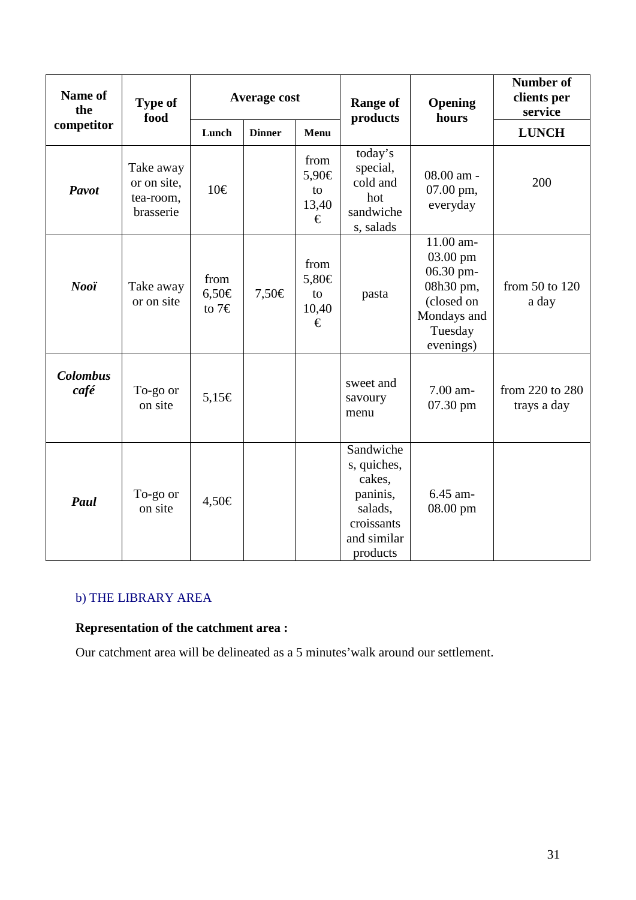| Name of the competitor | Type of food | Average cost | | | Range of products | Opening hours | Number of clients per service |
|---|---|---|---|---|---|---|---|
| | | Lunch | Dinner | Menu | | | LUNCH |
| ***Pavot*** | Take away or on site, tea-room, brasserie | 10€ | | from 5,90€ to 13,40 € | today's special, cold and hot sandwiches, salads | 08.00 am - 07.00 pm, everyday | 200 |
| ***Nooï*** | Take away or on site | from 6,50€ to 7€ | 7,50€ | from 5,80€ to 10,40 € | pasta | 11.00 am-03.00 pm 06.30 pm-08h30 pm, (closed on Mondays and Tuesday evenings) | from 50 to 120 a day |
| ***Colombus café*** | To-go or on site | 5,15€ | | | sweet and savoury menu | 7.00 am-07.30 pm | from 220 to 280 trays a day |
| ***Paul*** | To-go or on site | 4,50€ | | | Sandwiches, quiches, cakes, paninis, salads, croissants and similar products | 6.45 am-08.00 pm | |

b) THE LIBRARY AREA

**Representation of the catchment area :**

Our catchment area will be delineated as a 5 minutes'walk around our settlement.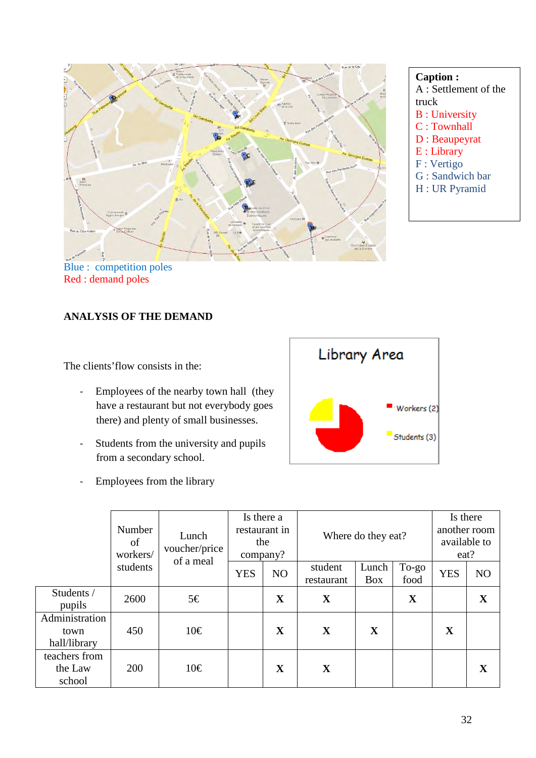Caption :
A : Settlement of the truck
B : University
C : Townhall
D : Beaupeyrat
E : Library
F : Vertigo
G : Sandwich bar
H : UR Pyramid

Blue : competition poles
Red : demand poles

### ANALYSIS OF THE DEMAND

The clients'flow consists in the:

- Employees of the nearby town hall (they have a restaurant but not everybody goes there) and plenty of small businesses.
- Students from the university and pupils from a secondary school.
- Employees from the library

Library Area

Workers (2)
Students (3)

| | Number of workers/ students | Lunch voucher/price of a meal | Is there a restaurant in the company? | | Where do they eat? | | | Is there another room available to eat? | |
|---|---|---|---|---|---|---|---|---|---|
| | | | YES | NO | student restaurant | Lunch Box | To-go food | YES | NO |
| Students / pupils | 2600 | 5€ | | X | X | | X | | X |
| Administration town hall/library | 450 | 10€ | | X | X | X | | X | |
| teachers from the Law school | 200 | 10€ | | X | X | | | | X |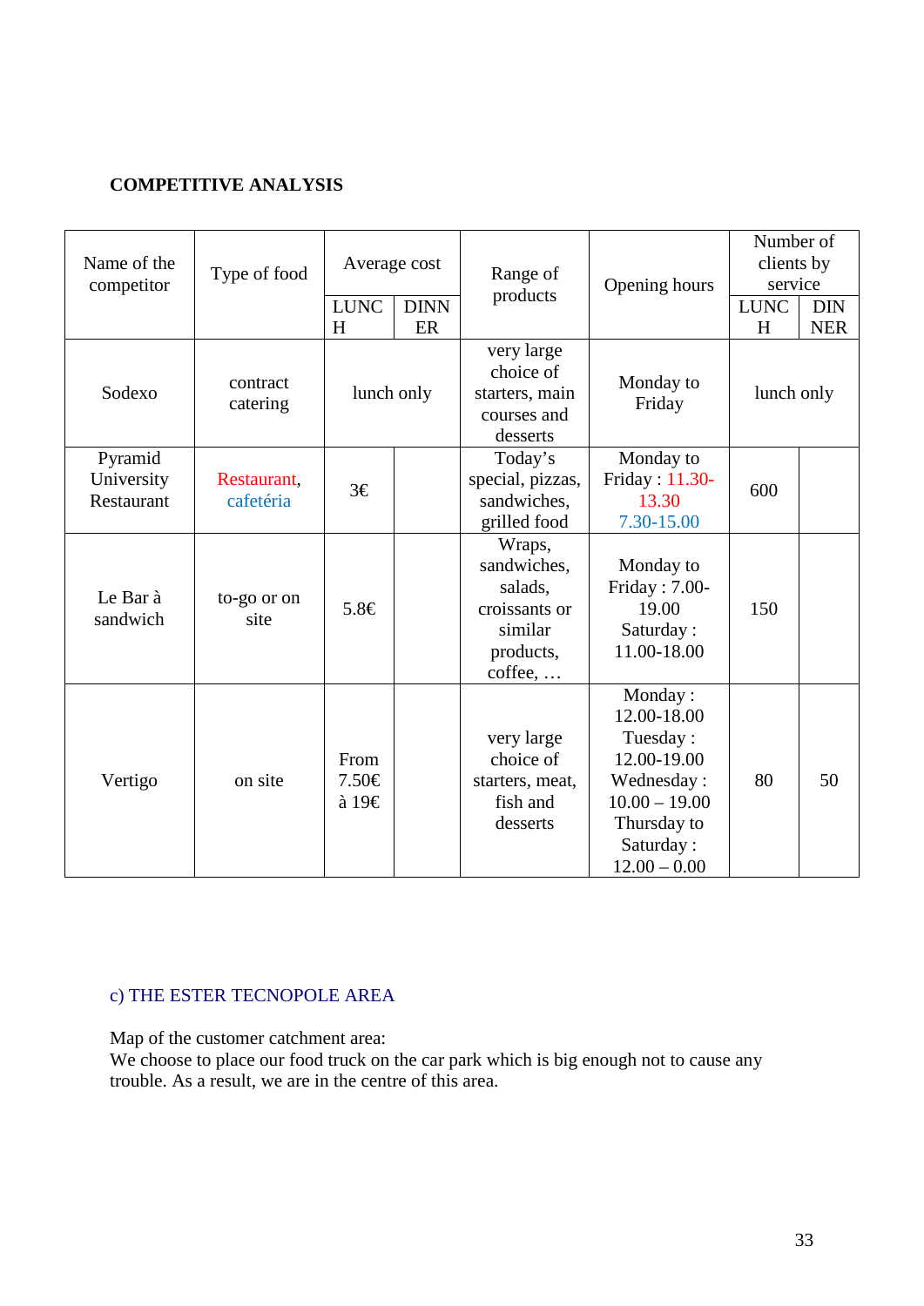**COMPETITIVE ANALYSIS**

| Name of the competitor | Type of food | Average cost | | Range of products | Opening hours | Number of clients by service | |
|---|---|---|---|---|---|---|---|
| | | LUNCH | DINNER | | | LUNCH | DINNER |
| Sodexo | contract catering | lunch only | | very large choice of starters, main courses and desserts | Monday to Friday | lunch only | |
| Pyramid University Restaurant | Restaurant, cafetéria | 3€ | | Today's special, pizzas, sandwiches, grilled food | Monday to Friday : 11.30-13.30 7.30-15.00 | 600 | |
| Le Bar à sandwich | to-go or on site | 5.8€ | | Wraps, sandwiches, salads, croissants or similar products, coffee, … | Monday to Friday : 7.00-19.00 Saturday : 11.00-18.00 | 150 | |
| Vertigo | on site | From 7.50€ à 19€ | | very large choice of starters, meat, fish and desserts | Monday : 12.00-18.00 Tuesday : 12.00-19.00 Wednesday : 10.00 – 19.00 Thursday to Saturday : 12.00 – 0.00 | 80 | 50 |

c) THE ESTER TECNOPOLE AREA

Map of the customer catchment area:
We choose to place our food truck on the car park which is big enough not to cause any trouble. As a result, we are in the centre of this area.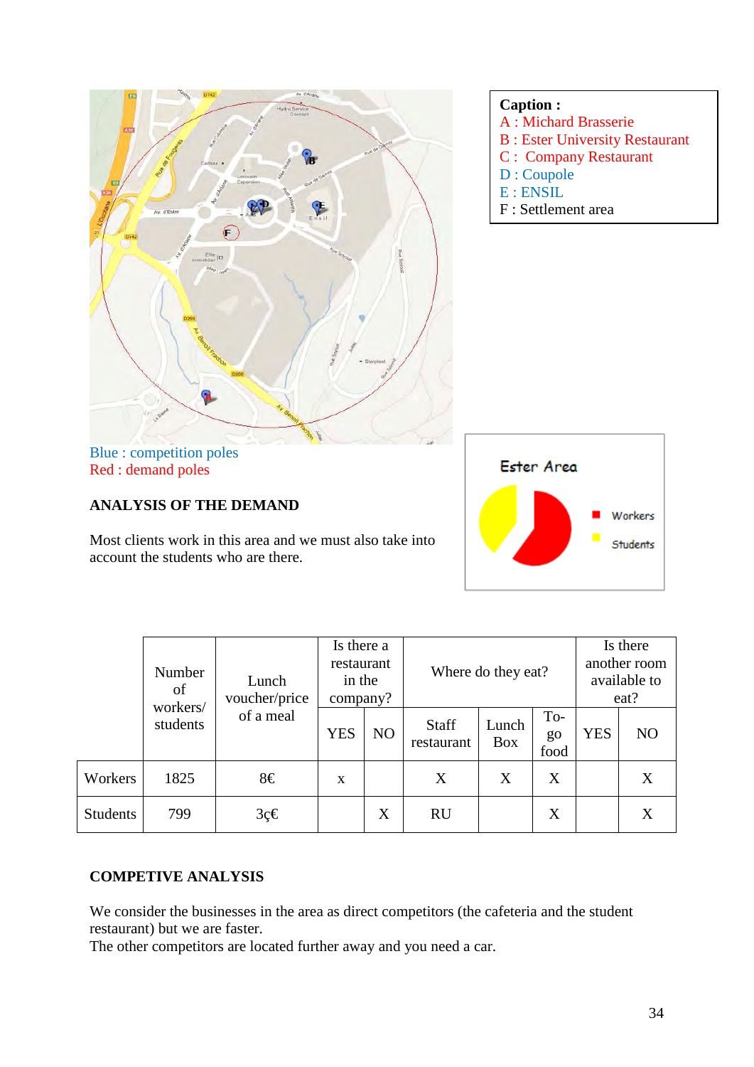Caption :

A : Michard Brasserie
B : Ester University Restaurant
C : Company Restaurant
D : Coupole
E : ENSIL
F : Settlement area

Blue : competition poles
Red : demand poles

## ANALYSIS OF THE DEMAND

Most clients work in this area and we must also take into account the students who are there.

| | Number of workers/ students | Lunch voucher/price of a meal | Is there a restaurant in the company? | | Where do they eat? | | | Is there another room available to eat? | |
|---|---|---|---|---|---|---|---|---|---|
| | | | YES | NO | Staff restaurant | Lunch Box | To-go food | YES | NO |
| Workers | 1825 | 8€ | x | | X | X | X | | X |
| Students | 799 | 3ç€ | | X | RU | | X | | X |

## COMPETIVE ANALYSIS

We consider the businesses in the area as direct competitors (the cafeteria and the student restaurant) but we are faster.
The other competitors are located further away and you need a car.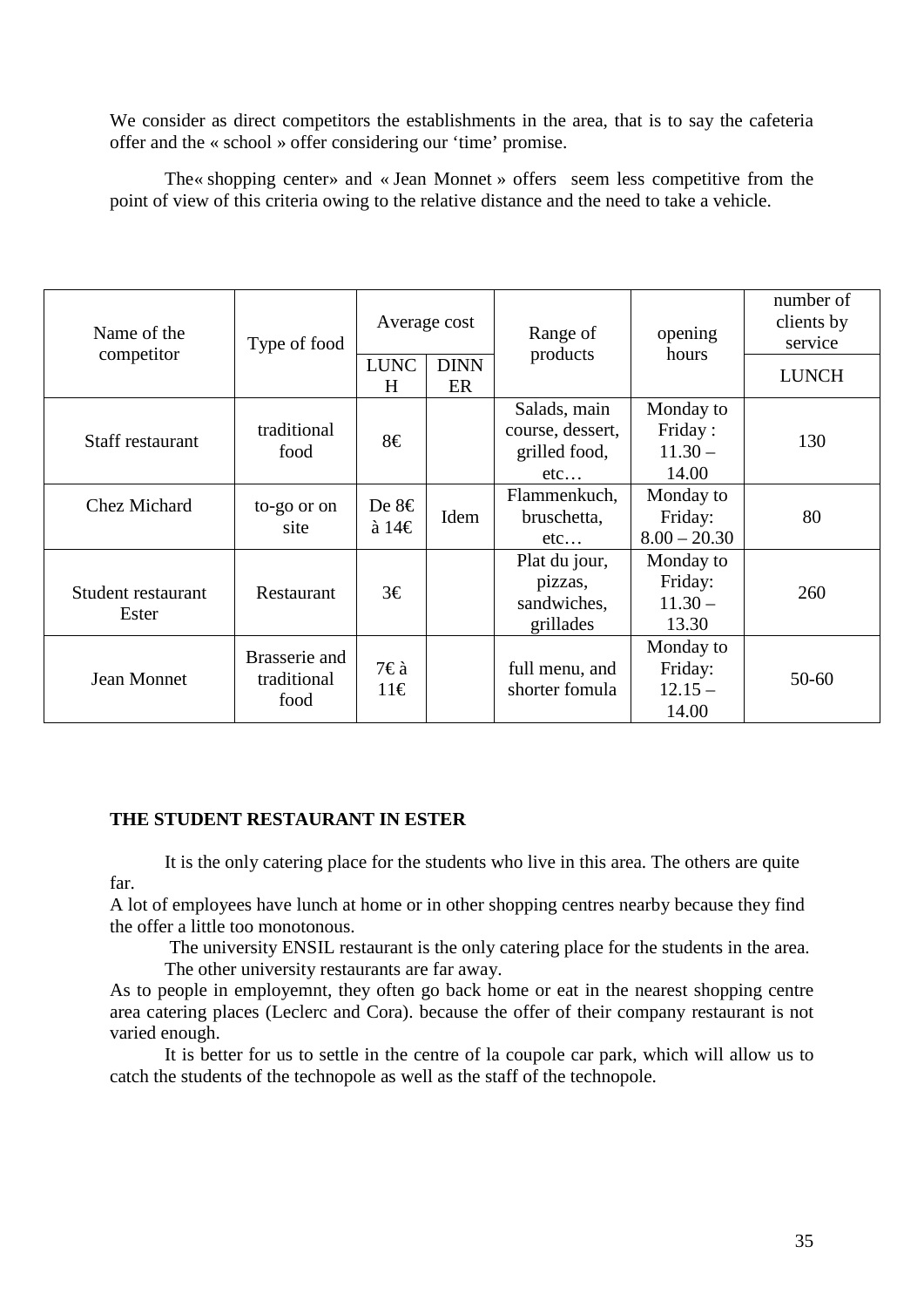We consider as direct competitors the establishments in the area, that is to say the cafeteria offer and the « school » offer considering our 'time' promise.

The« shopping center» and « Jean Monnet » offers seem less competitive from the point of view of this criteria owing to the relative distance and the need to take a vehicle.

| Name of the competitor | Type of food | Average cost | | Range of products | opening hours | number of clients by service |
|---|---|---|---|---|---|---|
| | | LUNCH | DINNER | | | LUNCH |
| Staff restaurant | traditional food | 8€ | | Salads, main course, dessert, grilled food, etc… | Monday to Friday : 11.30 – 14.00 | 130 |
| Chez Michard | to-go or on site | De 8€ à 14€ | Idem | Flammenkuch, bruschetta, etc… | Monday to Friday: 8.00 – 20.30 | 80 |
| Student restaurant Ester | Restaurant | 3€ | | Plat du jour, pizzas, sandwiches, grillades | Monday to Friday: 11.30 – 13.30 | 260 |
| Jean Monnet | Brasserie and traditional food | 7€ à 11€ | | full menu, and shorter fomula | Monday to Friday: 12.15 – 14.00 | 50-60 |

**THE STUDENT RESTAURANT IN ESTER**

It is the only catering place for the students who live in this area. The others are quite far.
A lot of employees have lunch at home or in other shopping centres nearby because they find the offer a little too monotonous.

The university ENSIL restaurant is the only catering place for the students in the area.
The other university restaurants are far away.
As to people in employemnt, they often go back home or eat in the nearest shopping centre area catering places (Leclerc and Cora). because the offer of their company restaurant is not varied enough.

It is better for us to settle in the centre of la coupole car park, which will allow us to catch the students of the technopole as well as the staff of the technopole.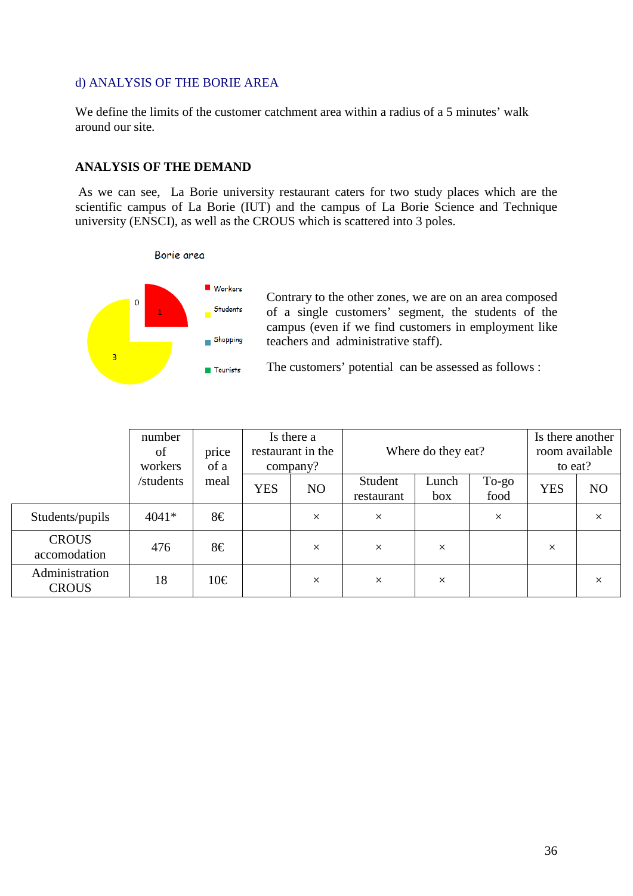d) ANALYSIS OF THE BORIE AREA

We define the limits of the customer catchment area within a radius of a 5 minutes' walk around our site.

**ANALYSIS OF THE DEMAND**

As we can see, La Borie university restaurant caters for two study places which are the scientific campus of La Borie (IUT) and the campus of La Borie Science and Technique university (ENSCI), as well as the CROUS which is scattered into 3 poles.

Borie area

0
1
3

Workers
Students
Shopping
Tourists

Contrary to the other zones, we are on an area composed of a single customers' segment, the students of the campus (even if we find customers in employment like teachers and administrative staff).

The customers' potential can be assessed as follows :

| | number of workers /students | price of a meal | Is there a restaurant in the company? | | Where do they eat? | | | Is there another room available to eat? | |
|---|---|---|---|---|---|---|---|---|---|
| | | | YES | NO | Student restaurant | Lunch box | To-go food | YES | NO |
| Students/pupils | 4041* | 8€ | | × | × | | × | | × |
| CROUS accomodation | 476 | 8€ | | × | × | × | | × | |
| Administration CROUS | 18 | 10€ | | × | × | × | | | × |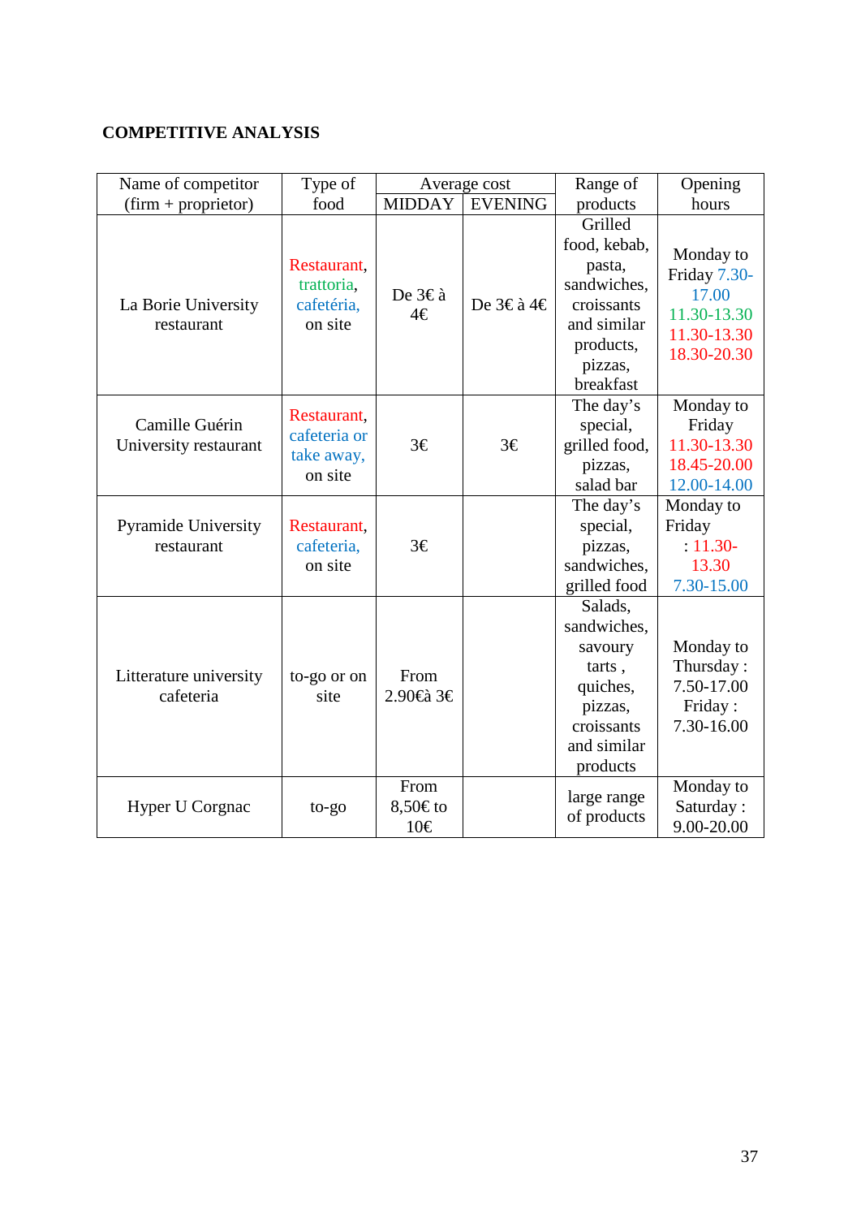**COMPETITIVE ANALYSIS**

| Name of competitor (firm + proprietor) | Type of food | Average cost | | Range of products | Opening hours |
|---|---|---|---|---|---|
| | | MIDDAY | EVENING | | |
| La Borie University restaurant | Restaurant, trattoria, cafétéria, on site | De 3€ à 4€ | De 3€ à 4€ | Grilled food, kebab, pasta, sandwiches, croissants and similar products, pizzas, breakfast | Monday to Friday 7.30-17.00 11.30-13.30 11.30-13.30 18.30-20.30 |
| Camille Guérin University restaurant | Restaurant, cafeteria or take away, on site | 3€ | 3€ | The day's special, grilled food, pizzas, salad bar | Monday to Friday 11.30-13.30 18.45-20.00 12.00-14.00 |
| Pyramide University restaurant | Restaurant, cafeteria, on site | 3€ | | The day's special, pizzas, sandwiches, grilled food | Monday to Friday : 11.30-13.30 7.30-15.00 |
| Litterature university cafeteria | to-go or on site | From 2.90€à 3€ | | Salads, sandwiches, savoury tarts , quiches, pizzas, croissants and similar products | Monday to Thursday : 7.50-17.00 Friday : 7.30-16.00 |
| Hyper U Corgnac | to-go | From 8,50€ to 10€ | | large range of products | Monday to Saturday : 9.00-20.00 |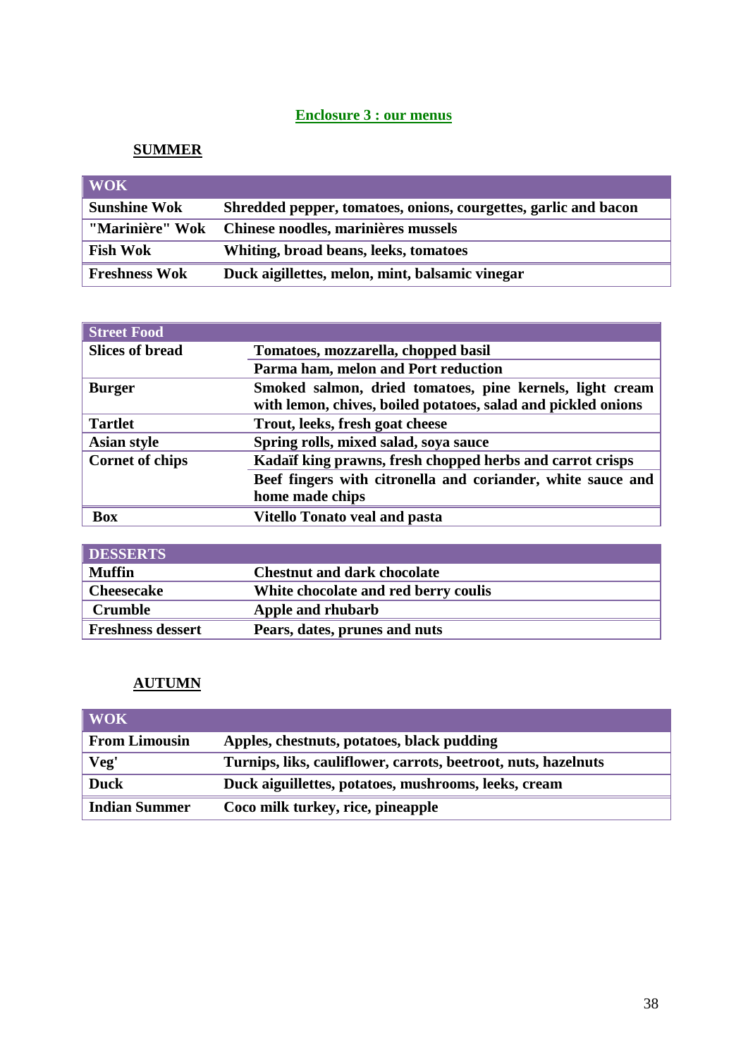## Enclosure 3 : our menus

### SUMMER

| WOK | |
|---|---|
| **Sunshine Wok** | **Shredded pepper, tomatoes, onions, courgettes, garlic and bacon** |
| **"Marinière" Wok** | **Chinese noodles, marinières mussels** |
| **Fish Wok** | **Whiting, broad beans, leeks, tomatoes** |
| **Freshness Wok** | **Duck aigillettes, melon, mint, balsamic vinegar** |

| Street Food | |
|---|---|
| **Slices of bread** | **Tomatoes, mozzarella, chopped basil** |
| | **Parma ham, melon and Port reduction** |
| **Burger** | **Smoked salmon, dried tomatoes, pine kernels, light cream with lemon, chives, boiled potatoes, salad and pickled onions** |
| **Tartlet** | **Trout, leeks, fresh goat cheese** |
| **Asian style** | **Spring rolls, mixed salad, soya sauce** |
| **Cornet of chips** | **Kadaïf king prawns, fresh chopped herbs and carrot crisps** |
| | **Beef fingers with citronella and coriander, white sauce and home made chips** |
| **Box** | **Vitello Tonato veal and pasta** |

| DESSERTS | |
|---|---|
| **Muffin** | **Chestnut and dark chocolate** |
| **Cheesecake** | **White chocolate and red berry coulis** |
| **Crumble** | **Apple and rhubarb** |
| **Freshness dessert** | **Pears, dates, prunes and nuts** |

### AUTUMN

| WOK | |
|---|---|
| **From Limousin** | **Apples, chestnuts, potatoes, black pudding** |
| **Veg'** | **Turnips, liks, cauliflower, carrots, beetroot, nuts, hazelnuts** |
| **Duck** | **Duck aiguillettes, potatoes, mushrooms, leeks, cream** |
| **Indian Summer** | **Coco milk turkey, rice, pineapple** |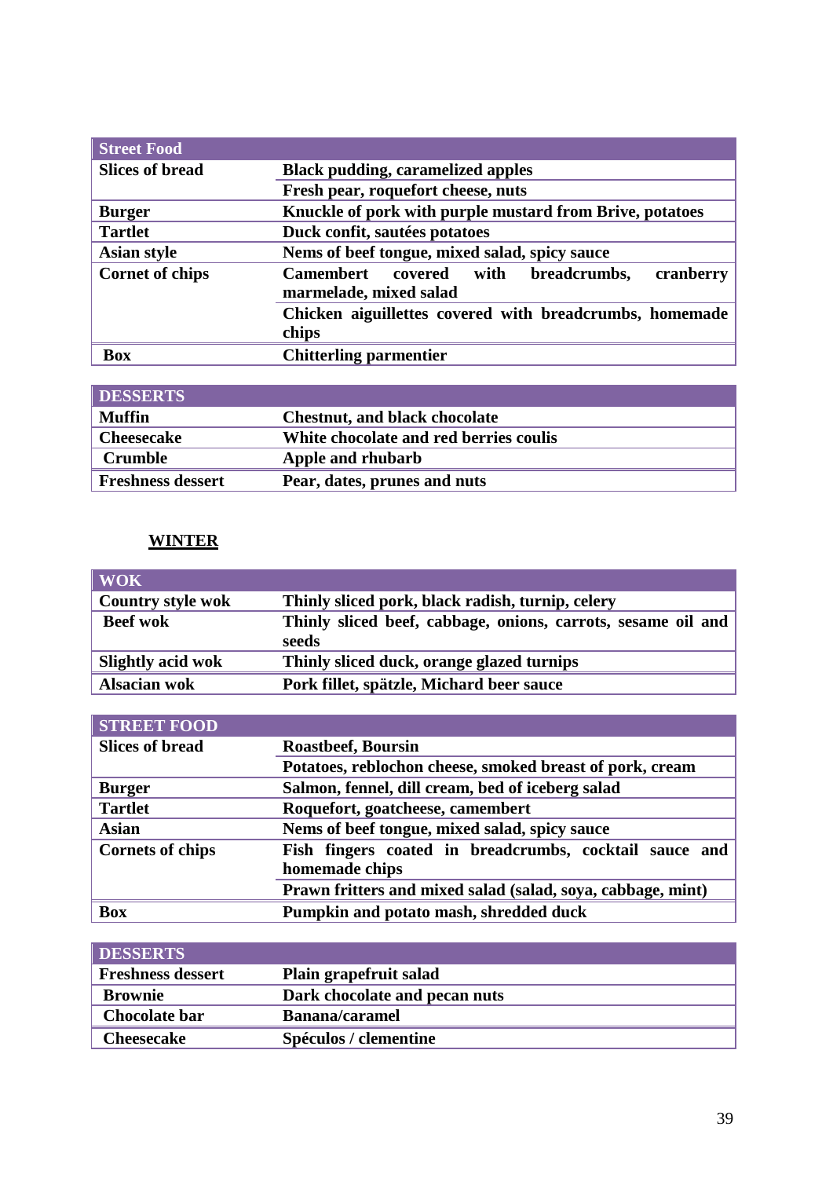| Street Food | |
|---|---|
| Slices of bread | Black pudding, caramelized apples |
| | Fresh pear, roquefort cheese, nuts |
| Burger | Knuckle of pork with purple mustard from Brive, potatoes |
| Tartlet | Duck confit, sautées potatoes |
| Asian style | Nems of beef tongue, mixed salad, spicy sauce |
| Cornet of chips | Camembert covered with breadcrumbs, cranberry marmelade, mixed salad |
| | Chicken aiguillettes covered with breadcrumbs, homemade chips |
| Box | Chitterling parmentier |

| DESSERTS | |
|---|---|
| Muffin | Chestnut, and black chocolate |
| Cheesecake | White chocolate and red berries coulis |
| Crumble | Apple and rhubarb |
| Freshness dessert | Pear, dates, prunes and nuts |

## WINTER

| WOK | |
|---|---|
| Country style wok | Thinly sliced pork, black radish, turnip, celery |
| Beef wok | Thinly sliced beef, cabbage, onions, carrots, sesame oil and seeds |
| Slightly acid wok | Thinly sliced duck, orange glazed turnips |
| Alsacian wok | Pork fillet, spätzle, Michard beer sauce |

| STREET FOOD | |
|---|---|
| Slices of bread | Roastbeef, Boursin |
| | Potatoes, reblochon cheese, smoked breast of pork, cream |
| Burger | Salmon, fennel, dill cream, bed of iceberg salad |
| Tartlet | Roquefort, goatcheese, camembert |
| Asian | Nems of beef tongue, mixed salad, spicy sauce |
| Cornets of chips | Fish fingers coated in breadcrumbs, cocktail sauce and homemade chips |
| | Prawn fritters and mixed salad (salad, soya, cabbage, mint) |
| Box | Pumpkin and potato mash, shredded duck |

| DESSERTS | |
|---|---|
| Freshness dessert | Plain grapefruit salad |
| Brownie | Dark chocolate and pecan nuts |
| Chocolate bar | Banana/caramel |
| Cheesecake | Spéculos / clementine |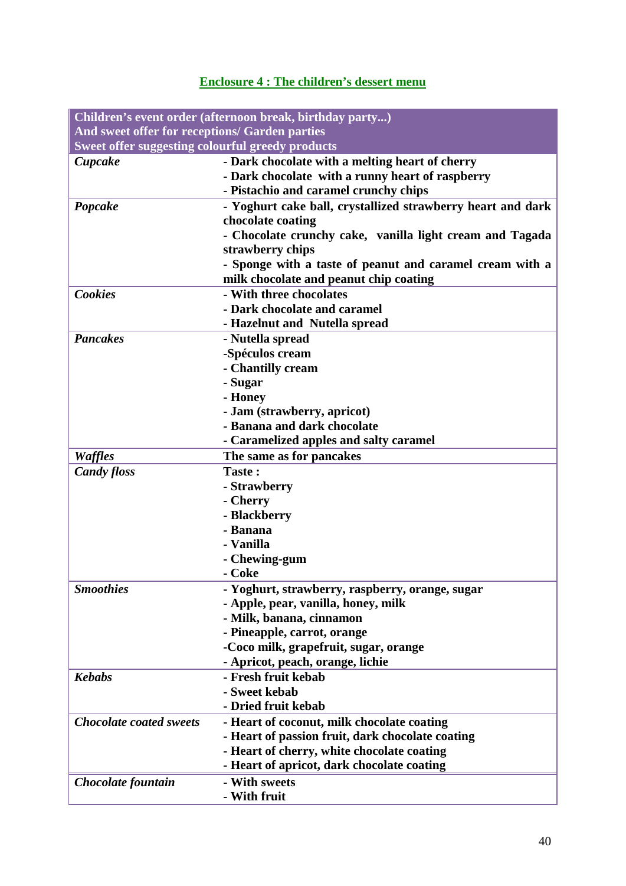**Enclosure 4 : The children's dessert menu**

| Children's event order (afternoon break, birthday party...) And sweet offer for receptions/ Garden parties Sweet offer suggesting colourful greedy products | |
|---|---|
| ***Cupcake*** | **- Dark chocolate with a melting heart of cherry<br>- Dark chocolate with a runny heart of raspberry<br>- Pistachio and caramel crunchy chips** |
| ***Popcake*** | **- Yoghurt cake ball, crystallized strawberry heart and dark chocolate coating<br>- Chocolate crunchy cake, vanilla light cream and Tagada strawberry chips<br>- Sponge with a taste of peanut and caramel cream with a milk chocolate and peanut chip coating** |
| ***Cookies*** | **- With three chocolates<br>- Dark chocolate and caramel<br>- Hazelnut and Nutella spread** |
| ***Pancakes*** | **- Nutella spread<br>-Spéculos cream<br>- Chantilly cream<br>- Sugar<br>- Honey<br>- Jam (strawberry, apricot)<br>- Banana and dark chocolate<br>- Caramelized apples and salty caramel** |
| ***Waffles*** | **The same as for pancakes** |
| ***Candy floss*** | **Taste :<br>- Strawberry<br>- Cherry<br>- Blackberry<br>- Banana<br>- Vanilla<br>- Chewing-gum<br>- Coke** |
| ***Smoothies*** | **- Yoghurt, strawberry, raspberry, orange, sugar<br>- Apple, pear, vanilla, honey, milk<br>- Milk, banana, cinnamon<br>- Pineapple, carrot, orange<br>-Coco milk, grapefruit, sugar, orange<br>- Apricot, peach, orange, lichie** |
| ***Kebabs*** | **- Fresh fruit kebab<br>- Sweet kebab<br>- Dried fruit kebab** |
| ***Chocolate coated sweets*** | **- Heart of coconut, milk chocolate coating<br>- Heart of passion fruit, dark chocolate coating<br>- Heart of cherry, white chocolate coating<br>- Heart of apricot, dark chocolate coating** |
| ***Chocolate fountain*** | **- With sweets<br>- With fruit** |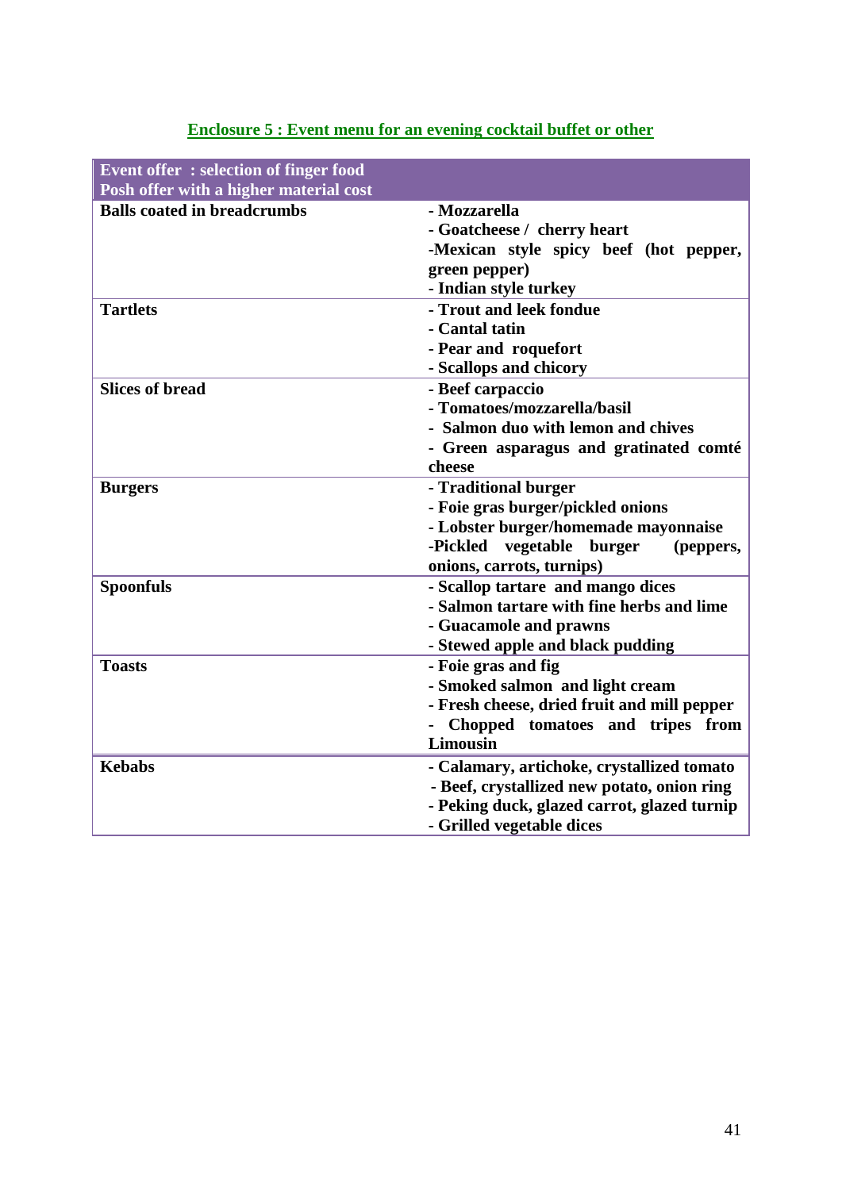## Enclosure 5 : Event menu for an evening cocktail buffet or other

| Event offer : selection of finger food<br>Posh offer with a higher material cost | |
|---|---|
| **Balls coated in breadcrumbs** | **- Mozzarella<br>- Goatcheese / cherry heart<br>-Mexican style spicy beef (hot pepper, green pepper)<br>- Indian style turkey** |
| **Tartlets** | **- Trout and leek fondue<br>- Cantal tatin<br>- Pear and roquefort<br>- Scallops and chicory** |
| **Slices of bread** | **- Beef carpaccio<br>- Tomatoes/mozzarella/basil<br>- Salmon duo with lemon and chives<br>- Green asparagus and gratinated comté cheese** |
| **Burgers** | **- Traditional burger<br>- Foie gras burger/pickled onions<br>- Lobster burger/homemade mayonnaise<br>-Pickled vegetable burger (peppers, onions, carrots, turnips)** |
| **Spoonfuls** | **- Scallop tartare and mango dices<br>- Salmon tartare with fine herbs and lime<br>- Guacamole and prawns<br>- Stewed apple and black pudding** |
| **Toasts** | **- Foie gras and fig<br>- Smoked salmon and light cream<br>- Fresh cheese, dried fruit and mill pepper<br>- Chopped tomatoes and tripes from Limousin** |
| **Kebabs** | **- Calamary, artichoke, crystallized tomato<br>- Beef, crystallized new potato, onion ring<br>- Peking duck, glazed carrot, glazed turnip<br>- Grilled vegetable dices** |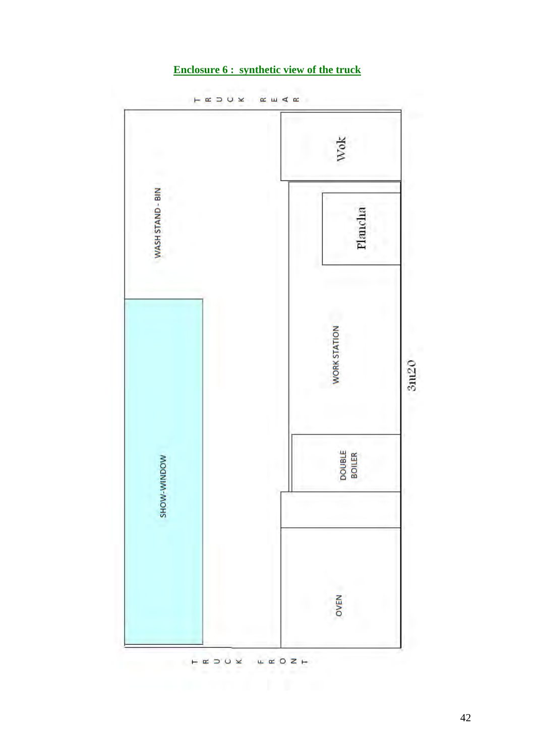**Enclosure 6 : synthetic view of the truck**

TRUCK REAR

WASH STAND - BIN

Wok

Plancha

SHOW-WINDOW

WORK STATION

3m20

DOUBLE BOILER

OVEN

TRUCK FRONT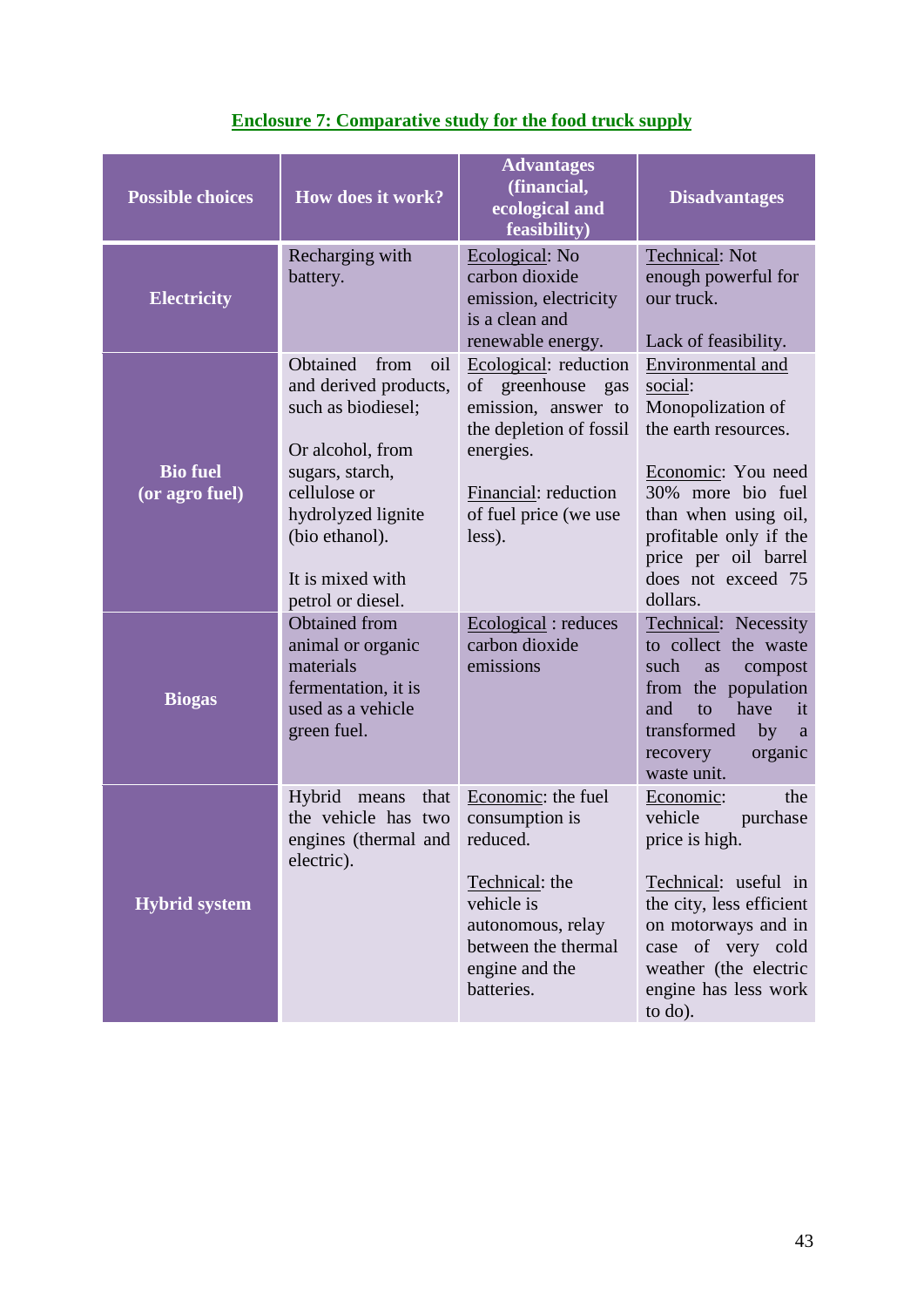## Enclosure 7: Comparative study for the food truck supply

| Possible choices | How does it work? | Advantages (financial, ecological and feasibility) | Disadvantages |
|---|---|---|---|
| **Electricity** | Recharging with battery. | Ecological: No carbon dioxide emission, electricity is a clean and renewable energy. | Technical: Not enough powerful for our truck.<br><br>Lack of feasibility. |
| **Bio fuel (or agro fuel)** | Obtained from oil and derived products, such as biodiesel;<br><br>Or alcohol, from sugars, starch, cellulose or hydrolyzed lignite (bio ethanol).<br><br>It is mixed with petrol or diesel. | Ecological: reduction of greenhouse gas emission, answer to the depletion of fossil energies.<br><br>Financial: reduction of fuel price (we use less). | Environmental and social: Monopolization of the earth resources.<br><br>Economic: You need 30% more bio fuel than when using oil, profitable only if the price per oil barrel does not exceed 75 dollars. |
| **Biogas** | Obtained from animal or organic materials fermentation, it is used as a vehicle green fuel. | Ecological : reduces carbon dioxide emissions | Technical: Necessity to collect the waste such as compost from the population and to have it transformed by a recovery organic waste unit. |
| **Hybrid system** | Hybrid means that the vehicle has two engines (thermal and electric). | Economic: the fuel consumption is reduced.<br><br>Technical: the vehicle is autonomous, relay between the thermal engine and the batteries. | Economic: the vehicle purchase price is high.<br><br>Technical: useful in the city, less efficient on motorways and in case of very cold weather (the electric engine has less work to do). |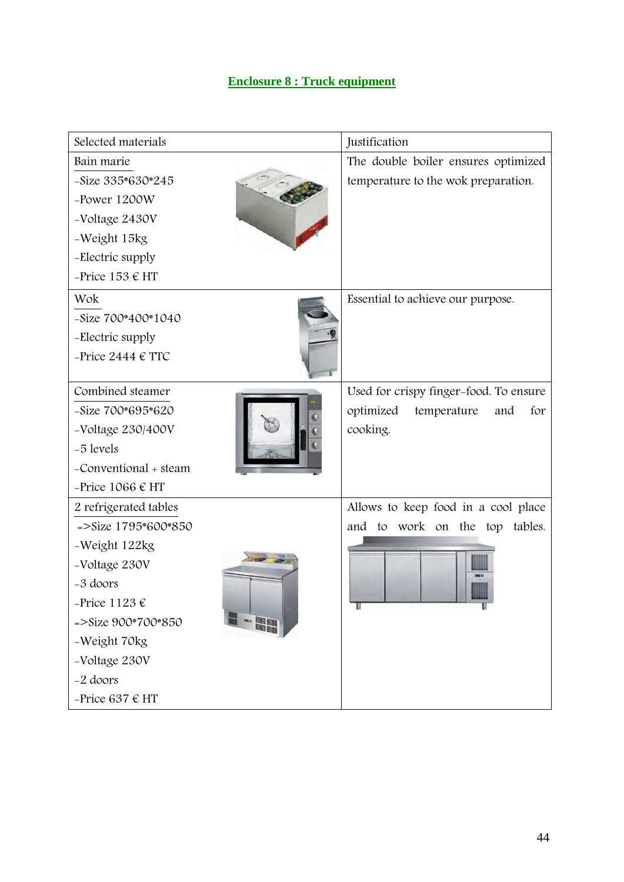## Enclosure 8 : Truck equipment

| Selected materials | Justification |
|---|---|
| Bain marie<br>-Size 335*630*245<br>-Power 1200W<br>-Voltage 2430V<br>-Weight 15kg<br>-Electric supply<br>-Price 153 € HT | The double boiler ensures optimized temperature to the wok preparation. |
| Wok<br>-Size 700*400*1040<br>-Electric supply<br>-Price 2444 € TTC | Essential to achieve our purpose. |
| Combined steamer<br>-Size 700*695*620<br>-Voltage 230/400V<br>-5 levels<br>-Conventional + steam<br>-Price 1066 € HT | Used for crispy finger-food. To ensure optimized temperature and for cooking. |
| 2 refrigerated tables<br>=>Size 1795*600*850<br>-Weight 122kg<br>-Voltage 230V<br>-3 doors<br>-Price 1123 €<br>=>Size 900*700*850<br>-Weight 70kg<br>-Voltage 230V<br>-2 doors<br>-Price 637 € HT | Allows to keep food in a cool place and to work on the top tables. |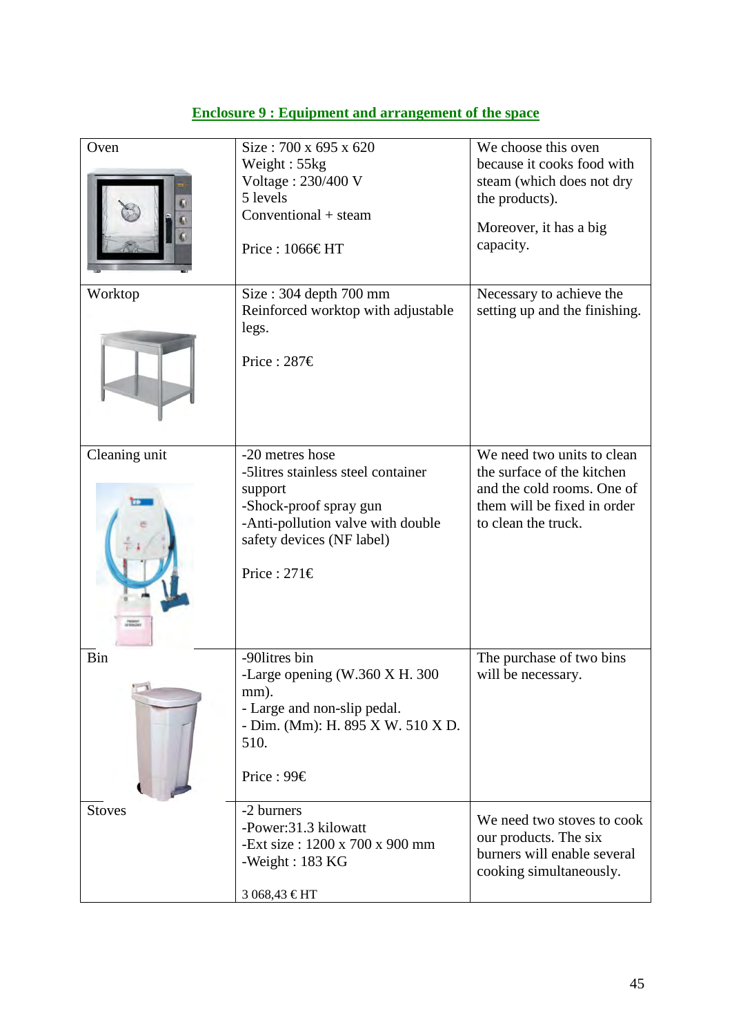## Enclosure 9 : Equipment and arrangement of the space

| | | |
|---|---|---|
| Oven | Size : 700 x 695 x 620<br>Weight : 55kg<br>Voltage : 230/400 V<br>5 levels<br>Conventional + steam<br><br>Price : 1066€ HT | We choose this oven because it cooks food with steam (which does not dry the products).<br><br>Moreover, it has a big capacity. |
| Worktop | Size : 304 depth 700 mm<br>Reinforced worktop with adjustable legs.<br><br>Price : 287€ | Necessary to achieve the setting up and the finishing. |
| Cleaning unit | -20 metres hose<br>-5litres stainless steel container support<br>-Shock-proof spray gun<br>-Anti-pollution valve with double safety devices (NF label)<br><br>Price : 271€ | We need two units to clean the surface of the kitchen and the cold rooms. One of them will be fixed in order to clean the truck. |
| Bin | -90litres bin<br>-Large opening (W.360 X H. 300 mm).<br>- Large and non-slip pedal.<br>- Dim. (Mm): H. 895 X W. 510 X D. 510.<br><br>Price : 99€ | The purchase of two bins will be necessary. |
| Stoves | -2 burners<br>-Power:31.3 kilowatt<br>-Ext size : 1200 x 700 x 900 mm<br>-Weight : 183 KG<br><br>3 068,43 € HT | We need two stoves to cook our products. The six burners will enable several cooking simultaneously. |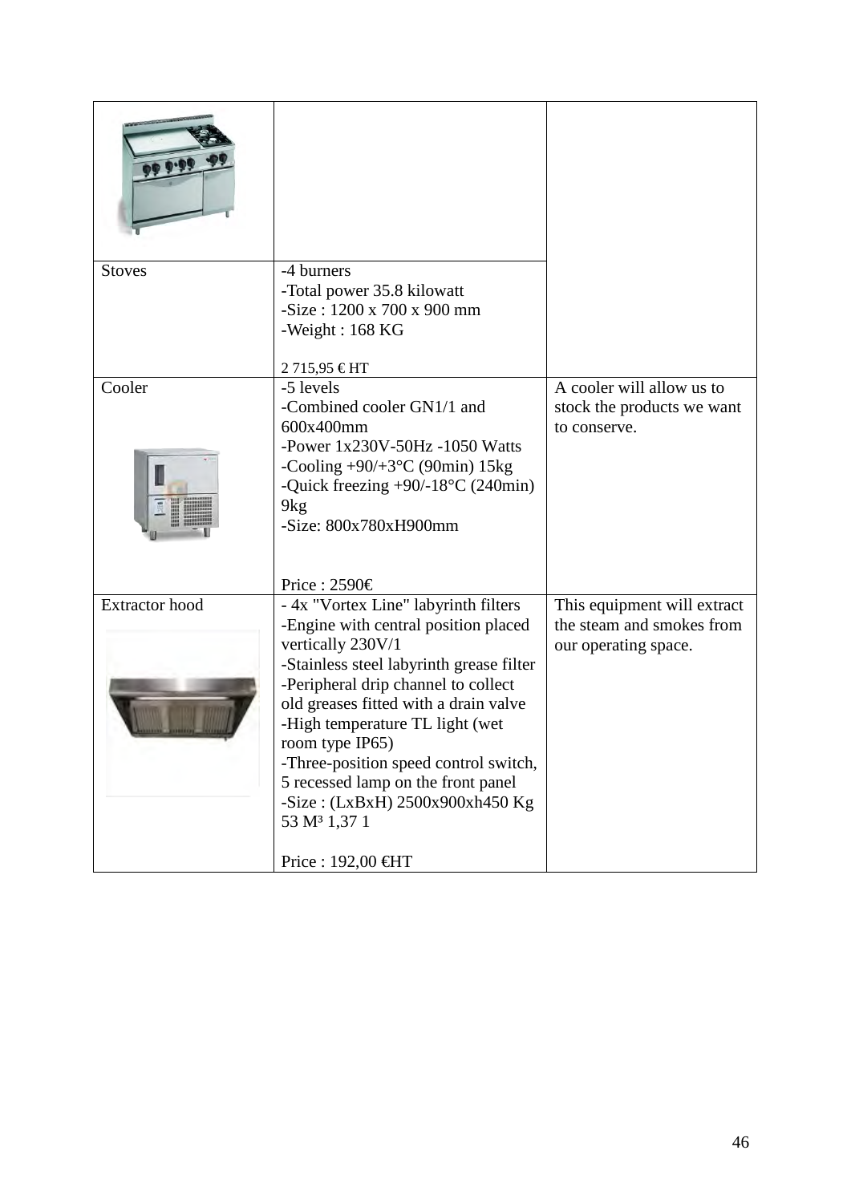|  |  |  |
| --- | --- | --- |
| Stoves | -4 burners<br>-Total power 35.8 kilowatt<br>-Size : 1200 x 700 x 900 mm<br>-Weight : 168 KG<br><br>2 715,95 € HT |  |
| Cooler | -5 levels<br>-Combined cooler GN1/1 and 600x400mm<br>-Power 1x230V-50Hz -1050 Watts<br>-Cooling +90/+3°C (90min) 15kg<br>-Quick freezing +90/-18°C (240min) 9kg<br>-Size: 800x780xH900mm<br><br>Price : 2590€ | A cooler will allow us to stock the products we want to conserve. |
| Extractor hood | - 4x "Vortex Line" labyrinth filters<br>-Engine with central position placed vertically 230V/1<br>-Stainless steel labyrinth grease filter<br>-Peripheral drip channel to collect old greases fitted with a drain valve<br>-High temperature TL light (wet room type IP65)<br>-Three-position speed control switch, 5 recessed lamp on the front panel<br>-Size : (LxBxH) 2500x900xh450 Kg 53 M³ 1,37 1<br><br>Price : 192,00 €HT | This equipment will extract the steam and smokes from our operating space. |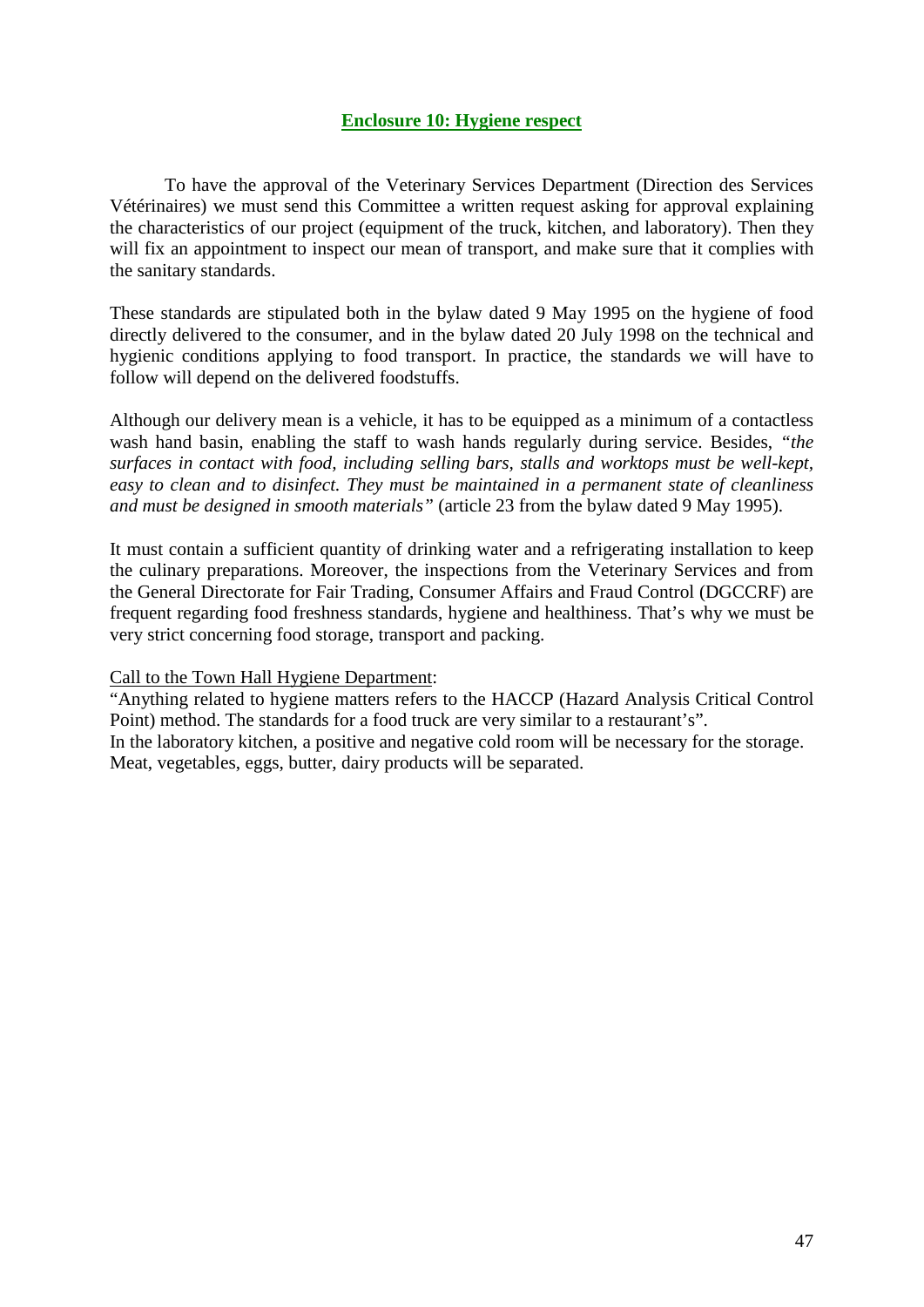## Enclosure 10: Hygiene respect

To have the approval of the Veterinary Services Department (Direction des Services Vétérinaires) we must send this Committee a written request asking for approval explaining the characteristics of our project (equipment of the truck, kitchen, and laboratory). Then they will fix an appointment to inspect our mean of transport, and make sure that it complies with the sanitary standards.

These standards are stipulated both in the bylaw dated 9 May 1995 on the hygiene of food directly delivered to the consumer, and in the bylaw dated 20 July 1998 on the technical and hygienic conditions applying to food transport. In practice, the standards we will have to follow will depend on the delivered foodstuffs.

Although our delivery mean is a vehicle, it has to be equipped as a minimum of a contactless wash hand basin, enabling the staff to wash hands regularly during service. Besides, *"the surfaces in contact with food, including selling bars, stalls and worktops must be well-kept, easy to clean and to disinfect. They must be maintained in a permanent state of cleanliness and must be designed in smooth materials"* (article 23 from the bylaw dated 9 May 1995).

It must contain a sufficient quantity of drinking water and a refrigerating installation to keep the culinary preparations. Moreover, the inspections from the Veterinary Services and from the General Directorate for Fair Trading, Consumer Affairs and Fraud Control (DGCCRF) are frequent regarding food freshness standards, hygiene and healthiness. That's why we must be very strict concerning food storage, transport and packing.

Call to the Town Hall Hygiene Department:

"Anything related to hygiene matters refers to the HACCP (Hazard Analysis Critical Control Point) method. The standards for a food truck are very similar to a restaurant's".

In the laboratory kitchen, a positive and negative cold room will be necessary for the storage. Meat, vegetables, eggs, butter, dairy products will be separated.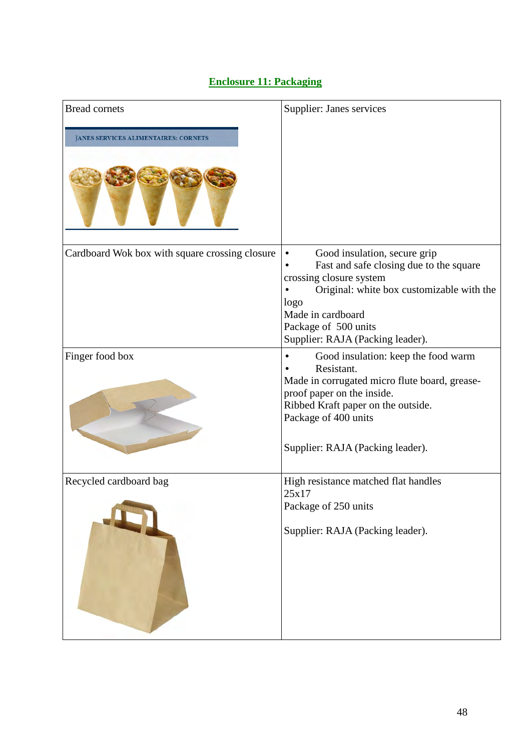## Enclosure 11: Packaging

| | |
|---|---|
| Bread cornets<br><br>JANES SERVICES ALIMENTAIRES: CORNETS | Supplier: Janes services |
| Cardboard Wok box with square crossing closure | • Good insulation, secure grip<br>• Fast and safe closing due to the square crossing closure system<br>• Original: white box customizable with the logo<br>Made in cardboard<br>Package of 500 units<br>Supplier: RAJA (Packing leader). |
| Finger food box | • Good insulation: keep the food warm<br>• Resistant.<br>Made in corrugated micro flute board, grease-proof paper on the inside.<br>Ribbed Kraft paper on the outside.<br>Package of 400 units<br><br>Supplier: RAJA (Packing leader). |
| Recycled cardboard bag | High resistance matched flat handles<br>25x17<br>Package of 250 units<br><br>Supplier: RAJA (Packing leader). |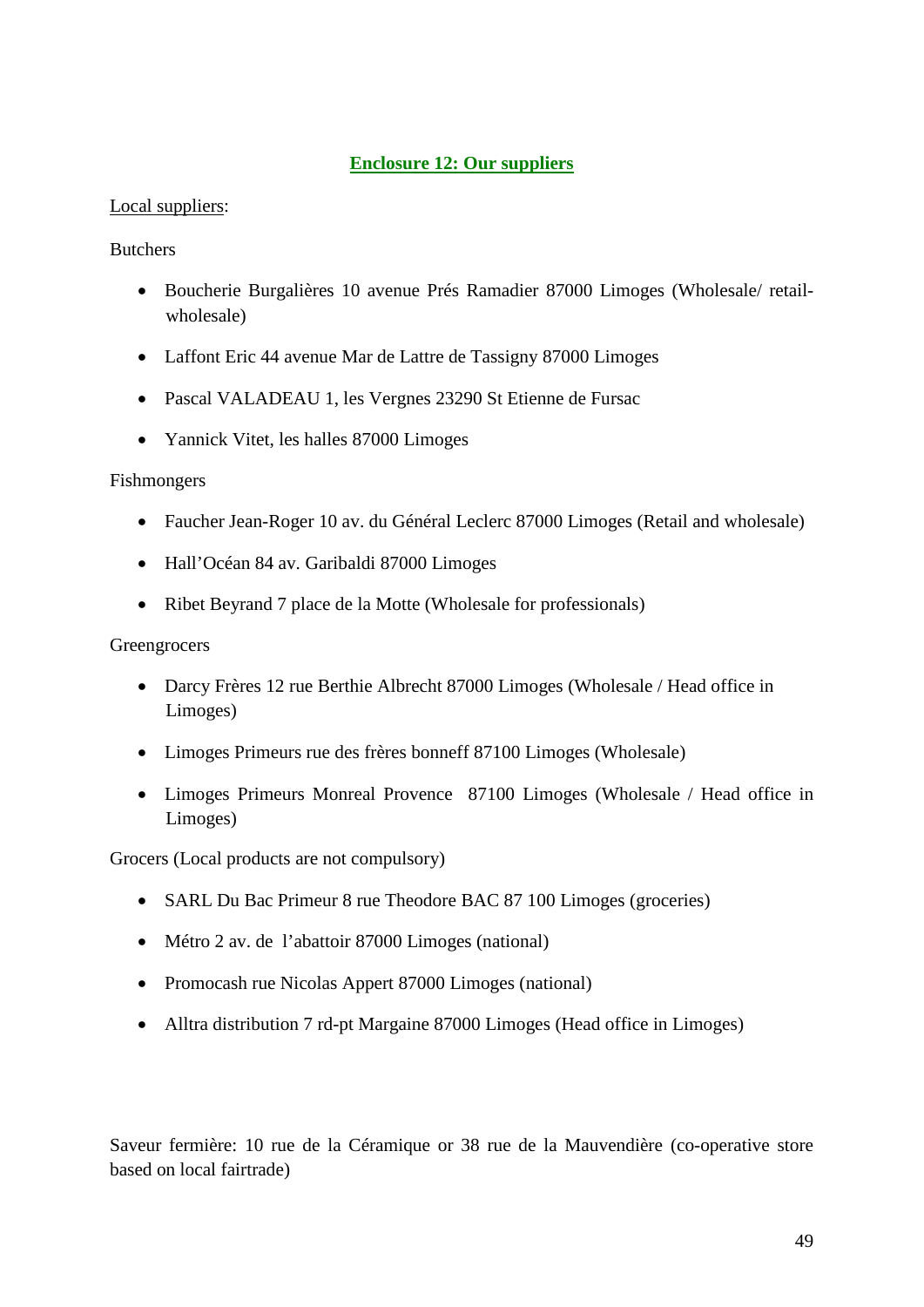## Enclosure 12: Our suppliers

Local suppliers:

Butchers

- Boucherie Burgalières 10 avenue Prés Ramadier 87000 Limoges (Wholesale/ retail-wholesale)
- Laffont Eric 44 avenue Mar de Lattre de Tassigny 87000 Limoges
- Pascal VALADEAU 1, les Vergnes 23290 St Etienne de Fursac
- Yannick Vitet, les halles 87000 Limoges

Fishmongers

- Faucher Jean-Roger 10 av. du Général Leclerc 87000 Limoges (Retail and wholesale)
- Hall'Océan 84 av. Garibaldi 87000 Limoges
- Ribet Beyrand 7 place de la Motte (Wholesale for professionals)

Greengrocers

- Darcy Frères 12 rue Berthie Albrecht 87000 Limoges (Wholesale / Head office in Limoges)
- Limoges Primeurs rue des frères bonneff 87100 Limoges (Wholesale)
- Limoges Primeurs Monreal Provence 87100 Limoges (Wholesale / Head office in Limoges)

Grocers (Local products are not compulsory)

- SARL Du Bac Primeur 8 rue Theodore BAC 87 100 Limoges (groceries)
- Métro 2 av. de l'abattoir 87000 Limoges (national)
- Promocash rue Nicolas Appert 87000 Limoges (national)
- Alltra distribution 7 rd-pt Margaine 87000 Limoges (Head office in Limoges)

Saveur fermière: 10 rue de la Céramique or 38 rue de la Mauvendière (co-operative store based on local fairtrade)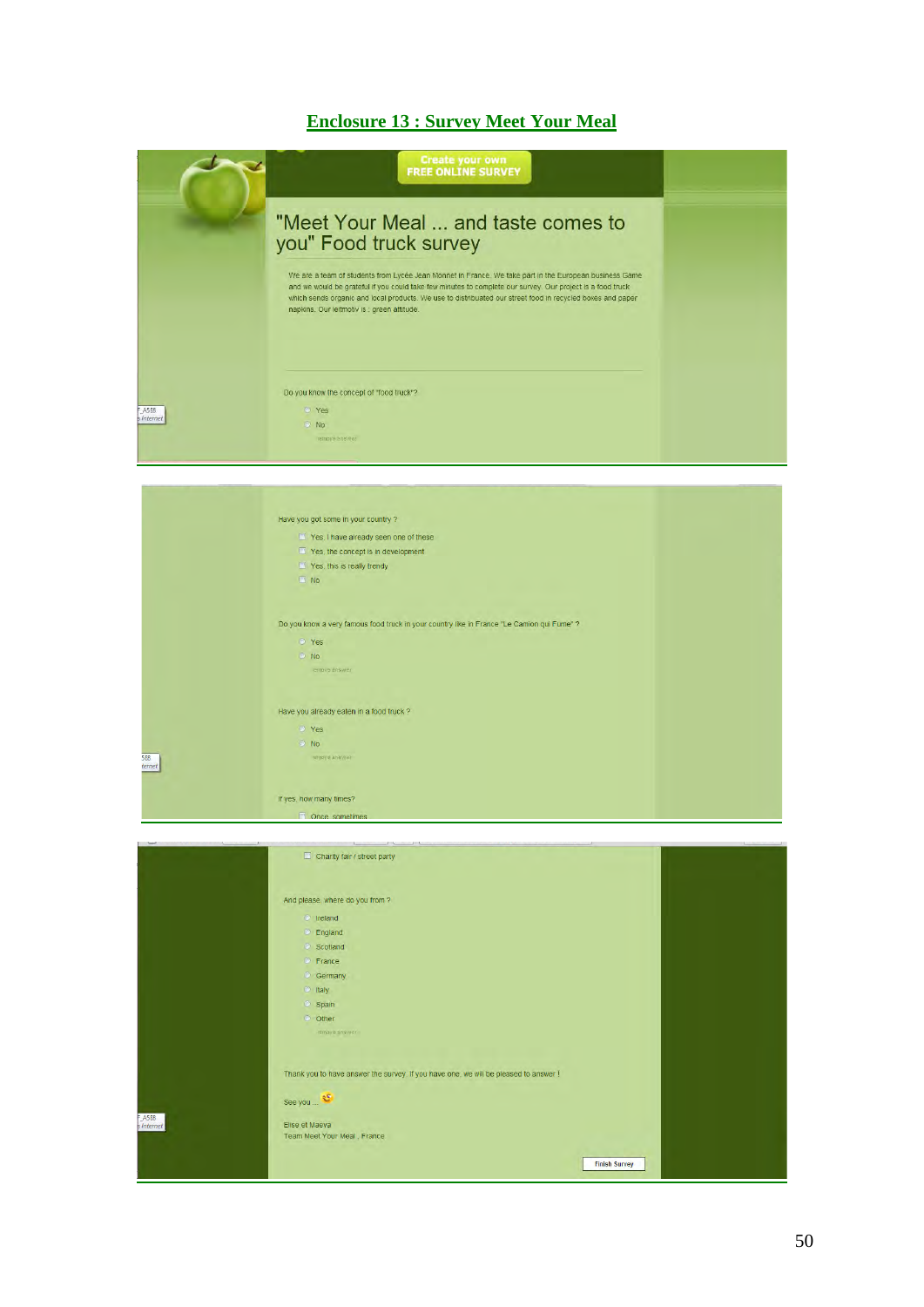# Enclosure 13 : Survey Meet Your Meal

Create your own FREE ONLINE SURVEY

## "Meet Your Meal ... and taste comes to you" Food truck survey

We are a team of students from Lycée Jean Monnet in France. We take part in the European business Game and we would be grateful if you could take few minutes to complete our survey. Our project is a food truck which sends organic and local products. We use to distribuated our street food in recycled boxes and paper napkins. Our leitmotiv is : green attitude.

Do you know the concept of "food truck"?

- Yes
- No

Have you got some in your country ?

- Yes, I have already seen one of these
- Yes, the concept is in development
- Yes, this is really trendy
- No

Do you know a very famous food truck in your country like in France "Le Camion qui Fume" ?

- Yes
- No

Have you already eaten in a food truck ?

- Yes
- No

If yes, how many times?

- Once, sometimes

- Charity fair / street party

And please, where do you from ?

- Ireland
- England
- Scotland
- France
- Germany
- Italy
- Spain
- Other

Thank you to have answer the survey. If you have one, we will be pleased to answer !

See you ...

Elise et Maeva
Team Meet Your Meal , France

Finish Survey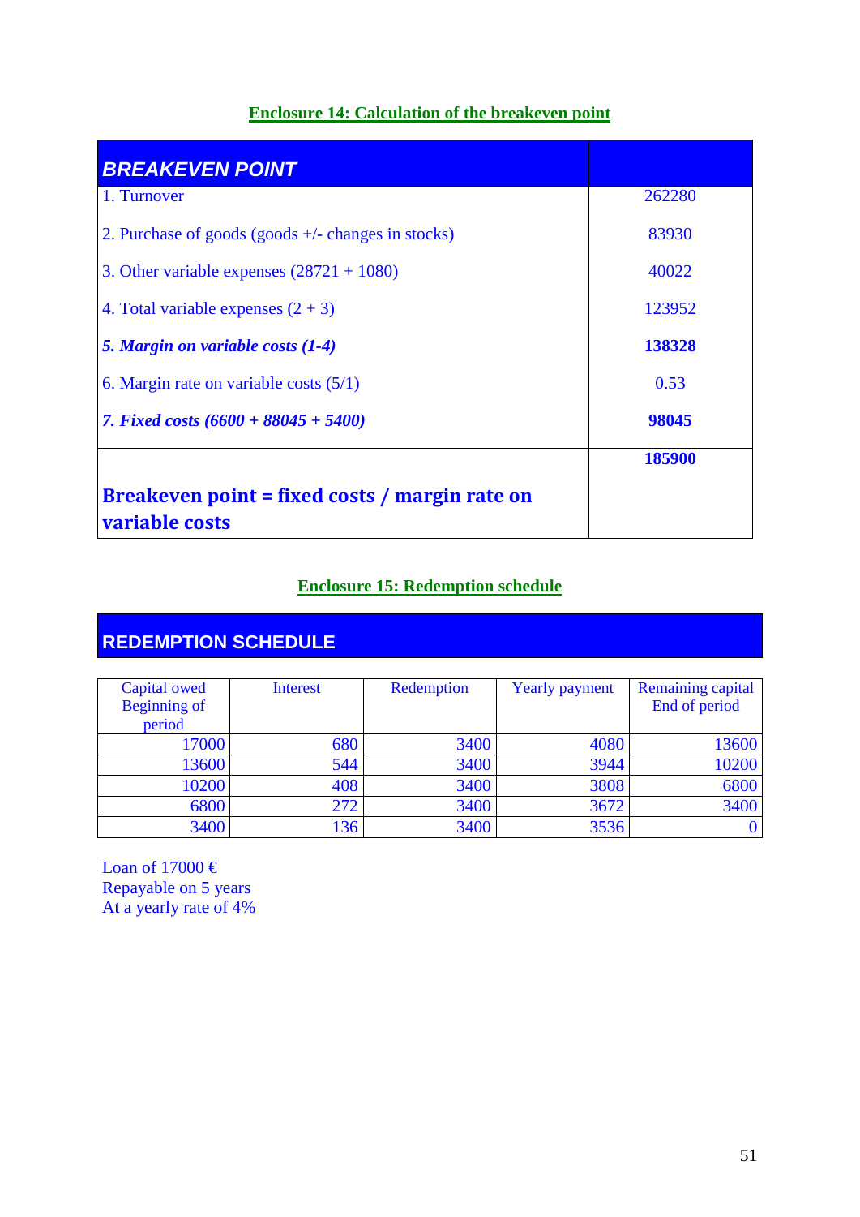## Enclosure 14: Calculation of the breakeven point

| ***BREAKEVEN POINT*** | |
|---|---|
| 1. Turnover | 262280 |
| 2. Purchase of goods (goods +/- changes in stocks) | 83930 |
| 3. Other variable expenses (28721 + 1080) | 40022 |
| 4. Total variable expenses (2 + 3) | 123952 |
| ***5. Margin on variable costs (1-4)*** | **138328** |
| 6. Margin rate on variable costs (5/1) | 0.53 |
| ***7. Fixed costs (6600 + 88045 + 5400)*** | **98045** |
| **Breakeven point = fixed costs / margin rate on variable costs** | **185900** |

## Enclosure 15: Redemption schedule

**REDEMPTION SCHEDULE**

| Capital owed Beginning of period | Interest | Redemption | Yearly payment | Remaining capital End of period |
|---|---|---|---|---|
| 17000 | 680 | 3400 | 4080 | 13600 |
| 13600 | 544 | 3400 | 3944 | 10200 |
| 10200 | 408 | 3400 | 3808 | 6800 |
| 6800 | 272 | 3400 | 3672 | 3400 |
| 3400 | 136 | 3400 | 3536 | 0 |

Loan of 17000 €
Repayable on 5 years
At a yearly rate of 4%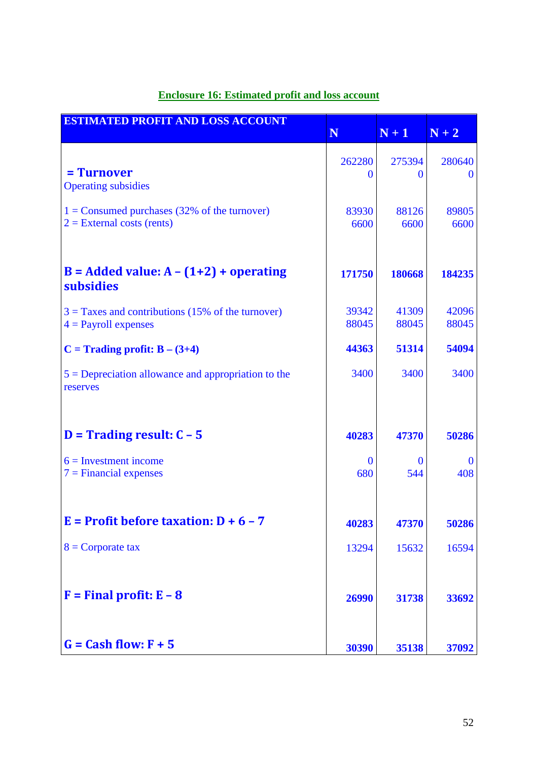**Enclosure 16: Estimated profit and loss account**

| ESTIMATED PROFIT AND LOSS ACCOUNT | N | N + 1 | N + 2 |
|---|---|---|---|
| **= Turnover** | 262280 | 275394 | 280640 |
| Operating subsidies | 0 | 0 | 0 |
| 1 = Consumed purchases (32% of the turnover) | 83930 | 88126 | 89805 |
| 2 = External costs (rents) | 6600 | 6600 | 6600 |
| **B = Added value: A – (1+2) + operating subsidies** | **171750** | **180668** | **184235** |
| 3 = Taxes and contributions (15% of the turnover) | 39342 | 41309 | 42096 |
| 4 = Payroll expenses | 88045 | 88045 | 88045 |
| **C = Trading profit: B – (3+4)** | **44363** | **51314** | **54094** |
| 5 = Depreciation allowance and appropriation to the reserves | 3400 | 3400 | 3400 |
| **D = Trading result: C – 5** | **40283** | **47370** | **50286** |
| 6 = Investment income | 0 | 0 | 0 |
| 7 = Financial expenses | 680 | 544 | 408 |
| **E = Profit before taxation: D + 6 – 7** | **40283** | **47370** | **50286** |
| 8 = Corporate tax | 13294 | 15632 | 16594 |
| **F = Final profit: E – 8** | **26990** | **31738** | **33692** |
| **G = Cash flow: F + 5** | **30390** | **35138** | **37092** |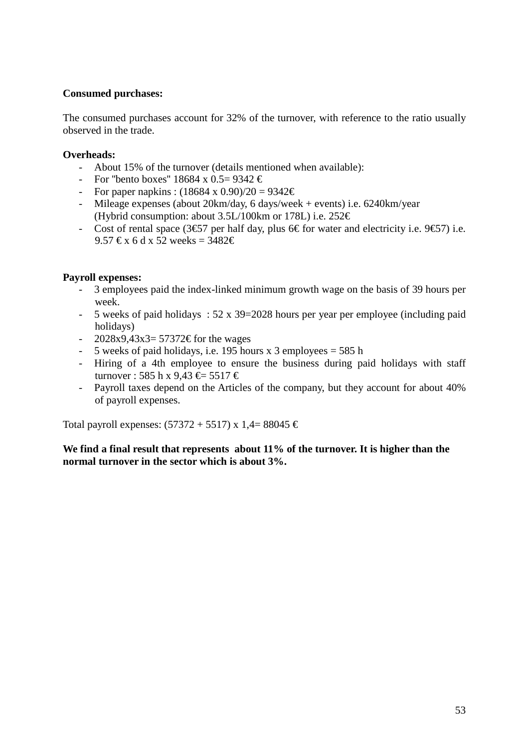**Consumed purchases:**

The consumed purchases account for 32% of the turnover, with reference to the ratio usually observed in the trade.

**Overheads:**

- About 15% of the turnover (details mentioned when available):
- For "bento boxes" 18684 x 0.5= 9342 €
- For paper napkins : (18684 x 0.90)/20 = 9342€
- Mileage expenses (about 20km/day, 6 days/week + events) i.e. 6240km/year (Hybrid consumption: about 3.5L/100km or 178L) i.e. 252€
- Cost of rental space (3€57 per half day, plus 6€ for water and electricity i.e. 9€57) i.e. 9.57 € x 6 d x 52 weeks = 3482€

**Payroll expenses:**

- 3 employees paid the index-linked minimum growth wage on the basis of 39 hours per week.
- 5 weeks of paid holidays : 52 x 39=2028 hours per year per employee (including paid holidays)
- 2028x9,43x3= 57372€ for the wages
- 5 weeks of paid holidays, i.e. 195 hours x 3 employees = 585 h
- Hiring of a 4th employee to ensure the business during paid holidays with staff turnover : 585 h x 9,43 €= 5517 €
- Payroll taxes depend on the Articles of the company, but they account for about 40% of payroll expenses.

Total payroll expenses: (57372 + 5517) x 1,4= 88045 €

**We find a final result that represents about 11% of the turnover. It is higher than the normal turnover in the sector which is about 3%.**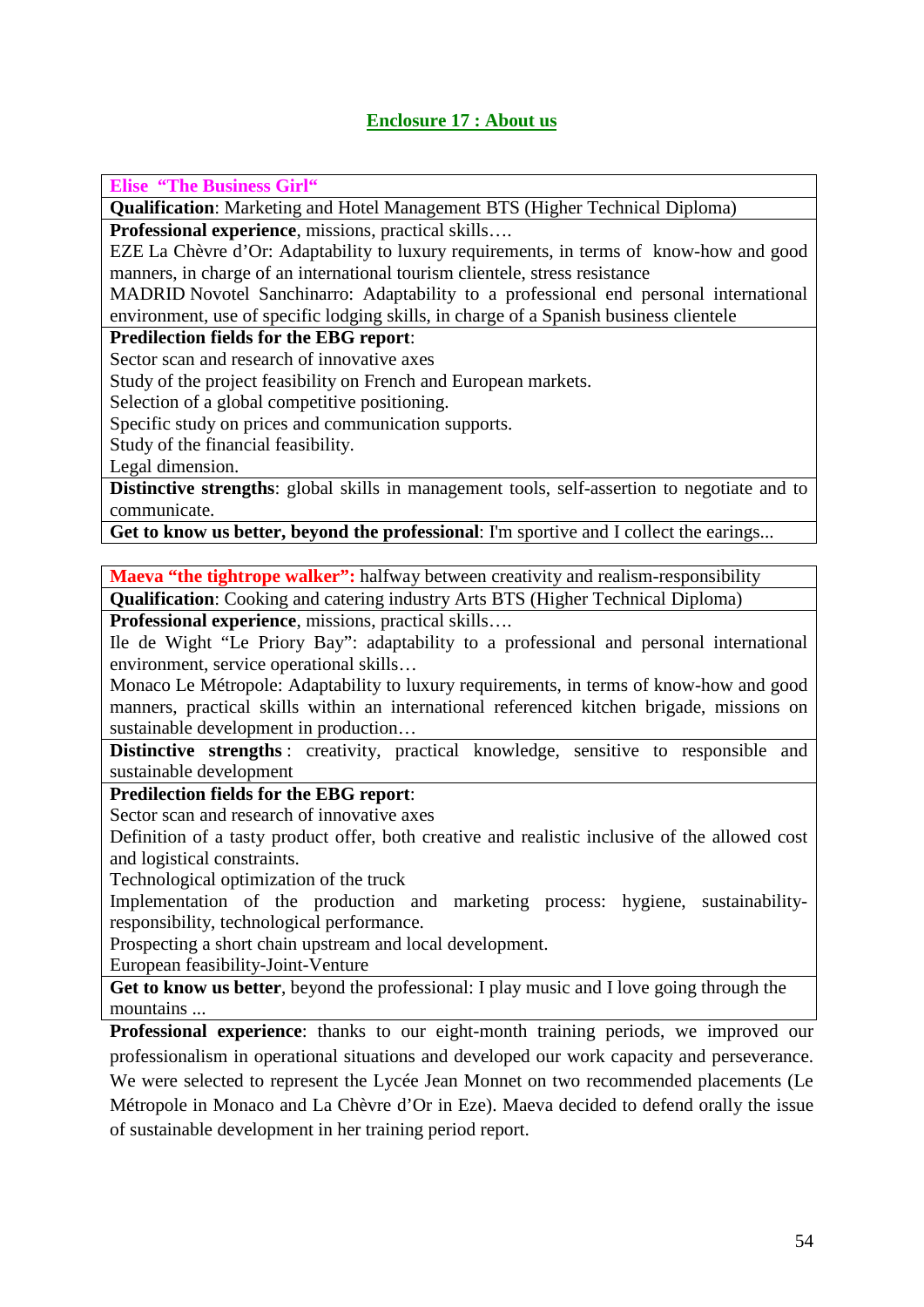## Enclosure 17 : About us

| **Elise "The Business Girl"** |
|---|
| **Qualification**: Marketing and Hotel Management BTS (Higher Technical Diploma) |
| **Professional experience**, missions, practical skills…. <br> EZE La Chèvre d'Or: Adaptability to luxury requirements, in terms of know-how and good manners, in charge of an international tourism clientele, stress resistance <br> MADRID Novotel Sanchinarro: Adaptability to a professional end personal international environment, use of specific lodging skills, in charge of a Spanish business clientele |
| **Predilection fields for the EBG report**: <br> Sector scan and research of innovative axes <br> Study of the project feasibility on French and European markets. <br> Selection of a global competitive positioning. <br> Specific study on prices and communication supports. <br> Study of the financial feasibility. <br> Legal dimension. |
| **Distinctive strengths**: global skills in management tools, self-assertion to negotiate and to communicate. |
| **Get to know us better, beyond the professional**: I'm sportive and I collect the earings... |

| **Maeva "the tightrope walker":** halfway between creativity and realism-responsibility |
|---|
| **Qualification**: Cooking and catering industry Arts BTS (Higher Technical Diploma) |
| **Professional experience**, missions, practical skills…. <br> Ile de Wight "Le Priory Bay": adaptability to a professional and personal international environment, service operational skills… <br> Monaco Le Métropole: Adaptability to luxury requirements, in terms of know-how and good manners, practical skills within an international referenced kitchen brigade, missions on sustainable development in production… |
| **Distinctive strengths** : creativity, practical knowledge, sensitive to responsible and sustainable development |
| **Predilection fields for the EBG report**: <br> Sector scan and research of innovative axes <br> Definition of a tasty product offer, both creative and realistic inclusive of the allowed cost and logistical constraints. <br> Technological optimization of the truck <br> Implementation of the production and marketing process: hygiene, sustainability-responsibility, technological performance. <br> Prospecting a short chain upstream and local development. <br> European feasibility-Joint-Venture |
| **Get to know us better**, beyond the professional: I play music and I love going through the mountains ... |

**Professional experience**: thanks to our eight-month training periods, we improved our professionalism in operational situations and developed our work capacity and perseverance. We were selected to represent the Lycée Jean Monnet on two recommended placements (Le Métropole in Monaco and La Chèvre d'Or in Eze). Maeva decided to defend orally the issue of sustainable development in her training period report.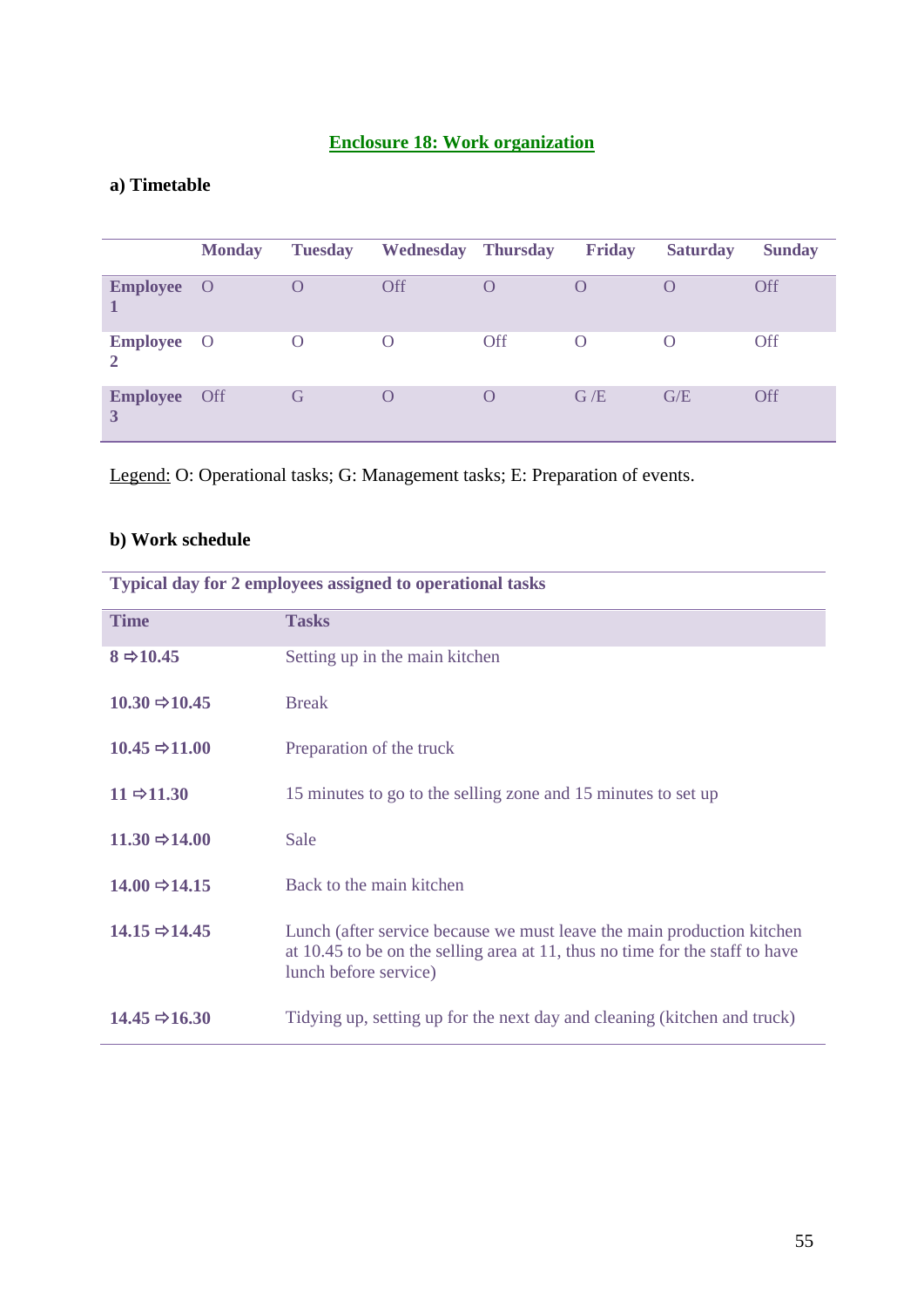## Enclosure 18: Work organization

### a) Timetable

| | Monday | Tuesday | Wednesday | Thursday | Friday | Saturday | Sunday |
|---|---|---|---|---|---|---|---|
| **Employee 1** | O | O | Off | O | O | O | Off |
| **Employee 2** | O | O | O | Off | O | O | Off |
| **Employee 3** | Off | G | O | O | G /E | G/E | Off |

Legend: O: Operational tasks; G: Management tasks; E: Preparation of events.

### b) Work schedule

| Typical day for 2 employees assigned to operational tasks | |
|---|---|
| **Time** | **Tasks** |
| **8 ⇨10.45** | Setting up in the main kitchen |
| **10.30 ⇨10.45** | Break |
| **10.45 ⇨11.00** | Preparation of the truck |
| **11 ⇨11.30** | 15 minutes to go to the selling zone and 15 minutes to set up |
| **11.30 ⇨14.00** | Sale |
| **14.00 ⇨14.15** | Back to the main kitchen |
| **14.15 ⇨14.45** | Lunch (after service because we must leave the main production kitchen at 10.45 to be on the selling area at 11, thus no time for the staff to have lunch before service) |
| **14.45 ⇨16.30** | Tidying up, setting up for the next day and cleaning (kitchen and truck) |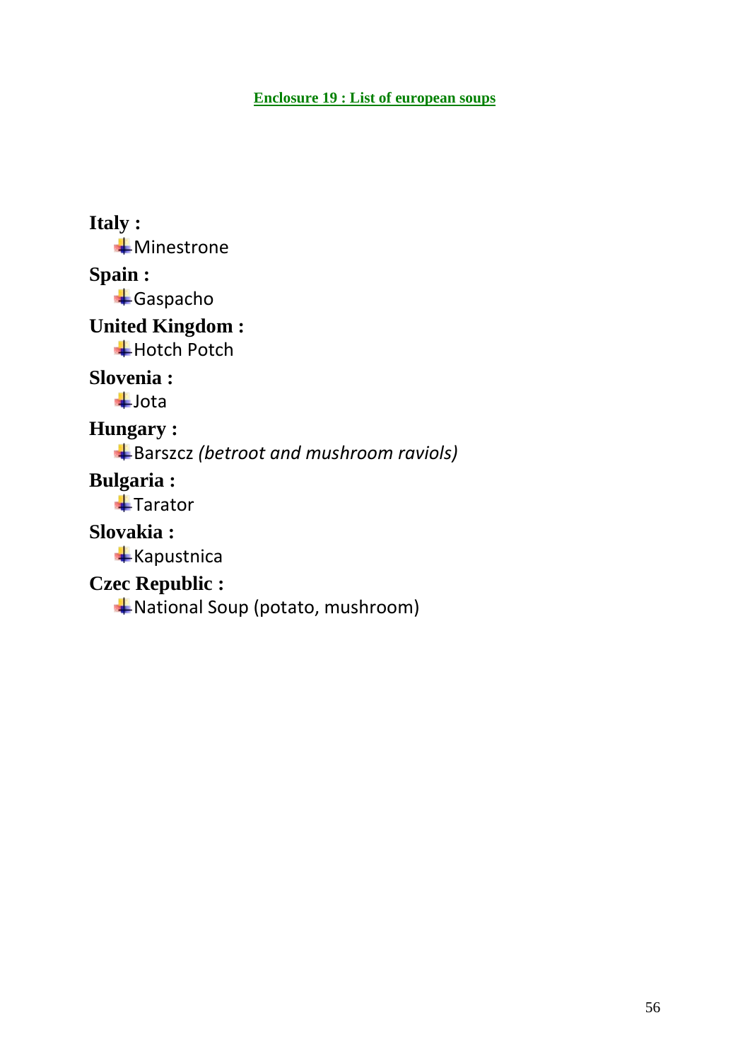## Enclosure 19 : List of european soups

**Italy :**

- Minestrone

**Spain :**

- Gaspacho

**United Kingdom :**

- Hotch Potch

**Slovenia :**

- Jota

**Hungary :**

- Barszcz *(betroot and mushroom raviols)*

**Bulgaria :**

- Tarator

**Slovakia :**

- Kapustnica

**Czec Republic :**

- National Soup (potato, mushroom)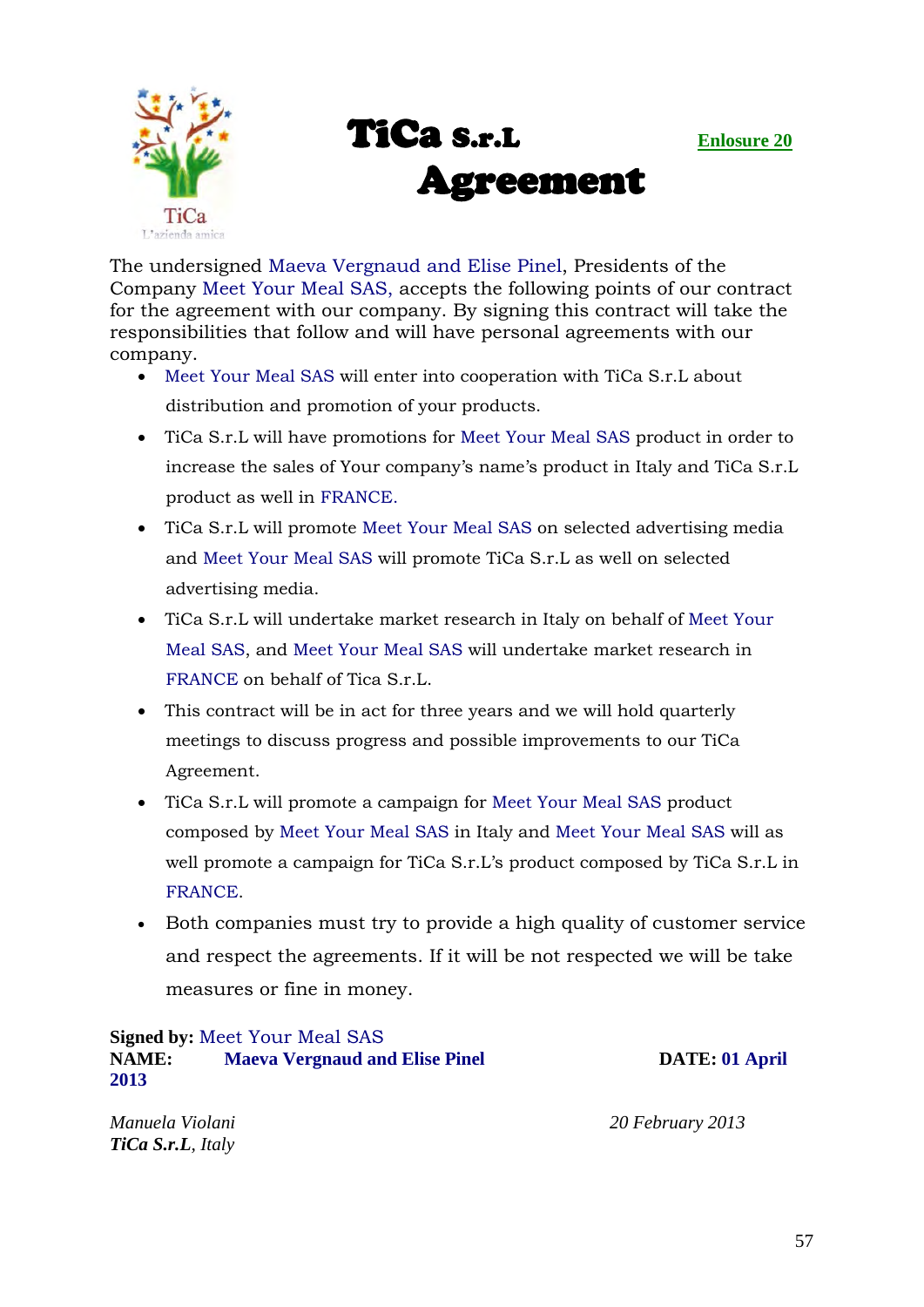# TiCa S.r.L Agreement

**Enlosure 20**

The undersigned Maeva Vergnaud and Elise Pinel, Presidents of the Company Meet Your Meal SAS, accepts the following points of our contract for the agreement with our company. By signing this contract will take the responsibilities that follow and will have personal agreements with our company.

- Meet Your Meal SAS will enter into cooperation with TiCa S.r.L about distribution and promotion of your products.
- TiCa S.r.L will have promotions for Meet Your Meal SAS product in order to increase the sales of Your company's name's product in Italy and TiCa S.r.L product as well in FRANCE.
- TiCa S.r.L will promote Meet Your Meal SAS on selected advertising media and Meet Your Meal SAS will promote TiCa S.r.L as well on selected advertising media.
- TiCa S.r.L will undertake market research in Italy on behalf of Meet Your Meal SAS, and Meet Your Meal SAS will undertake market research in FRANCE on behalf of Tica S.r.L.
- This contract will be in act for three years and we will hold quarterly meetings to discuss progress and possible improvements to our TiCa Agreement.
- TiCa S.r.L will promote a campaign for Meet Your Meal SAS product composed by Meet Your Meal SAS in Italy and Meet Your Meal SAS will as well promote a campaign for TiCa S.r.L's product composed by TiCa S.r.L in FRANCE.
- Both companies must try to provide a high quality of customer service and respect the agreements. If it will be not respected we will be take measures or fine in money.

**Signed by:** Meet Your Meal SAS
**NAME:** **Maeva Vergnaud and Elise Pinel** **DATE: 01 April 2013**

*Manuela Violani*
***TiCa S.r.L**, Italy*

*20 February 2013*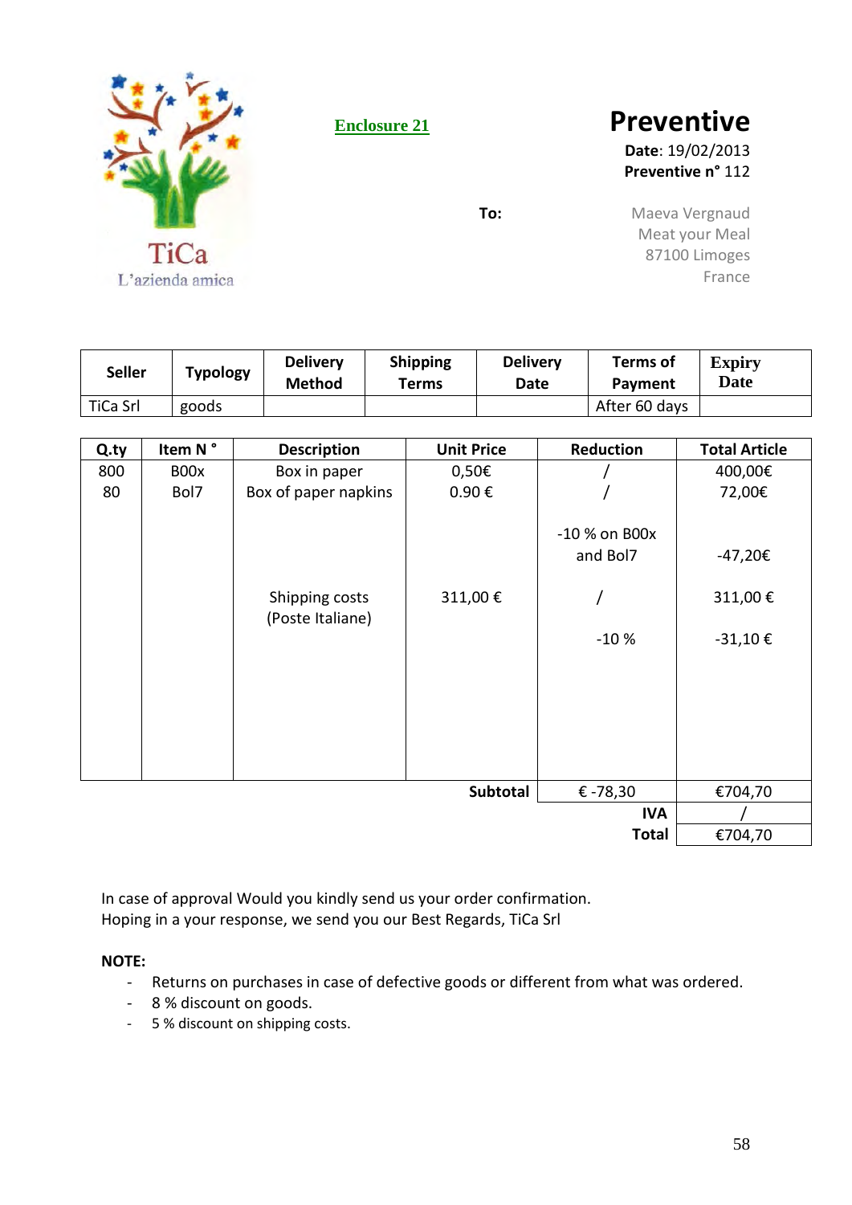TiCa
L'azienda amica

Enclosure 21

# Preventive

**Date**: 19/02/2013
**Preventive n°** 112

**To:**

Maeva Vergnaud
Meat your Meal
87100 Limoges
France

| Seller | Typology | Delivery Method | Shipping Terms | Delivery Date | Terms of Payment | Expiry Date |
|---|---|---|---|---|---|---|
| TiCa Srl | goods | | | | After 60 days | |

| Q.ty | Item N ° | Description | Unit Price | Reduction | Total Article |
|---|---|---|---|---|---|
| 800 | B00x | Box in paper | 0,50€ | / | 400,00€ |
| 80 | Bol7 | Box of paper napkins | 0.90 € | / | 72,00€ |
| | | | | -10 % on B00x and Bol7 | -47,20€ |
| | | Shipping costs (Poste Italiane) | 311,00 € | / | 311,00 € |
| | | | | -10 % | -31,10 € |
| | | | **Subtotal** | € -78,30 | €704,70 |
| | | | | **IVA** | / |
| | | | | **Total** | €704,70 |

In case of approval Would you kindly send us your order confirmation.
Hoping in a your response, we send you our Best Regards, TiCa Srl

**NOTE:**

- Returns on purchases in case of defective goods or different from what was ordered.
- 8 % discount on goods.
- 5 % discount on shipping costs.